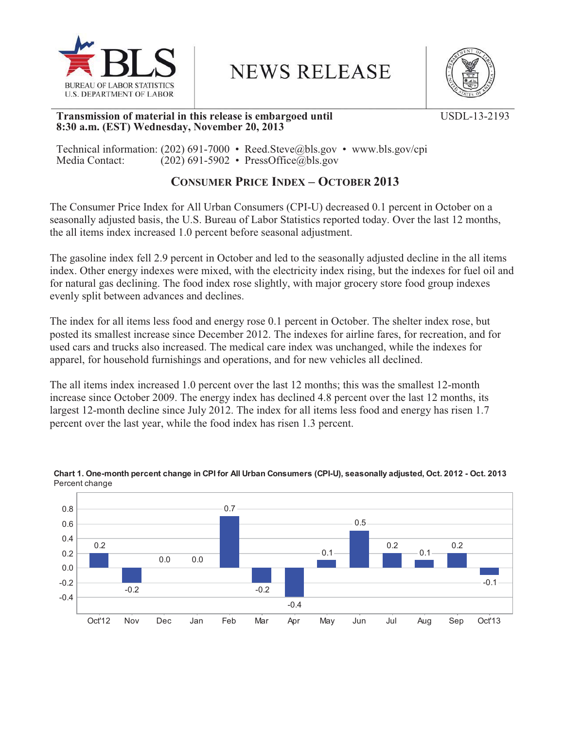BUREAU OF LABOR STATISTICS
U.S. DEPARTMENT OF LABOR

# NEWS RELEASE

**Transmission of material in this release is embargoed until 8:30 a.m. (EST) Wednesday, November 20, 2013**

USDL-13-2193

Technical information: (202) 691-7000 • Reed.Steve@bls.gov • www.bls.gov/cpi
Media Contact: (202) 691-5902 • PressOffice@bls.gov

## CONSUMER PRICE INDEX – OCTOBER 2013

The Consumer Price Index for All Urban Consumers (CPI-U) decreased 0.1 percent in October on a seasonally adjusted basis, the U.S. Bureau of Labor Statistics reported today. Over the last 12 months, the all items index increased 1.0 percent before seasonal adjustment.

The gasoline index fell 2.9 percent in October and led to the seasonally adjusted decline in the all items index. Other energy indexes were mixed, with the electricity index rising, but the indexes for fuel oil and for natural gas declining. The food index rose slightly, with major grocery store food group indexes evenly split between advances and declines.

The index for all items less food and energy rose 0.1 percent in October. The shelter index rose, but posted its smallest increase since December 2012. The indexes for airline fares, for recreation, and for used cars and trucks also increased. The medical care index was unchanged, while the indexes for apparel, for household furnishings and operations, and for new vehicles all declined.

The all items index increased 1.0 percent over the last 12 months; this was the smallest 12-month increase since October 2009. The energy index has declined 4.8 percent over the last 12 months, its largest 12-month decline since July 2012. The index for all items less food and energy has risen 1.7 percent over the last year, while the food index has risen 1.3 percent.

**Chart 1. One-month percent change in CPI for All Urban Consumers (CPI-U), seasonally adjusted, Oct. 2012 - Oct. 2013**
Percent change

| Month | Percent change |
|---|---|
| Oct'12 | 0.2 |
| Nov | -0.2 |
| Dec | 0.0 |
| Jan | 0.0 |
| Feb | 0.7 |
| Mar | -0.2 |
| Apr | -0.4 |
| May | 0.1 |
| Jun | 0.5 |
| Jul | 0.2 |
| Aug | 0.1 |
| Sep | 0.2 |
| Oct'13 | -0.1 |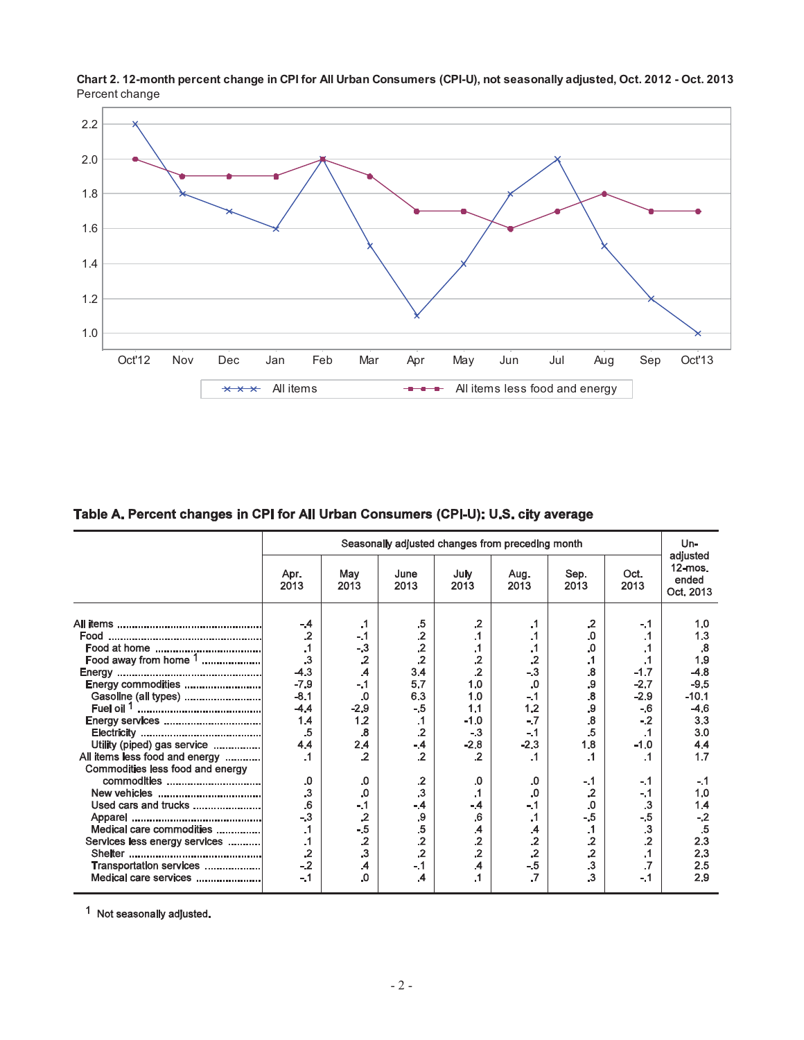**Chart 2. 12-month percent change in CPI for All Urban Consumers (CPI-U), not seasonally adjusted, Oct. 2012 - Oct. 2013**

Percent change

| | All items | All items less food and energy |
|---|---|---|
| Oct'12 | 2.2 | 2.0 |
| Nov | 1.8 | 1.9 |
| Dec | 1.7 | 1.9 |
| Jan | 1.6 | 1.9 |
| Feb | 2.0 | 2.0 |
| Mar | 1.5 | 1.9 |
| Apr | 1.1 | 1.7 |
| May | 1.4 | 1.7 |
| Jun | 1.8 | 1.6 |
| Jul | 2.0 | 1.7 |
| Aug | 1.5 | 1.8 |
| Sep | 1.2 | 1.7 |
| Oct'13 | 1.0 | 1.7 |

**Table A. Percent changes in CPI for All Urban Consumers (CPI-U): U.S. city average**

| | Seasonally adjusted changes from preceding month | | | | | | | Un-adjusted 12-mos. ended Oct. 2013 |
|---|---|---|---|---|---|---|---|---|
| | Apr. 2013 | May 2013 | June 2013 | July 2013 | Aug. 2013 | Sep. 2013 | Oct. 2013 | |
| All items | -.4 | .1 | .5 | .2 | .1 | .2 | -.1 | 1.0 |
| Food | .2 | -.1 | .2 | .1 | .1 | .0 | .1 | 1.3 |
| Food at home | .1 | -.3 | .2 | .1 | .1 | .0 | .1 | .8 |
| Food away from home [1] | .3 | .2 | .2 | .2 | .2 | .1 | .1 | 1.9 |
| Energy | -4.3 | .4 | 3.4 | .2 | -.3 | .8 | -1.7 | -4.8 |
| Energy commodities | -7.9 | -.1 | 5.7 | 1.0 | .0 | .9 | -2.7 | -9.5 |
| Gasoline (all types) | -8.1 | .0 | 6.3 | 1.0 | -.1 | .8 | -2.9 | -10.1 |
| Fuel oil [1] | -4.4 | -2.9 | -.5 | 1.1 | 1.2 | .9 | -.6 | -4.6 |
| Energy services | 1.4 | 1.2 | .1 | -1.0 | -.7 | .8 | -.2 | 3.3 |
| Electricity | .5 | .8 | .2 | -.3 | -.1 | .5 | .1 | 3.0 |
| Utility (piped) gas service | 4.4 | 2.4 | -.4 | -2.8 | -2.3 | 1.8 | -1.0 | 4.4 |
| All items less food and energy | .1 | .2 | .2 | .2 | .1 | .1 | .1 | 1.7 |
| Commodities less food and energy commodities | .0 | .0 | .2 | .0 | .0 | -.1 | -.1 | -.1 |
| New vehicles | .3 | .0 | .3 | .1 | .0 | .2 | -.1 | 1.0 |
| Used cars and trucks | .6 | -.1 | -.4 | -.4 | -.1 | .0 | .3 | 1.4 |
| Apparel | -.3 | .2 | .9 | .6 | .1 | -.5 | -.5 | -.2 |
| Medical care commodities | .1 | -.5 | .5 | .4 | .4 | .1 | .3 | .5 |
| Services less energy services | .1 | .2 | .2 | .2 | .2 | .2 | .2 | 2.3 |
| Shelter | .2 | .3 | .2 | .2 | .2 | .2 | .1 | 2.3 |
| Transportation services | -.2 | .4 | -.1 | .4 | -.5 | .3 | .7 | 2.5 |
| Medical care services | -.1 | .0 | .4 | .1 | .7 | .3 | -.1 | 2.9 |

[1] Not seasonally adjusted.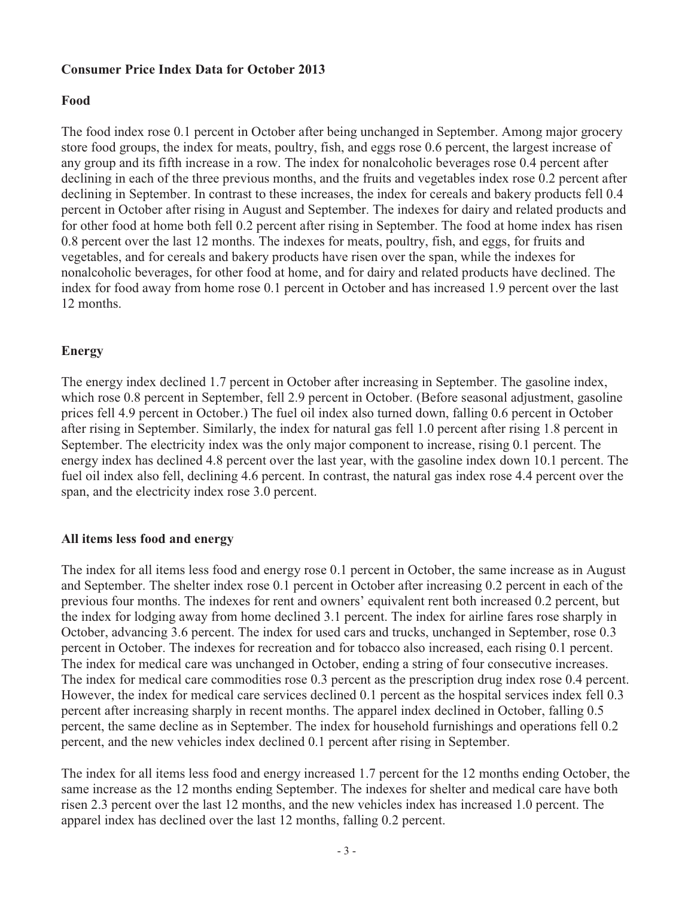## Consumer Price Index Data for October 2013

### Food

The food index rose 0.1 percent in October after being unchanged in September. Among major grocery store food groups, the index for meats, poultry, fish, and eggs rose 0.6 percent, the largest increase of any group and its fifth increase in a row. The index for nonalcoholic beverages rose 0.4 percent after declining in each of the three previous months, and the fruits and vegetables index rose 0.2 percent after declining in September. In contrast to these increases, the index for cereals and bakery products fell 0.4 percent in October after rising in August and September. The indexes for dairy and related products and for other food at home both fell 0.2 percent after rising in September. The food at home index has risen 0.8 percent over the last 12 months. The indexes for meats, poultry, fish, and eggs, for fruits and vegetables, and for cereals and bakery products have risen over the span, while the indexes for nonalcoholic beverages, for other food at home, and for dairy and related products have declined. The index for food away from home rose 0.1 percent in October and has increased 1.9 percent over the last 12 months.

### Energy

The energy index declined 1.7 percent in October after increasing in September. The gasoline index, which rose 0.8 percent in September, fell 2.9 percent in October. (Before seasonal adjustment, gasoline prices fell 4.9 percent in October.) The fuel oil index also turned down, falling 0.6 percent in October after rising in September. Similarly, the index for natural gas fell 1.0 percent after rising 1.8 percent in September. The electricity index was the only major component to increase, rising 0.1 percent. The energy index has declined 4.8 percent over the last year, with the gasoline index down 10.1 percent. The fuel oil index also fell, declining 4.6 percent. In contrast, the natural gas index rose 4.4 percent over the span, and the electricity index rose 3.0 percent.

### All items less food and energy

The index for all items less food and energy rose 0.1 percent in October, the same increase as in August and September. The shelter index rose 0.1 percent in October after increasing 0.2 percent in each of the previous four months. The indexes for rent and owners' equivalent rent both increased 0.2 percent, but the index for lodging away from home declined 3.1 percent. The index for airline fares rose sharply in October, advancing 3.6 percent. The index for used cars and trucks, unchanged in September, rose 0.3 percent in October. The indexes for recreation and for tobacco also increased, each rising 0.1 percent. The index for medical care was unchanged in October, ending a string of four consecutive increases. The index for medical care commodities rose 0.3 percent as the prescription drug index rose 0.4 percent. However, the index for medical care services declined 0.1 percent as the hospital services index fell 0.3 percent after increasing sharply in recent months. The apparel index declined in October, falling 0.5 percent, the same decline as in September. The index for household furnishings and operations fell 0.2 percent, and the new vehicles index declined 0.1 percent after rising in September.

The index for all items less food and energy increased 1.7 percent for the 12 months ending October, the same increase as the 12 months ending September. The indexes for shelter and medical care have both risen 2.3 percent over the last 12 months, and the new vehicles index has increased 1.0 percent. The apparel index has declined over the last 12 months, falling 0.2 percent.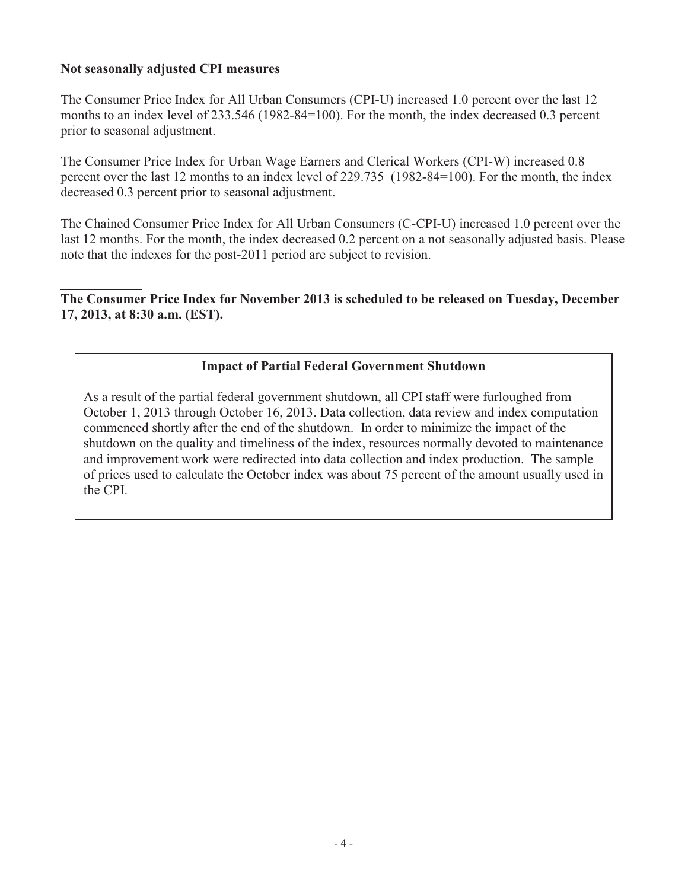**Not seasonally adjusted CPI measures**

The Consumer Price Index for All Urban Consumers (CPI-U) increased 1.0 percent over the last 12 months to an index level of 233.546 (1982-84=100). For the month, the index decreased 0.3 percent prior to seasonal adjustment.

The Consumer Price Index for Urban Wage Earners and Clerical Workers (CPI-W) increased 0.8 percent over the last 12 months to an index level of 229.735 (1982-84=100). For the month, the index decreased 0.3 percent prior to seasonal adjustment.

The Chained Consumer Price Index for All Urban Consumers (C-CPI-U) increased 1.0 percent over the last 12 months. For the month, the index decreased 0.2 percent on a not seasonally adjusted basis. Please note that the indexes for the post-2011 period are subject to revision.

---

**The Consumer Price Index for November 2013 is scheduled to be released on Tuesday, December 17, 2013, at 8:30 a.m. (EST).**

**Impact of Partial Federal Government Shutdown**

As a result of the partial federal government shutdown, all CPI staff were furloughed from October 1, 2013 through October 16, 2013. Data collection, data review and index computation commenced shortly after the end of the shutdown. In order to minimize the impact of the shutdown on the quality and timeliness of the index, resources normally devoted to maintenance and improvement work were redirected into data collection and index production. The sample of prices used to calculate the October index was about 75 percent of the amount usually used in the CPI.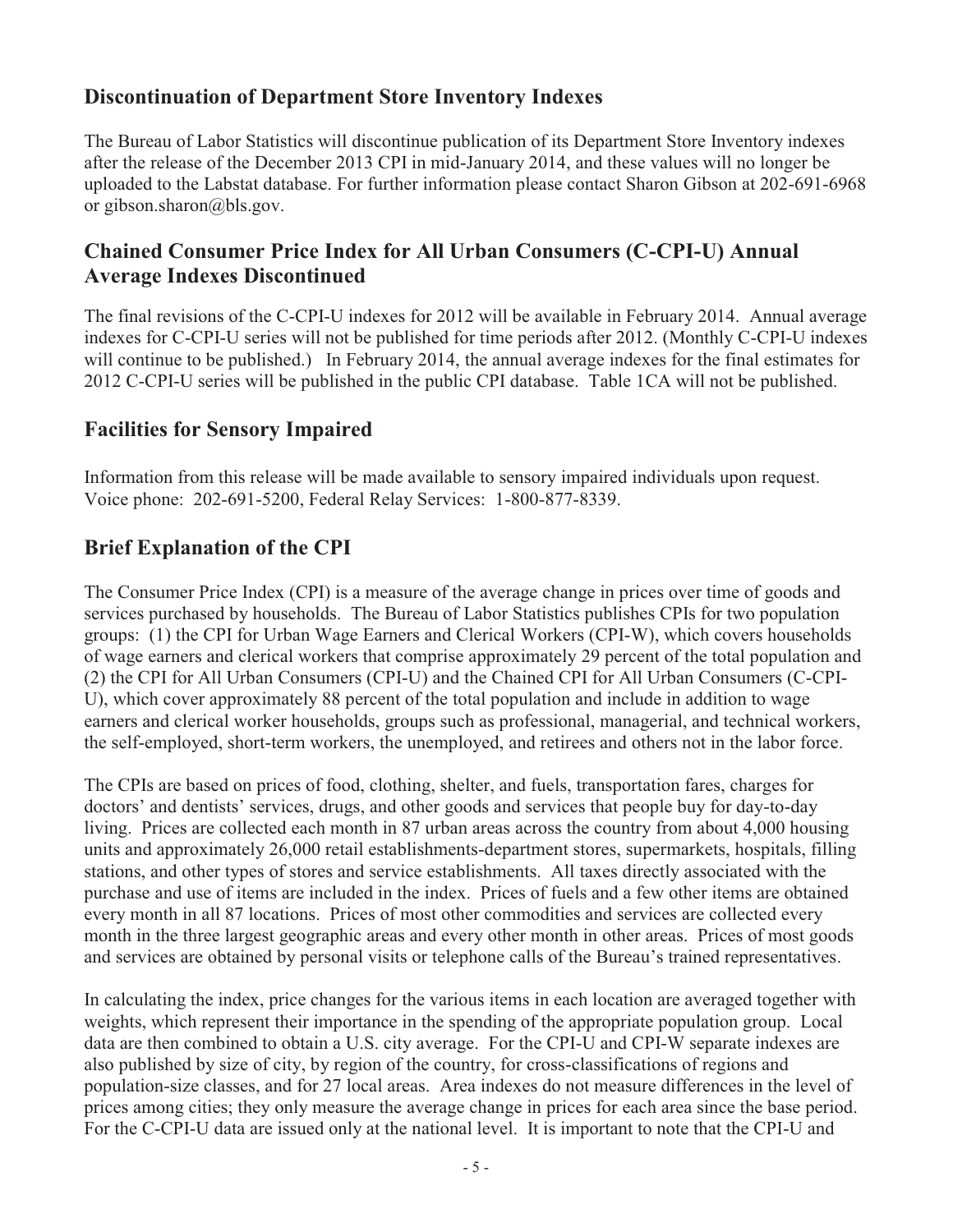## Discontinuation of Department Store Inventory Indexes

The Bureau of Labor Statistics will discontinue publication of its Department Store Inventory indexes after the release of the December 2013 CPI in mid-January 2014, and these values will no longer be uploaded to the Labstat database. For further information please contact Sharon Gibson at 202-691-6968 or gibson.sharon@bls.gov.

## Chained Consumer Price Index for All Urban Consumers (C-CPI-U) Annual Average Indexes Discontinued

The final revisions of the C-CPI-U indexes for 2012 will be available in February 2014. Annual average indexes for C-CPI-U series will not be published for time periods after 2012. (Monthly C-CPI-U indexes will continue to be published.) In February 2014, the annual average indexes for the final estimates for 2012 C-CPI-U series will be published in the public CPI database. Table 1CA will not be published.

## Facilities for Sensory Impaired

Information from this release will be made available to sensory impaired individuals upon request. Voice phone: 202-691-5200, Federal Relay Services: 1-800-877-8339.

## Brief Explanation of the CPI

The Consumer Price Index (CPI) is a measure of the average change in prices over time of goods and services purchased by households. The Bureau of Labor Statistics publishes CPIs for two population groups: (1) the CPI for Urban Wage Earners and Clerical Workers (CPI-W), which covers households of wage earners and clerical workers that comprise approximately 29 percent of the total population and (2) the CPI for All Urban Consumers (CPI-U) and the Chained CPI for All Urban Consumers (C-CPI-U), which cover approximately 88 percent of the total population and include in addition to wage earners and clerical worker households, groups such as professional, managerial, and technical workers, the self-employed, short-term workers, the unemployed, and retirees and others not in the labor force.

The CPIs are based on prices of food, clothing, shelter, and fuels, transportation fares, charges for doctors' and dentists' services, drugs, and other goods and services that people buy for day-to-day living. Prices are collected each month in 87 urban areas across the country from about 4,000 housing units and approximately 26,000 retail establishments-department stores, supermarkets, hospitals, filling stations, and other types of stores and service establishments. All taxes directly associated with the purchase and use of items are included in the index. Prices of fuels and a few other items are obtained every month in all 87 locations. Prices of most other commodities and services are collected every month in the three largest geographic areas and every other month in other areas. Prices of most goods and services are obtained by personal visits or telephone calls of the Bureau's trained representatives.

In calculating the index, price changes for the various items in each location are averaged together with weights, which represent their importance in the spending of the appropriate population group. Local data are then combined to obtain a U.S. city average. For the CPI-U and CPI-W separate indexes are also published by size of city, by region of the country, for cross-classifications of regions and population-size classes, and for 27 local areas. Area indexes do not measure differences in the level of prices among cities; they only measure the average change in prices for each area since the base period. For the C-CPI-U data are issued only at the national level. It is important to note that the CPI-U and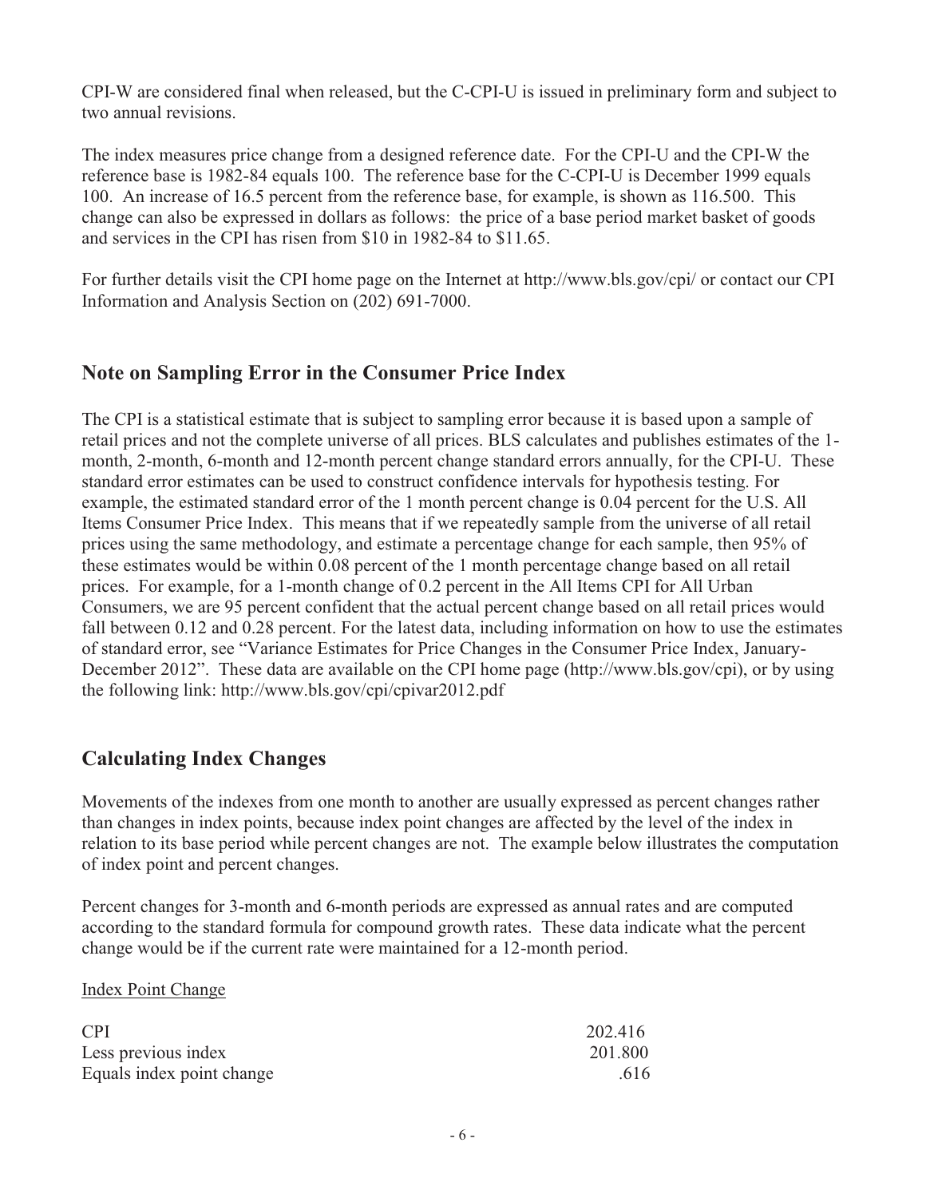CPI-W are considered final when released, but the C-CPI-U is issued in preliminary form and subject to two annual revisions.

The index measures price change from a designed reference date. For the CPI-U and the CPI-W the reference base is 1982-84 equals 100. The reference base for the C-CPI-U is December 1999 equals 100. An increase of 16.5 percent from the reference base, for example, is shown as 116.500. This change can also be expressed in dollars as follows: the price of a base period market basket of goods and services in the CPI has risen from $10 in 1982-84 to $11.65.

For further details visit the CPI home page on the Internet at http://www.bls.gov/cpi/ or contact our CPI Information and Analysis Section on (202) 691-7000.

## Note on Sampling Error in the Consumer Price Index

The CPI is a statistical estimate that is subject to sampling error because it is based upon a sample of retail prices and not the complete universe of all prices. BLS calculates and publishes estimates of the 1-month, 2-month, 6-month and 12-month percent change standard errors annually, for the CPI-U. These standard error estimates can be used to construct confidence intervals for hypothesis testing. For example, the estimated standard error of the 1 month percent change is 0.04 percent for the U.S. All Items Consumer Price Index. This means that if we repeatedly sample from the universe of all retail prices using the same methodology, and estimate a percentage change for each sample, then 95% of these estimates would be within 0.08 percent of the 1 month percentage change based on all retail prices. For example, for a 1-month change of 0.2 percent in the All Items CPI for All Urban Consumers, we are 95 percent confident that the actual percent change based on all retail prices would fall between 0.12 and 0.28 percent. For the latest data, including information on how to use the estimates of standard error, see "Variance Estimates for Price Changes in the Consumer Price Index, January-December 2012". These data are available on the CPI home page (http://www.bls.gov/cpi), or by using the following link: http://www.bls.gov/cpi/cpivar2012.pdf

## Calculating Index Changes

Movements of the indexes from one month to another are usually expressed as percent changes rather than changes in index points, because index point changes are affected by the level of the index in relation to its base period while percent changes are not. The example below illustrates the computation of index point and percent changes.

Percent changes for 3-month and 6-month periods are expressed as annual rates and are computed according to the standard formula for compound growth rates. These data indicate what the percent change would be if the current rate were maintained for a 12-month period.

Index Point Change

| | |
|---|---|
| CPI | 202.416 |
| Less previous index | 201.800 |
| Equals index point change | .616 |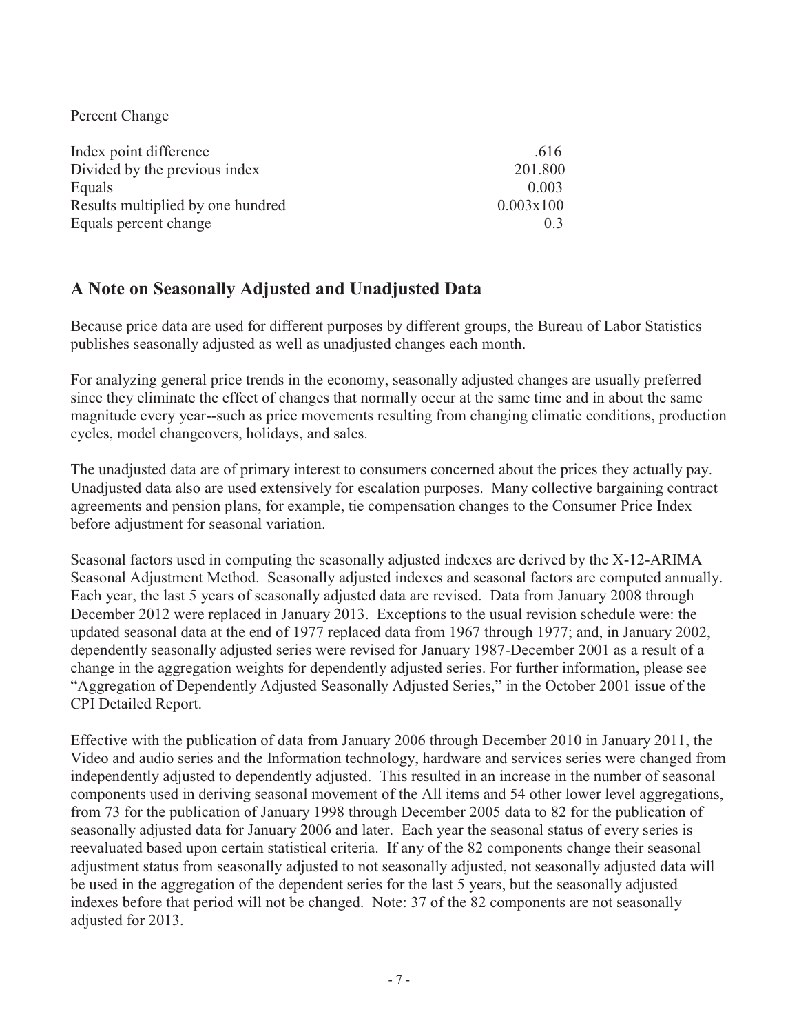Percent Change

| | |
|---|---|
| Index point difference | .616 |
| Divided by the previous index | 201.800 |
| Equals | 0.003 |
| Results multiplied by one hundred | 0.003x100 |
| Equals percent change | 0.3 |

## A Note on Seasonally Adjusted and Unadjusted Data

Because price data are used for different purposes by different groups, the Bureau of Labor Statistics publishes seasonally adjusted as well as unadjusted changes each month.

For analyzing general price trends in the economy, seasonally adjusted changes are usually preferred since they eliminate the effect of changes that normally occur at the same time and in about the same magnitude every year--such as price movements resulting from changing climatic conditions, production cycles, model changeovers, holidays, and sales.

The unadjusted data are of primary interest to consumers concerned about the prices they actually pay. Unadjusted data also are used extensively for escalation purposes. Many collective bargaining contract agreements and pension plans, for example, tie compensation changes to the Consumer Price Index before adjustment for seasonal variation.

Seasonal factors used in computing the seasonally adjusted indexes are derived by the X-12-ARIMA Seasonal Adjustment Method. Seasonally adjusted indexes and seasonal factors are computed annually. Each year, the last 5 years of seasonally adjusted data are revised. Data from January 2008 through December 2012 were replaced in January 2013. Exceptions to the usual revision schedule were: the updated seasonal data at the end of 1977 replaced data from 1967 through 1977; and, in January 2002, dependently seasonally adjusted series were revised for January 1987-December 2001 as a result of a change in the aggregation weights for dependently adjusted series. For further information, please see "Aggregation of Dependently Adjusted Seasonally Adjusted Series," in the October 2001 issue of the CPI Detailed Report.

Effective with the publication of data from January 2006 through December 2010 in January 2011, the Video and audio series and the Information technology, hardware and services series were changed from independently adjusted to dependently adjusted. This resulted in an increase in the number of seasonal components used in deriving seasonal movement of the All items and 54 other lower level aggregations, from 73 for the publication of January 1998 through December 2005 data to 82 for the publication of seasonally adjusted data for January 2006 and later. Each year the seasonal status of every series is reevaluated based upon certain statistical criteria. If any of the 82 components change their seasonal adjustment status from seasonally adjusted to not seasonally adjusted, not seasonally adjusted data will be used in the aggregation of the dependent series for the last 5 years, but the seasonally adjusted indexes before that period will not be changed. Note: 37 of the 82 components are not seasonally adjusted for 2013.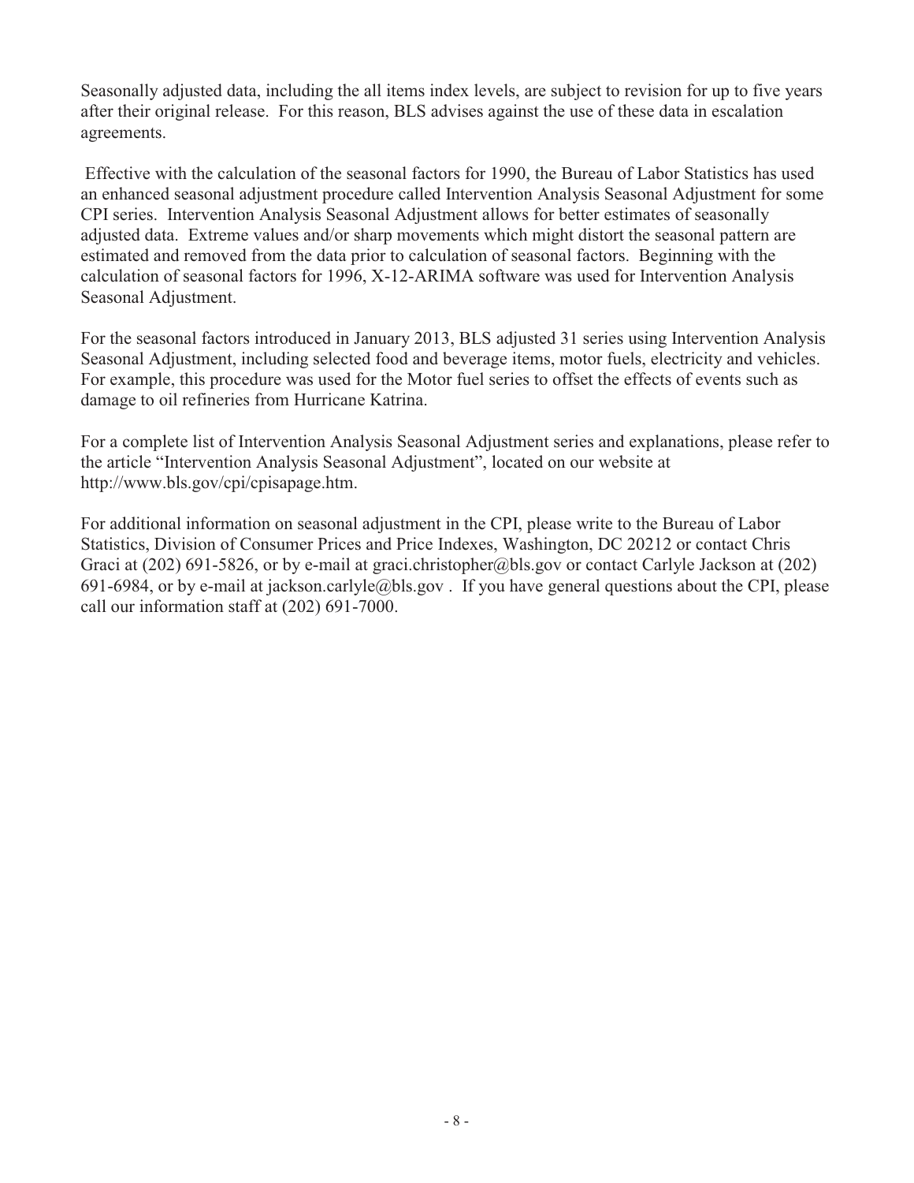Seasonally adjusted data, including the all items index levels, are subject to revision for up to five years after their original release. For this reason, BLS advises against the use of these data in escalation agreements.

Effective with the calculation of the seasonal factors for 1990, the Bureau of Labor Statistics has used an enhanced seasonal adjustment procedure called Intervention Analysis Seasonal Adjustment for some CPI series. Intervention Analysis Seasonal Adjustment allows for better estimates of seasonally adjusted data. Extreme values and/or sharp movements which might distort the seasonal pattern are estimated and removed from the data prior to calculation of seasonal factors. Beginning with the calculation of seasonal factors for 1996, X-12-ARIMA software was used for Intervention Analysis Seasonal Adjustment.

For the seasonal factors introduced in January 2013, BLS adjusted 31 series using Intervention Analysis Seasonal Adjustment, including selected food and beverage items, motor fuels, electricity and vehicles. For example, this procedure was used for the Motor fuel series to offset the effects of events such as damage to oil refineries from Hurricane Katrina.

For a complete list of Intervention Analysis Seasonal Adjustment series and explanations, please refer to the article "Intervention Analysis Seasonal Adjustment", located on our website at http://www.bls.gov/cpi/cpisapage.htm.

For additional information on seasonal adjustment in the CPI, please write to the Bureau of Labor Statistics, Division of Consumer Prices and Price Indexes, Washington, DC 20212 or contact Chris Graci at (202) 691-5826, or by e-mail at graci.christopher@bls.gov or contact Carlyle Jackson at (202) 691-6984, or by e-mail at jackson.carlyle@bls.gov . If you have general questions about the CPI, please call our information staff at (202) 691-7000.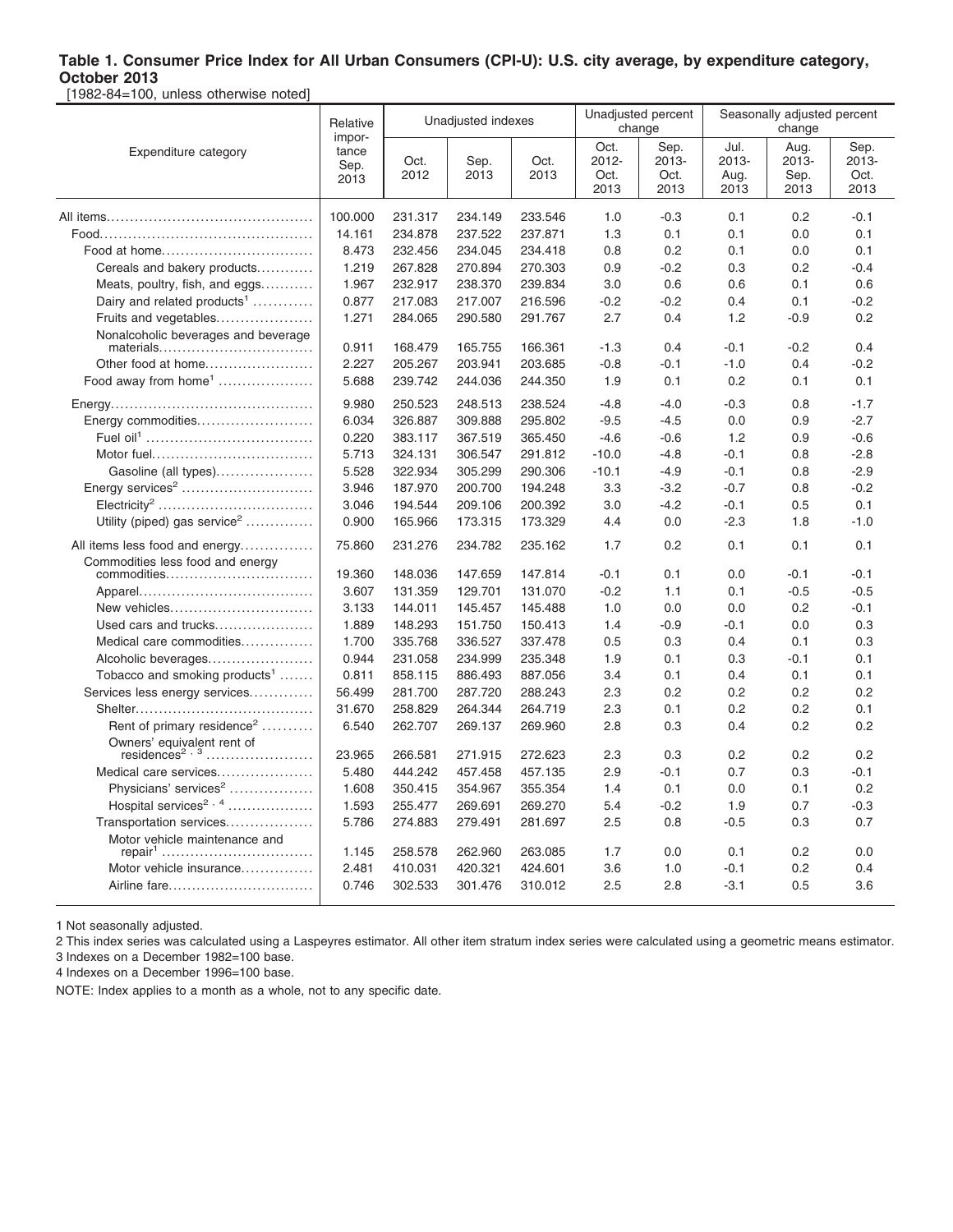**Table 1. Consumer Price Index for All Urban Consumers (CPI-U): U.S. city average, by expenditure category, October 2013**

[1982-84=100, unless otherwise noted]

| Expenditure category | Relative importance Sep. 2013 | Unadjusted indexes | | | Unadjusted percent change | | Seasonally adjusted percent change | | |
|---|---|---|---|---|---|---|---|---|---|
| | | Oct. 2012 | Sep. 2013 | Oct. 2013 | Oct. 2012-Oct. 2013 | Sep. 2013-Oct. 2013 | Jul. 2013-Aug. 2013 | Aug. 2013-Sep. 2013 | Sep. 2013-Oct. 2013 |
| All items | 100.000 | 231.317 | 234.149 | 233.546 | 1.0 | -0.3 | 0.1 | 0.2 | -0.1 |
| Food | 14.161 | 234.878 | 237.522 | 237.871 | 1.3 | 0.1 | 0.1 | 0.0 | 0.1 |
| Food at home | 8.473 | 232.456 | 234.045 | 234.418 | 0.8 | 0.2 | 0.1 | 0.0 | 0.1 |
| Cereals and bakery products | 1.219 | 267.828 | 270.894 | 270.303 | 0.9 | -0.2 | 0.3 | 0.2 | -0.4 |
| Meats, poultry, fish, and eggs | 1.967 | 232.917 | 238.370 | 239.834 | 3.0 | 0.6 | 0.6 | 0.1 | 0.6 |
| Dairy and related products[1] | 0.877 | 217.083 | 217.007 | 216.596 | -0.2 | -0.2 | 0.4 | 0.1 | -0.2 |
| Fruits and vegetables | 1.271 | 284.065 | 290.580 | 291.767 | 2.7 | 0.4 | 1.2 | -0.9 | 0.2 |
| Nonalcoholic beverages and beverage materials | 0.911 | 168.479 | 165.755 | 166.361 | -1.3 | 0.4 | -0.1 | -0.2 | 0.4 |
| Other food at home | 2.227 | 205.267 | 203.941 | 203.685 | -0.8 | -0.1 | -1.0 | 0.4 | -0.2 |
| Food away from home[1] | 5.688 | 239.742 | 244.036 | 244.350 | 1.9 | 0.1 | 0.2 | 0.1 | 0.1 |
| Energy | 9.980 | 250.523 | 248.513 | 238.524 | -4.8 | -4.0 | -0.3 | 0.8 | -1.7 |
| Energy commodities | 6.034 | 326.887 | 309.888 | 295.802 | -9.5 | -4.5 | 0.0 | 0.9 | -2.7 |
| Fuel oil[1] | 0.220 | 383.117 | 367.519 | 365.450 | -4.6 | -0.6 | 1.2 | 0.9 | -0.6 |
| Motor fuel | 5.713 | 324.131 | 306.547 | 291.812 | -10.0 | -4.8 | -0.1 | 0.8 | -2.8 |
| Gasoline (all types) | 5.528 | 322.934 | 305.299 | 290.306 | -10.1 | -4.9 | -0.1 | 0.8 | -2.9 |
| Energy services[2] | 3.946 | 187.970 | 200.700 | 194.248 | 3.3 | -3.2 | -0.7 | 0.8 | -0.2 |
| Electricity[2] | 3.046 | 194.544 | 209.106 | 200.392 | 3.0 | -4.2 | -0.1 | 0.5 | 0.1 |
| Utility (piped) gas service[2] | 0.900 | 165.966 | 173.315 | 173.329 | 4.4 | 0.0 | -2.3 | 1.8 | -1.0 |
| All items less food and energy | 75.860 | 231.276 | 234.782 | 235.162 | 1.7 | 0.2 | 0.1 | 0.1 | 0.1 |
| Commodities less food and energy commodities | 19.360 | 148.036 | 147.659 | 147.814 | -0.1 | 0.1 | 0.0 | -0.1 | -0.1 |
| Apparel | 3.607 | 131.359 | 129.701 | 131.070 | -0.2 | 1.1 | 0.1 | -0.5 | -0.5 |
| New vehicles | 3.133 | 144.011 | 145.457 | 145.488 | 1.0 | 0.0 | 0.0 | 0.2 | -0.1 |
| Used cars and trucks | 1.889 | 148.293 | 151.750 | 150.413 | 1.4 | -0.9 | -0.1 | 0.0 | 0.3 |
| Medical care commodities | 1.700 | 335.768 | 336.527 | 337.478 | 0.5 | 0.3 | 0.4 | 0.1 | 0.3 |
| Alcoholic beverages | 0.944 | 231.058 | 234.999 | 235.348 | 1.9 | 0.1 | 0.3 | -0.1 | 0.1 |
| Tobacco and smoking products[1] | 0.811 | 858.115 | 886.493 | 887.056 | 3.4 | 0.1 | 0.4 | 0.1 | 0.1 |
| Services less energy services | 56.499 | 281.700 | 287.720 | 288.243 | 2.3 | 0.2 | 0.2 | 0.2 | 0.2 |
| Shelter | 31.670 | 258.829 | 264.344 | 264.719 | 2.3 | 0.1 | 0.2 | 0.2 | 0.1 |
| Rent of primary residence[2] | 6.540 | 262.707 | 269.137 | 269.960 | 2.8 | 0.3 | 0.4 | 0.2 | 0.2 |
| Owners' equivalent rent of residences[2,3] | 23.965 | 266.581 | 271.915 | 272.623 | 2.3 | 0.3 | 0.2 | 0.2 | 0.2 |
| Medical care services | 5.480 | 444.242 | 457.458 | 457.135 | 2.9 | -0.1 | 0.7 | 0.3 | -0.1 |
| Physicians' services[2] | 1.608 | 350.415 | 354.967 | 355.354 | 1.4 | 0.1 | 0.0 | 0.1 | 0.2 |
| Hospital services[2,4] | 1.593 | 255.477 | 269.691 | 269.270 | 5.4 | -0.2 | 1.9 | 0.7 | -0.3 |
| Transportation services | 5.786 | 274.883 | 279.491 | 281.697 | 2.5 | 0.8 | -0.5 | 0.3 | 0.7 |
| Motor vehicle maintenance and repair[1] | 1.145 | 258.578 | 262.960 | 263.085 | 1.7 | 0.0 | 0.1 | 0.2 | 0.0 |
| Motor vehicle insurance | 2.481 | 410.031 | 420.321 | 424.601 | 3.6 | 1.0 | -0.1 | 0.2 | 0.4 |
| Airline fare | 0.746 | 302.533 | 301.476 | 310.012 | 2.5 | 2.8 | -3.1 | 0.5 | 3.6 |

1 Not seasonally adjusted.

2 This index series was calculated using a Laspeyres estimator. All other item stratum index series were calculated using a geometric means estimator.

3 Indexes on a December 1982=100 base.

4 Indexes on a December 1996=100 base.

NOTE: Index applies to a month as a whole, not to any specific date.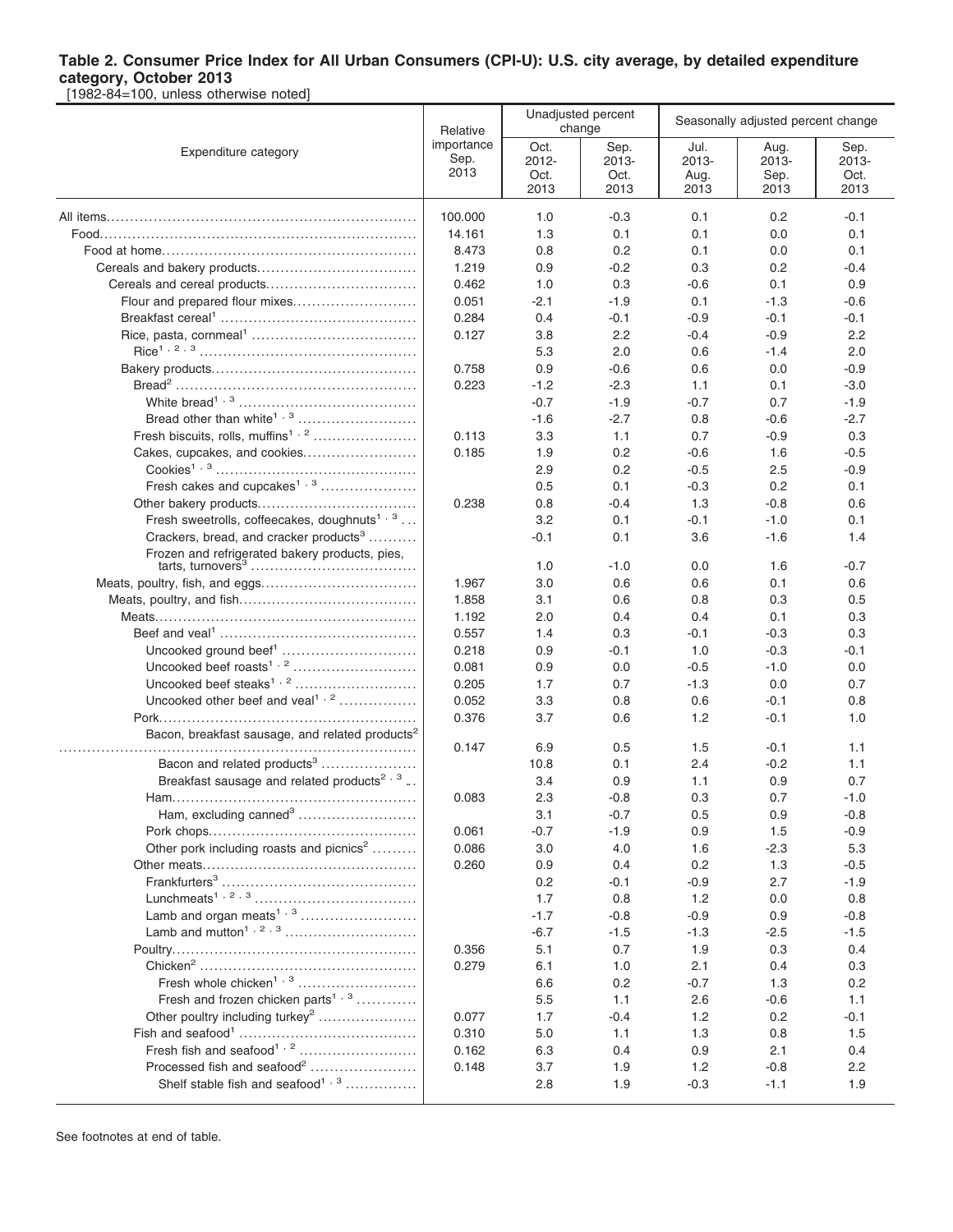**Table 2. Consumer Price Index for All Urban Consumers (CPI-U): U.S. city average, by detailed expenditure category, October 2013**

[1982-84=100, unless otherwise noted]

| Expenditure category | Relative importance Sep. 2013 | Unadjusted percent change | | Seasonally adjusted percent change | | |
|---|---|---|---|---|---|---|
| | | Oct. 2012-Oct. 2013 | Sep. 2013-Oct. 2013 | Jul. 2013-Aug. 2013 | Aug. 2013-Sep. 2013 | Sep. 2013-Oct. 2013 |
| All items | 100.000 | 1.0 | -0.3 | 0.1 | 0.2 | -0.1 |
| Food | 14.161 | 1.3 | 0.1 | 0.1 | 0.0 | 0.1 |
| Food at home | 8.473 | 0.8 | 0.2 | 0.1 | 0.0 | 0.1 |
| Cereals and bakery products | 1.219 | 0.9 | -0.2 | 0.3 | 0.2 | -0.4 |
| Cereals and cereal products | 0.462 | 1.0 | 0.3 | -0.6 | 0.1 | 0.9 |
| Flour and prepared flour mixes | 0.051 | -2.1 | -1.9 | 0.1 | -1.3 | -0.6 |
| Breakfast cereal[1] | 0.284 | 0.4 | -0.1 | -0.9 | -0.1 | -0.1 |
| Rice, pasta, cornmeal[1] | 0.127 | 3.8 | 2.2 | -0.4 | -0.9 | 2.2 |
| Rice[1,2,3] | | 5.3 | 2.0 | 0.6 | -1.4 | 2.0 |
| Bakery products | 0.758 | 0.9 | -0.6 | 0.6 | 0.0 | -0.9 |
| Bread[2] | 0.223 | -1.2 | -2.3 | 1.1 | 0.1 | -3.0 |
| White bread[1,3] | | -0.7 | -1.9 | -0.7 | 0.7 | -1.9 |
| Bread other than white[1,3] | | -1.6 | -2.7 | 0.8 | -0.6 | -2.7 |
| Fresh biscuits, rolls, muffins[1,2] | 0.113 | 3.3 | 1.1 | 0.7 | -0.9 | 0.3 |
| Cakes, cupcakes, and cookies | 0.185 | 1.9 | 0.2 | -0.6 | 1.6 | -0.5 |
| Cookies[1,3] | | 2.9 | 0.2 | -0.5 | 2.5 | -0.9 |
| Fresh cakes and cupcakes[1,3] | | 0.5 | 0.1 | -0.3 | 0.2 | 0.1 |
| Other bakery products | 0.238 | 0.8 | -0.4 | 1.3 | -0.8 | 0.6 |
| Fresh sweetrolls, coffeecakes, doughnuts[1,3] | | 3.2 | 0.1 | -0.1 | -1.0 | 0.1 |
| Crackers, bread, and cracker products[3] | | -0.1 | 0.1 | 3.6 | -1.6 | 1.4 |
| Frozen and refrigerated bakery products, pies, tarts, turnovers[3] | | 1.0 | -1.0 | 0.0 | 1.6 | -0.7 |
| Meats, poultry, fish, and eggs | 1.967 | 3.0 | 0.6 | 0.6 | 0.1 | 0.6 |
| Meats, poultry, and fish | 1.858 | 3.1 | 0.6 | 0.8 | 0.3 | 0.5 |
| Meats | 1.192 | 2.0 | 0.4 | 0.4 | 0.1 | 0.3 |
| Beef and veal[1] | 0.557 | 1.4 | 0.3 | -0.1 | -0.3 | 0.3 |
| Uncooked ground beef[1] | 0.218 | 0.9 | -0.1 | 1.0 | -0.3 | -0.1 |
| Uncooked beef roasts[1,2] | 0.081 | 0.9 | 0.0 | -0.5 | -1.0 | 0.0 |
| Uncooked beef steaks[1,2] | 0.205 | 1.7 | 0.7 | -1.3 | 0.0 | 0.7 |
| Uncooked other beef and veal[1,2] | 0.052 | 3.3 | 0.8 | 0.6 | -0.1 | 0.8 |
| Pork | 0.376 | 3.7 | 0.6 | 1.2 | -0.1 | 1.0 |
| Bacon, breakfast sausage, and related products[2] | 0.147 | 6.9 | 0.5 | 1.5 | -0.1 | 1.1 |
| Bacon and related products[3] | | 10.8 | 0.1 | 2.4 | -0.2 | 1.1 |
| Breakfast sausage and related products[2,3] | | 3.4 | 0.9 | 1.1 | 0.9 | 0.7 |
| Ham | 0.083 | 2.3 | -0.8 | 0.3 | 0.7 | -1.0 |
| Ham, excluding canned[3] | | 3.1 | -0.7 | 0.5 | 0.9 | -0.8 |
| Pork chops | 0.061 | -0.7 | -1.9 | 0.9 | 1.5 | -0.9 |
| Other pork including roasts and picnics[2] | 0.086 | 3.0 | 4.0 | 1.6 | -2.3 | 5.3 |
| Other meats | 0.260 | 0.9 | 0.4 | 0.2 | 1.3 | -0.5 |
| Frankfurters[3] | | 0.2 | -0.1 | -0.9 | 2.7 | -1.9 |
| Lunchmeats[1,2,3] | | 1.7 | 0.8 | 1.2 | 0.0 | 0.8 |
| Lamb and organ meats[1,3] | | -1.7 | -0.8 | -0.9 | 0.9 | -0.8 |
| Lamb and mutton[1,2,3] | | -6.7 | -1.5 | -1.3 | -2.5 | -1.5 |
| Poultry | 0.356 | 5.1 | 0.7 | 1.9 | 0.3 | 0.4 |
| Chicken[2] | 0.279 | 6.1 | 1.0 | 2.1 | 0.4 | 0.3 |
| Fresh whole chicken[1,3] | | 6.6 | 0.2 | -0.7 | 1.3 | 0.2 |
| Fresh and frozen chicken parts[1,3] | | 5.5 | 1.1 | 2.6 | -0.6 | 1.1 |
| Other poultry including turkey[2] | 0.077 | 1.7 | -0.4 | 1.2 | 0.2 | -0.1 |
| Fish and seafood[1] | 0.310 | 5.0 | 1.1 | 1.3 | 0.8 | 1.5 |
| Fresh fish and seafood[1,2] | 0.162 | 6.3 | 0.4 | 0.9 | 2.1 | 0.4 |
| Processed fish and seafood[2] | 0.148 | 3.7 | 1.9 | 1.2 | -0.8 | 2.2 |
| Shelf stable fish and seafood[1,3] | | 2.8 | 1.9 | -0.3 | -1.1 | 1.9 |

See footnotes at end of table.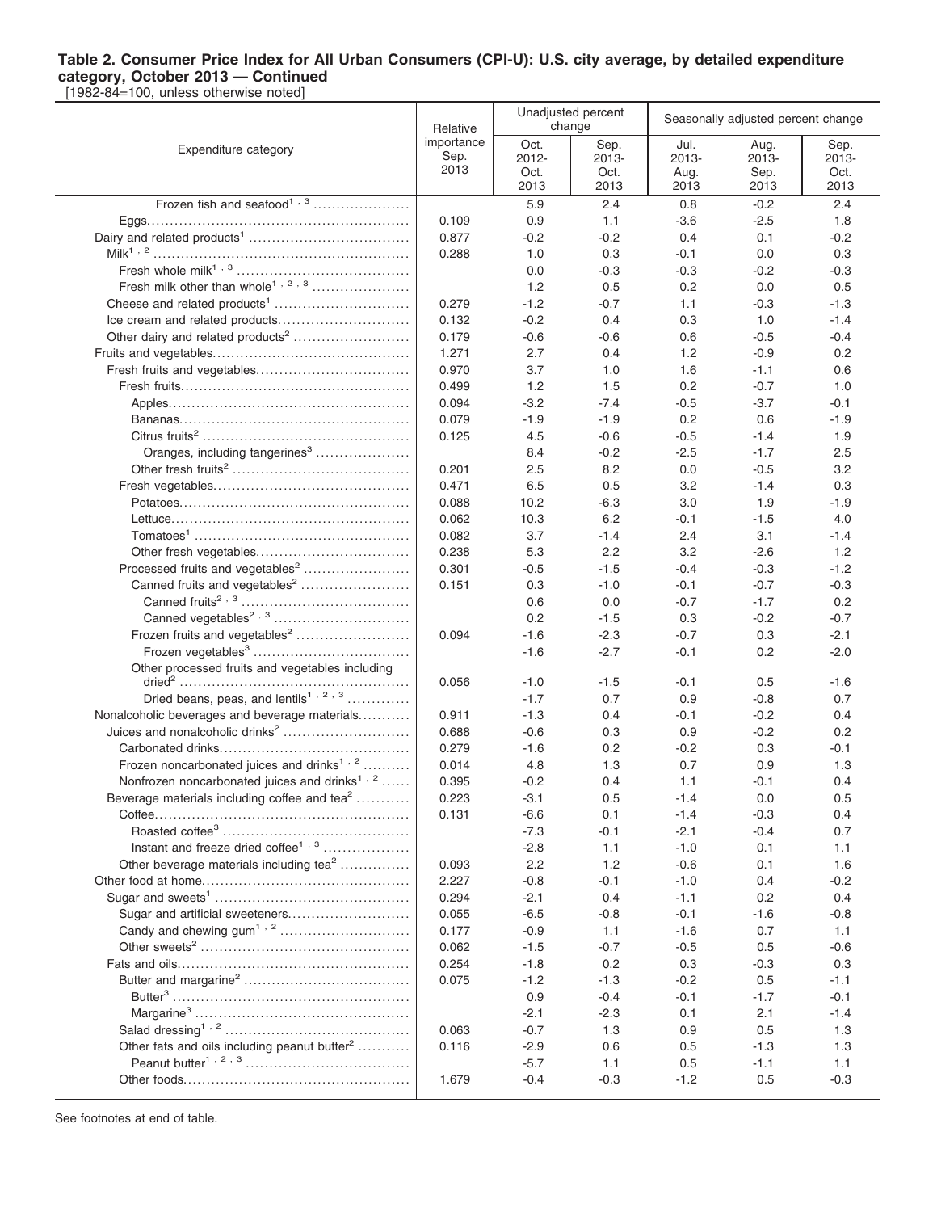**Table 2. Consumer Price Index for All Urban Consumers (CPI-U): U.S. city average, by detailed expenditure category, October 2013 — Continued**

[1982-84=100, unless otherwise noted]

| Expenditure category | Relative importance Sep. 2013 | Unadjusted percent change | | Seasonally adjusted percent change | | |
|---|---|---|---|---|---|---|
| | | Oct. 2012-Oct. 2013 | Sep. 2013-Oct. 2013 | Jul. 2013-Aug. 2013 | Aug. 2013-Sep. 2013 | Sep. 2013-Oct. 2013 |
| Frozen fish and seafood[1, 3] | | 5.9 | 2.4 | 0.8 | -0.2 | 2.4 |
| Eggs | 0.109 | 0.9 | 1.1 | -3.6 | -2.5 | 1.8 |
| Dairy and related products[1] | 0.877 | -0.2 | -0.2 | 0.4 | 0.1 | -0.2 |
| Milk[1, 2] | 0.288 | 1.0 | 0.3 | -0.1 | 0.0 | 0.3 |
| Fresh whole milk[1, 3] | | 0.0 | -0.3 | -0.3 | -0.2 | -0.3 |
| Fresh milk other than whole[1, 2, 3] | | 1.2 | 0.5 | 0.2 | 0.0 | 0.5 |
| Cheese and related products[1] | 0.279 | -1.2 | -0.7 | 1.1 | -0.3 | -1.3 |
| Ice cream and related products | 0.132 | -0.2 | 0.4 | 0.3 | 1.0 | -1.4 |
| Other dairy and related products[2] | 0.179 | -0.6 | -0.6 | 0.6 | -0.5 | -0.4 |
| Fruits and vegetables | 1.271 | 2.7 | 0.4 | 1.2 | -0.9 | 0.2 |
| Fresh fruits and vegetables | 0.970 | 3.7 | 1.0 | 1.6 | -1.1 | 0.6 |
| Fresh fruits | 0.499 | 1.2 | 1.5 | 0.2 | -0.7 | 1.0 |
| Apples | 0.094 | -3.2 | -7.4 | -0.5 | -3.7 | -0.1 |
| Bananas | 0.079 | -1.9 | -1.9 | 0.2 | 0.6 | -1.9 |
| Citrus fruits[2] | 0.125 | 4.5 | -0.6 | -0.5 | -1.4 | 1.9 |
| Oranges, including tangerines[3] | | 8.4 | -0.2 | -2.5 | -1.7 | 2.5 |
| Other fresh fruits[2] | 0.201 | 2.5 | 8.2 | 0.0 | -0.5 | 3.2 |
| Fresh vegetables | 0.471 | 6.5 | 0.5 | 3.2 | -1.4 | 0.3 |
| Potatoes | 0.088 | 10.2 | -6.3 | 3.0 | 1.9 | -1.9 |
| Lettuce | 0.062 | 10.3 | 6.2 | -0.1 | -1.5 | 4.0 |
| Tomatoes[1] | 0.082 | 3.7 | -1.4 | 2.4 | 3.1 | -1.4 |
| Other fresh vegetables | 0.238 | 5.3 | 2.2 | 3.2 | -2.6 | 1.2 |
| Processed fruits and vegetables[2] | 0.301 | -0.5 | -1.5 | -0.4 | -0.3 | -1.2 |
| Canned fruits and vegetables[2] | 0.151 | 0.3 | -1.0 | -0.1 | -0.7 | -0.3 |
| Canned fruits[2, 3] | | 0.6 | 0.0 | -0.7 | -1.7 | 0.2 |
| Canned vegetables[2, 3] | | 0.2 | -1.5 | 0.3 | -0.2 | -0.7 |
| Frozen fruits and vegetables[2] | 0.094 | -1.6 | -2.3 | -0.7 | 0.3 | -2.1 |
| Frozen vegetables[3] | | -1.6 | -2.7 | -0.1 | 0.2 | -2.0 |
| Other processed fruits and vegetables including dried[2] | 0.056 | -1.0 | -1.5 | -0.1 | 0.5 | -1.6 |
| Dried beans, peas, and lentils[1, 2, 3] | | -1.7 | 0.7 | 0.9 | -0.8 | 0.7 |
| Nonalcoholic beverages and beverage materials | 0.911 | -1.3 | 0.4 | -0.1 | -0.2 | 0.4 |
| Juices and nonalcoholic drinks[2] | 0.688 | -0.6 | 0.3 | 0.9 | -0.2 | 0.2 |
| Carbonated drinks | 0.279 | -1.6 | 0.2 | -0.2 | 0.3 | -0.1 |
| Frozen noncarbonated juices and drinks[1, 2] | 0.014 | 4.8 | 1.3 | 0.7 | 0.9 | 1.3 |
| Nonfrozen noncarbonated juices and drinks[1, 2] | 0.395 | -0.2 | 0.4 | 1.1 | -0.1 | 0.4 |
| Beverage materials including coffee and tea[2] | 0.223 | -3.1 | 0.5 | -1.4 | 0.0 | 0.5 |
| Coffee | 0.131 | -6.6 | 0.1 | -1.4 | -0.3 | 0.4 |
| Roasted coffee[3] | | -7.3 | -0.1 | -2.1 | -0.4 | 0.7 |
| Instant and freeze dried coffee[1, 3] | | -2.8 | 1.1 | -1.0 | 0.1 | 1.1 |
| Other beverage materials including tea[2] | 0.093 | 2.2 | 1.2 | -0.6 | 0.1 | 1.6 |
| Other food at home | 2.227 | -0.8 | -0.1 | -1.0 | 0.4 | -0.2 |
| Sugar and sweets[1] | 0.294 | -2.1 | 0.4 | -1.1 | 0.2 | 0.4 |
| Sugar and artificial sweeteners | 0.055 | -6.5 | -0.8 | -0.1 | -1.6 | -0.8 |
| Candy and chewing gum[1, 2] | 0.177 | -0.9 | 1.1 | -1.6 | 0.7 | 1.1 |
| Other sweets[2] | 0.062 | -1.5 | -0.7 | -0.5 | 0.5 | -0.6 |
| Fats and oils | 0.254 | -1.8 | 0.2 | 0.3 | -0.3 | 0.3 |
| Butter and margarine[2] | 0.075 | -1.2 | -1.3 | -0.2 | 0.5 | -1.1 |
| Butter[3] | | 0.9 | -0.4 | -0.1 | -1.7 | -0.1 |
| Margarine[3] | | -2.1 | -2.3 | 0.1 | 2.1 | -1.4 |
| Salad dressing[1, 2] | 0.063 | -0.7 | 1.3 | 0.9 | 0.5 | 1.3 |
| Other fats and oils including peanut butter[2] | 0.116 | -2.9 | 0.6 | 0.5 | -1.3 | 1.3 |
| Peanut butter[1, 2, 3] | | -5.7 | 1.1 | 0.5 | -1.1 | 1.1 |
| Other foods | 1.679 | -0.4 | -0.3 | -1.2 | 0.5 | -0.3 |

See footnotes at end of table.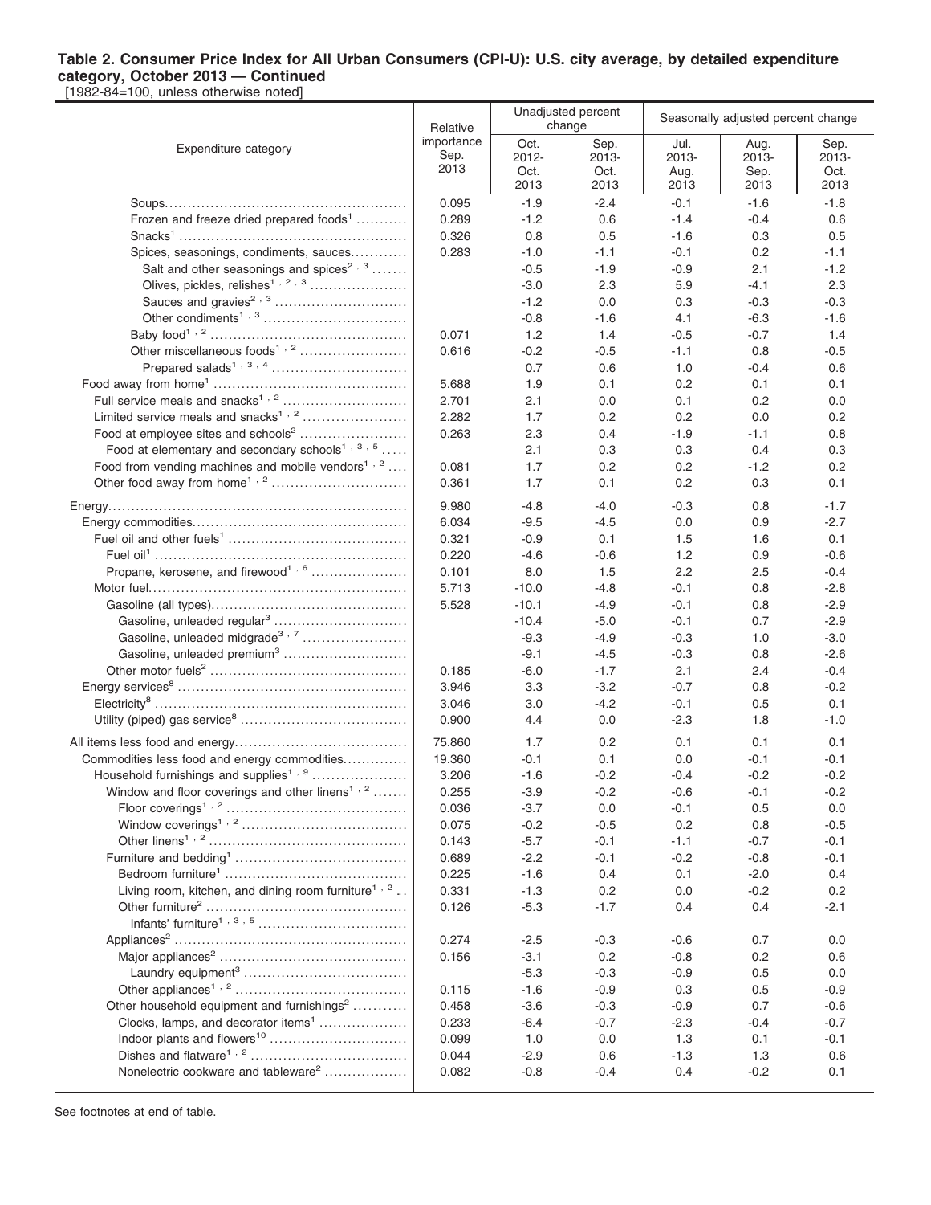**Table 2. Consumer Price Index for All Urban Consumers (CPI-U): U.S. city average, by detailed expenditure category, October 2013 — Continued**

[1982-84=100, unless otherwise noted]

| Expenditure category | Relative importance Sep. 2013 | Unadjusted percent change | | Seasonally adjusted percent change | | |
|---|---|---|---|---|---|---|
| | | Oct. 2012-Oct. 2013 | Sep. 2013-Oct. 2013 | Jul. 2013-Aug. 2013 | Aug. 2013-Sep. 2013 | Sep. 2013-Oct. 2013 |
| Soups | 0.095 | -1.9 | -2.4 | -0.1 | -1.6 | -1.8 |
| Frozen and freeze dried prepared foods[1] | 0.289 | -1.2 | 0.6 | -1.4 | -0.4 | 0.6 |
| Snacks[1] | 0.326 | 0.8 | 0.5 | -1.6 | 0.3 | 0.5 |
| Spices, seasonings, condiments, sauces | 0.283 | -1.0 | -1.1 | -0.1 | 0.2 | -1.1 |
| Salt and other seasonings and spices[2, 3] | | -0.5 | -1.9 | -0.9 | 2.1 | -1.2 |
| Olives, pickles, relishes[1, 2, 3] | | -3.0 | 2.3 | 5.9 | -4.1 | 2.3 |
| Sauces and gravies[2, 3] | | -1.2 | 0.0 | 0.3 | -0.3 | -0.3 |
| Other condiments[1, 3] | | -0.8 | -1.6 | 4.1 | -6.3 | -1.6 |
| Baby food[1, 2] | 0.071 | 1.2 | 1.4 | -0.5 | -0.7 | 1.4 |
| Other miscellaneous foods[1, 2] | 0.616 | -0.2 | -0.5 | -1.1 | 0.8 | -0.5 |
| Prepared salads[1, 3, 4] | | 0.7 | 0.6 | 1.0 | -0.4 | 0.6 |
| Food away from home[1] | 5.688 | 1.9 | 0.1 | 0.2 | 0.1 | 0.1 |
| Full service meals and snacks[1, 2] | 2.701 | 2.1 | 0.0 | 0.1 | 0.2 | 0.0 |
| Limited service meals and snacks[1, 2] | 2.282 | 1.7 | 0.2 | 0.2 | 0.0 | 0.2 |
| Food at employee sites and schools[2] | 0.263 | 2.3 | 0.4 | -1.9 | -1.1 | 0.8 |
| Food at elementary and secondary schools[1, 3, 5] | | 2.1 | 0.3 | 0.3 | 0.4 | 0.3 |
| Food from vending machines and mobile vendors[1, 2] | 0.081 | 1.7 | 0.2 | 0.2 | -1.2 | 0.2 |
| Other food away from home[1, 2] | 0.361 | 1.7 | 0.1 | 0.2 | 0.3 | 0.1 |
| Energy | 9.980 | -4.8 | -4.0 | -0.3 | 0.8 | -1.7 |
| Energy commodities | 6.034 | -9.5 | -4.5 | 0.0 | 0.9 | -2.7 |
| Fuel oil and other fuels[1] | 0.321 | -0.9 | 0.1 | 1.5 | 1.6 | 0.1 |
| Fuel oil[1] | 0.220 | -4.6 | -0.6 | 1.2 | 0.9 | -0.6 |
| Propane, kerosene, and firewood[1, 6] | 0.101 | 8.0 | 1.5 | 2.2 | 2.5 | -0.4 |
| Motor fuel | 5.713 | -10.0 | -4.8 | -0.1 | 0.8 | -2.8 |
| Gasoline (all types) | 5.528 | -10.1 | -4.9 | -0.1 | 0.8 | -2.9 |
| Gasoline, unleaded regular[3] | | -10.4 | -5.0 | -0.1 | 0.7 | -2.9 |
| Gasoline, unleaded midgrade[3, 7] | | -9.3 | -4.9 | -0.3 | 1.0 | -3.0 |
| Gasoline, unleaded premium[3] | | -9.1 | -4.5 | -0.3 | 0.8 | -2.6 |
| Other motor fuels[2] | 0.185 | -6.0 | -1.7 | 2.1 | 2.4 | -0.4 |
| Energy services[8] | 3.946 | 3.3 | -3.2 | -0.7 | 0.8 | -0.2 |
| Electricity[8] | 3.046 | 3.0 | -4.2 | -0.1 | 0.5 | 0.1 |
| Utility (piped) gas service[8] | 0.900 | 4.4 | 0.0 | -2.3 | 1.8 | -1.0 |
| All items less food and energy | 75.860 | 1.7 | 0.2 | 0.1 | 0.1 | 0.1 |
| Commodities less food and energy commodities | 19.360 | -0.1 | 0.1 | 0.0 | -0.1 | -0.1 |
| Household furnishings and supplies[1, 9] | 3.206 | -1.6 | -0.2 | -0.4 | -0.2 | -0.2 |
| Window and floor coverings and other linens[1, 2] | 0.255 | -3.9 | -0.2 | -0.6 | -0.1 | -0.2 |
| Floor coverings[1, 2] | 0.036 | -3.7 | 0.0 | -0.1 | 0.5 | 0.0 |
| Window coverings[1, 2] | 0.075 | -0.2 | -0.5 | 0.2 | 0.8 | -0.5 |
| Other linens[1, 2] | 0.143 | -5.7 | -0.1 | -1.1 | -0.7 | -0.1 |
| Furniture and bedding[1] | 0.689 | -2.2 | -0.1 | -0.2 | -0.8 | -0.1 |
| Bedroom furniture[1] | 0.225 | -1.6 | 0.4 | 0.1 | -2.0 | 0.4 |
| Living room, kitchen, and dining room furniture[1, 2] | 0.331 | -1.3 | 0.2 | 0.0 | -0.2 | 0.2 |
| Other furniture[2] | 0.126 | -5.3 | -1.7 | 0.4 | 0.4 | -2.1 |
| Infants' furniture[1, 3, 5] | | | | | | |
| Appliances[2] | 0.274 | -2.5 | -0.3 | -0.6 | 0.7 | 0.0 |
| Major appliances[2] | 0.156 | -3.1 | 0.2 | -0.8 | 0.2 | 0.6 |
| Laundry equipment[3] | | -5.3 | -0.3 | -0.9 | 0.5 | 0.0 |
| Other appliances[1, 2] | 0.115 | -1.6 | -0.9 | 0.3 | 0.5 | -0.9 |
| Other household equipment and furnishings[2] | 0.458 | -3.6 | -0.3 | -0.9 | 0.7 | -0.6 |
| Clocks, lamps, and decorator items[1] | 0.233 | -6.4 | -0.7 | -2.3 | -0.4 | -0.7 |
| Indoor plants and flowers[10] | 0.099 | 1.0 | 0.0 | 1.3 | 0.1 | -0.1 |
| Dishes and flatware[1, 2] | 0.044 | -2.9 | 0.6 | -1.3 | 1.3 | 0.6 |
| Nonelectric cookware and tableware[2] | 0.082 | -0.8 | -0.4 | 0.4 | -0.2 | 0.1 |

See footnotes at end of table.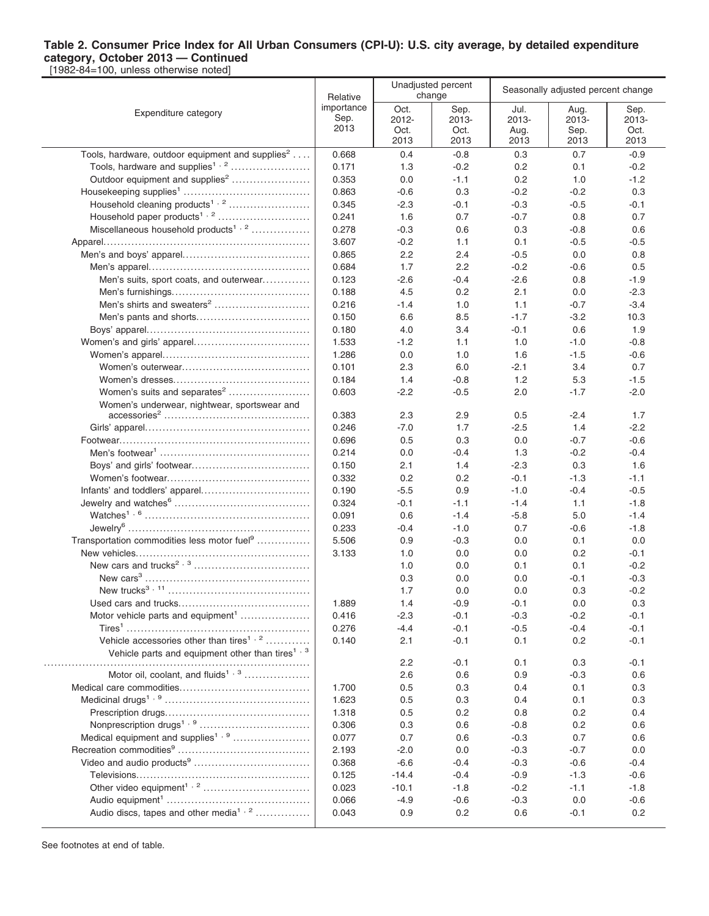**Table 2. Consumer Price Index for All Urban Consumers (CPI-U): U.S. city average, by detailed expenditure category, October 2013 — Continued**

[1982-84=100, unless otherwise noted]

| Expenditure category | Relative importance Sep. 2013 | Unadjusted percent change | | Seasonally adjusted percent change | | |
|---|---|---|---|---|---|---|
| | | Oct. 2012- Oct. 2013 | Sep. 2013- Oct. 2013 | Jul. 2013- Aug. 2013 | Aug. 2013- Sep. 2013 | Sep. 2013- Oct. 2013 |
| Tools, hardware, outdoor equipment and supplies[2] | 0.668 | 0.4 | -0.8 | 0.3 | 0.7 | -0.9 |
| Tools, hardware and supplies[1, 2] | 0.171 | 1.3 | -0.2 | 0.2 | 0.1 | -0.2 |
| Outdoor equipment and supplies[2] | 0.353 | 0.0 | -1.1 | 0.2 | 1.0 | -1.2 |
| Housekeeping supplies[1] | 0.863 | -0.6 | 0.3 | -0.2 | -0.2 | 0.3 |
| Household cleaning products[1, 2] | 0.345 | -2.3 | -0.1 | -0.3 | -0.5 | -0.1 |
| Household paper products[1, 2] | 0.241 | 1.6 | 0.7 | -0.7 | 0.8 | 0.7 |
| Miscellaneous household products[1, 2] | 0.278 | -0.3 | 0.6 | 0.3 | -0.8 | 0.6 |
| Apparel | 3.607 | -0.2 | 1.1 | 0.1 | -0.5 | -0.5 |
| Men's and boys' apparel | 0.865 | 2.2 | 2.4 | -0.5 | 0.0 | 0.8 |
| Men's apparel | 0.684 | 1.7 | 2.2 | -0.2 | -0.6 | 0.5 |
| Men's suits, sport coats, and outerwear | 0.123 | -2.6 | -0.4 | -2.6 | 0.8 | -1.9 |
| Men's furnishings | 0.188 | 4.5 | 0.2 | 2.1 | 0.0 | -2.3 |
| Men's shirts and sweaters[2] | 0.216 | -1.4 | 1.0 | 1.1 | -0.7 | -3.4 |
| Men's pants and shorts | 0.150 | 6.6 | 8.5 | -1.7 | -3.2 | 10.3 |
| Boys' apparel | 0.180 | 4.0 | 3.4 | -0.1 | 0.6 | 1.9 |
| Women's and girls' apparel | 1.533 | -1.2 | 1.1 | 1.0 | -1.0 | -0.8 |
| Women's apparel | 1.286 | 0.0 | 1.0 | 1.6 | -1.5 | -0.6 |
| Women's outerwear | 0.101 | 2.3 | 6.0 | -2.1 | 3.4 | 0.7 |
| Women's dresses | 0.184 | 1.4 | -0.8 | 1.2 | 5.3 | -1.5 |
| Women's suits and separates[2] | 0.603 | -2.2 | -0.5 | 2.0 | -1.7 | -2.0 |
| Women's underwear, nightwear, sportswear and accessories[2] | 0.383 | 2.3 | 2.9 | 0.5 | -2.4 | 1.7 |
| Girls' apparel | 0.246 | -7.0 | 1.7 | -2.5 | 1.4 | -2.2 |
| Footwear | 0.696 | 0.5 | 0.3 | 0.0 | -0.7 | -0.6 |
| Men's footwear[1] | 0.214 | 0.0 | -0.4 | 1.3 | -0.2 | -0.4 |
| Boys' and girls' footwear | 0.150 | 2.1 | 1.4 | -2.3 | 0.3 | 1.6 |
| Women's footwear | 0.332 | 0.2 | 0.2 | -0.1 | -1.3 | -1.1 |
| Infants' and toddlers' apparel | 0.190 | -5.5 | 0.9 | -1.0 | -0.4 | -0.5 |
| Jewelry and watches[6] | 0.324 | -0.1 | -1.1 | -1.4 | 1.1 | -1.8 |
| Watches[1, 6] | 0.091 | 0.6 | -1.4 | -5.8 | 5.0 | -1.4 |
| Jewelry[6] | 0.233 | -0.4 | -1.0 | 0.7 | -0.6 | -1.8 |
| Transportation commodities less motor fuel[9] | 5.506 | 0.9 | -0.3 | 0.0 | 0.1 | 0.0 |
| New vehicles | 3.133 | 1.0 | 0.0 | 0.0 | 0.2 | -0.1 |
| New cars and trucks[2, 3] | | 1.0 | 0.0 | 0.1 | 0.1 | -0.2 |
| New cars[3] | | 0.3 | 0.0 | 0.0 | -0.1 | -0.3 |
| New trucks[3, 11] | | 1.7 | 0.0 | 0.0 | 0.3 | -0.2 |
| Used cars and trucks | 1.889 | 1.4 | -0.9 | -0.1 | 0.0 | 0.3 |
| Motor vehicle parts and equipment[1] | 0.416 | -2.3 | -0.1 | -0.3 | -0.2 | -0.1 |
| Tires[1] | 0.276 | -4.4 | -0.1 | -0.5 | -0.4 | -0.1 |
| Vehicle accessories other than tires[1, 2] | 0.140 | 2.1 | -0.1 | 0.1 | 0.2 | -0.1 |
| Vehicle parts and equipment other than tires[1, 3] | | 2.2 | -0.1 | 0.1 | 0.3 | -0.1 |
| Motor oil, coolant, and fluids[1, 3] | | 2.6 | 0.6 | 0.9 | -0.3 | 0.6 |
| Medical care commodities | 1.700 | 0.5 | 0.3 | 0.4 | 0.1 | 0.3 |
| Medicinal drugs[1, 9] | 1.623 | 0.5 | 0.3 | 0.4 | 0.1 | 0.3 |
| Prescription drugs | 1.318 | 0.5 | 0.2 | 0.8 | 0.2 | 0.4 |
| Nonprescription drugs[1, 9] | 0.306 | 0.3 | 0.6 | -0.8 | 0.2 | 0.6 |
| Medical equipment and supplies[1, 9] | 0.077 | 0.7 | 0.6 | -0.3 | 0.7 | 0.6 |
| Recreation commodities[9] | 2.193 | -2.0 | 0.0 | -0.3 | -0.7 | 0.0 |
| Video and audio products[9] | 0.368 | -6.6 | -0.4 | -0.3 | -0.6 | -0.4 |
| Televisions | 0.125 | -14.4 | -0.4 | -0.9 | -1.3 | -0.6 |
| Other video equipment[1, 2] | 0.023 | -10.1 | -1.8 | -0.2 | -1.1 | -1.8 |
| Audio equipment[1] | 0.066 | -4.9 | -0.6 | -0.3 | 0.0 | -0.6 |
| Audio discs, tapes and other media[1, 2] | 0.043 | 0.9 | 0.2 | 0.6 | -0.1 | 0.2 |

See footnotes at end of table.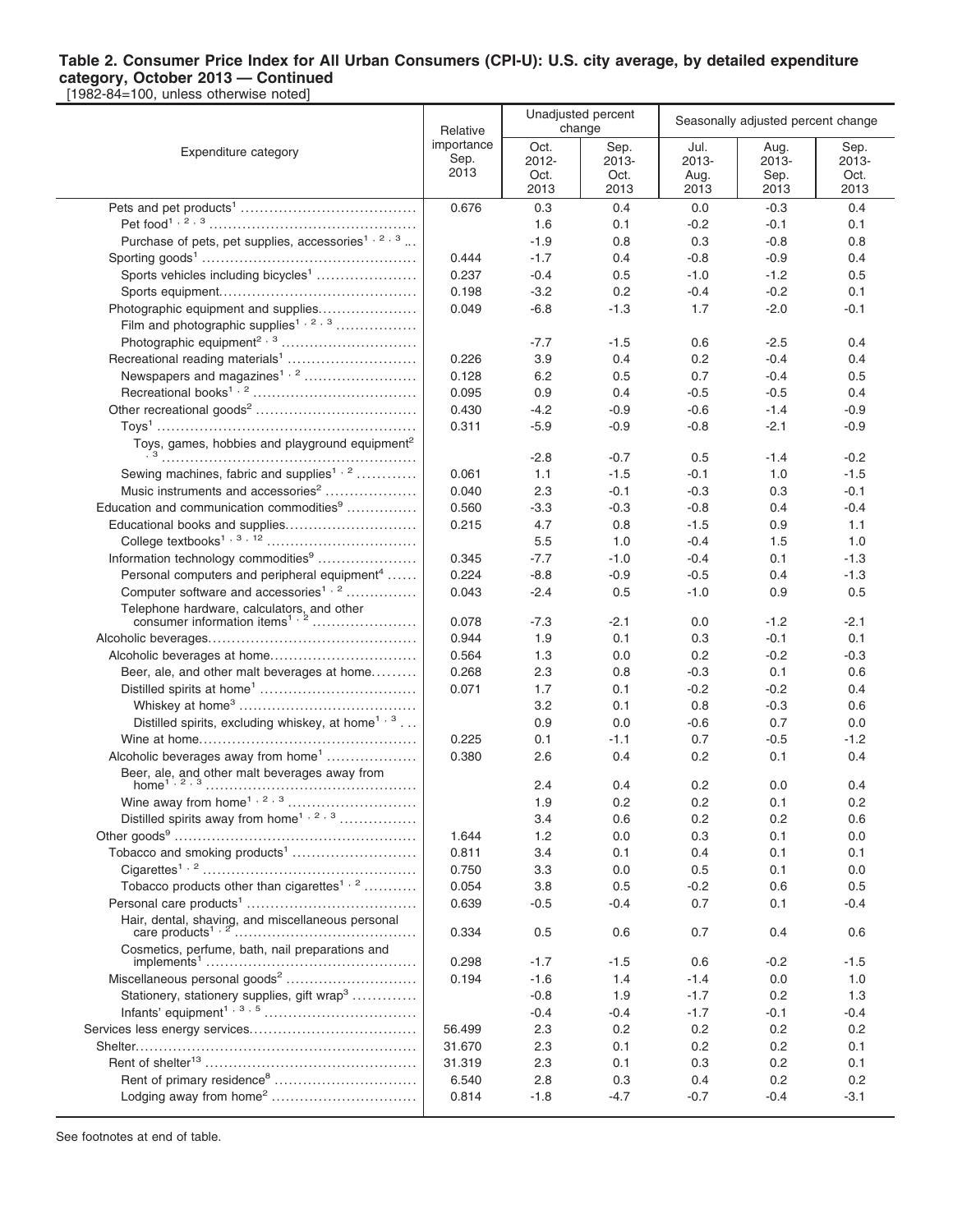**Table 2. Consumer Price Index for All Urban Consumers (CPI-U): U.S. city average, by detailed expenditure category, October 2013 — Continued**

[1982-84=100, unless otherwise noted]

| Expenditure category | Relative importance Sep. 2013 | Unadjusted percent change | | Seasonally adjusted percent change | | |
|---|---|---|---|---|---|---|
| | | Oct. 2012-Oct. 2013 | Sep. 2013-Oct. 2013 | Jul. 2013-Aug. 2013 | Aug. 2013-Sep. 2013 | Sep. 2013-Oct. 2013 |
| Pets and pet products[1] | 0.676 | 0.3 | 0.4 | 0.0 | -0.3 | 0.4 |
| Pet food[1,2,3] | | 1.6 | 0.1 | -0.2 | -0.1 | 0.1 |
| Purchase of pets, pet supplies, accessories[1,2,3] | | -1.9 | 0.8 | 0.3 | -0.8 | 0.8 |
| Sporting goods[1] | 0.444 | -1.7 | 0.4 | -0.8 | -0.9 | 0.4 |
| Sports vehicles including bicycles[1] | 0.237 | -0.4 | 0.5 | -1.0 | -1.2 | 0.5 |
| Sports equipment | 0.198 | -3.2 | 0.2 | -0.4 | -0.2 | 0.1 |
| Photographic equipment and supplies | 0.049 | -6.8 | -1.3 | 1.7 | -2.0 | -0.1 |
| Film and photographic supplies[1,2,3] | | | | | | |
| Photographic equipment[2,3] | | -7.7 | -1.5 | 0.6 | -2.5 | 0.4 |
| Recreational reading materials[1] | 0.226 | 3.9 | 0.4 | 0.2 | -0.4 | 0.4 |
| Newspapers and magazines[1,2] | 0.128 | 6.2 | 0.5 | 0.7 | -0.4 | 0.5 |
| Recreational books[1,2] | 0.095 | 0.9 | 0.4 | -0.5 | -0.5 | 0.4 |
| Other recreational goods[2] | 0.430 | -4.2 | -0.9 | -0.6 | -1.4 | -0.9 |
| Toys[1] | 0.311 | -5.9 | -0.9 | -0.8 | -2.1 | -0.9 |
| Toys, games, hobbies and playground equipment[2,3] | | -2.8 | -0.7 | 0.5 | -1.4 | -0.2 |
| Sewing machines, fabric and supplies[1,2] | 0.061 | 1.1 | -1.5 | -0.1 | 1.0 | -1.5 |
| Music instruments and accessories[2] | 0.040 | 2.3 | -0.1 | -0.3 | 0.3 | -0.1 |
| Education and communication commodities[9] | 0.560 | -3.3 | -0.3 | -0.8 | 0.4 | -0.4 |
| Educational books and supplies | 0.215 | 4.7 | 0.8 | -1.5 | 0.9 | 1.1 |
| College textbooks[1,3,12] | | 5.5 | 1.0 | -0.4 | 1.5 | 1.0 |
| Information technology commodities[9] | 0.345 | -7.7 | -1.0 | -0.4 | 0.1 | -1.3 |
| Personal computers and peripheral equipment[4] | 0.224 | -8.8 | -0.9 | -0.5 | 0.4 | -1.3 |
| Computer software and accessories[1,2] | 0.043 | -2.4 | 0.5 | -1.0 | 0.9 | 0.5 |
| Telephone hardware, calculators, and other consumer information items[1,2] | 0.078 | -7.3 | -2.1 | 0.0 | -1.2 | -2.1 |
| Alcoholic beverages | 0.944 | 1.9 | 0.1 | 0.3 | -0.1 | 0.1 |
| Alcoholic beverages at home | 0.564 | 1.3 | 0.0 | 0.2 | -0.2 | -0.3 |
| Beer, ale, and other malt beverages at home | 0.268 | 2.3 | 0.8 | -0.3 | 0.1 | 0.6 |
| Distilled spirits at home[1] | 0.071 | 1.7 | 0.1 | -0.2 | -0.2 | 0.4 |
| Whiskey at home[3] | | 3.2 | 0.1 | 0.8 | -0.3 | 0.6 |
| Distilled spirits, excluding whiskey, at home[1,3] | | 0.9 | 0.0 | -0.6 | 0.7 | 0.0 |
| Wine at home | 0.225 | 0.1 | -1.1 | 0.7 | -0.5 | -1.2 |
| Alcoholic beverages away from home[1] | 0.380 | 2.6 | 0.4 | 0.2 | 0.1 | 0.4 |
| Beer, ale, and other malt beverages away from home[1,2,3] | | 2.4 | 0.4 | 0.2 | 0.0 | 0.4 |
| Wine away from home[1,2,3] | | 1.9 | 0.2 | 0.2 | 0.1 | 0.2 |
| Distilled spirits away from home[1,2,3] | | 3.4 | 0.6 | 0.2 | 0.2 | 0.6 |
| Other goods[9] | 1.644 | 1.2 | 0.0 | 0.3 | 0.1 | 0.0 |
| Tobacco and smoking products[1] | 0.811 | 3.4 | 0.1 | 0.4 | 0.1 | 0.1 |
| Cigarettes[1,2] | 0.750 | 3.3 | 0.0 | 0.5 | 0.1 | 0.0 |
| Tobacco products other than cigarettes[1,2] | 0.054 | 3.8 | 0.5 | -0.2 | 0.6 | 0.5 |
| Personal care products[1] | 0.639 | -0.5 | -0.4 | 0.7 | 0.1 | -0.4 |
| Hair, dental, shaving, and miscellaneous personal care products[1,2] | 0.334 | 0.5 | 0.6 | 0.7 | 0.4 | 0.6 |
| Cosmetics, perfume, bath, nail preparations and implements[1] | 0.298 | -1.7 | -1.5 | 0.6 | -0.2 | -1.5 |
| Miscellaneous personal goods[2] | 0.194 | -1.6 | 1.4 | -1.4 | 0.0 | 1.0 |
| Stationery, stationery supplies, gift wrap[3] | | -0.8 | 1.9 | -1.7 | 0.2 | 1.3 |
| Infants' equipment[1,3,5] | | -0.4 | -0.4 | -1.7 | -0.1 | -0.4 |
| Services less energy services | 56.499 | 2.3 | 0.2 | 0.2 | 0.2 | 0.2 |
| Shelter | 31.670 | 2.3 | 0.1 | 0.2 | 0.2 | 0.1 |
| Rent of shelter[13] | 31.319 | 2.3 | 0.1 | 0.3 | 0.2 | 0.1 |
| Rent of primary residence[8] | 6.540 | 2.8 | 0.3 | 0.4 | 0.2 | 0.2 |
| Lodging away from home[2] | 0.814 | -1.8 | -4.7 | -0.7 | -0.4 | -3.1 |

See footnotes at end of table.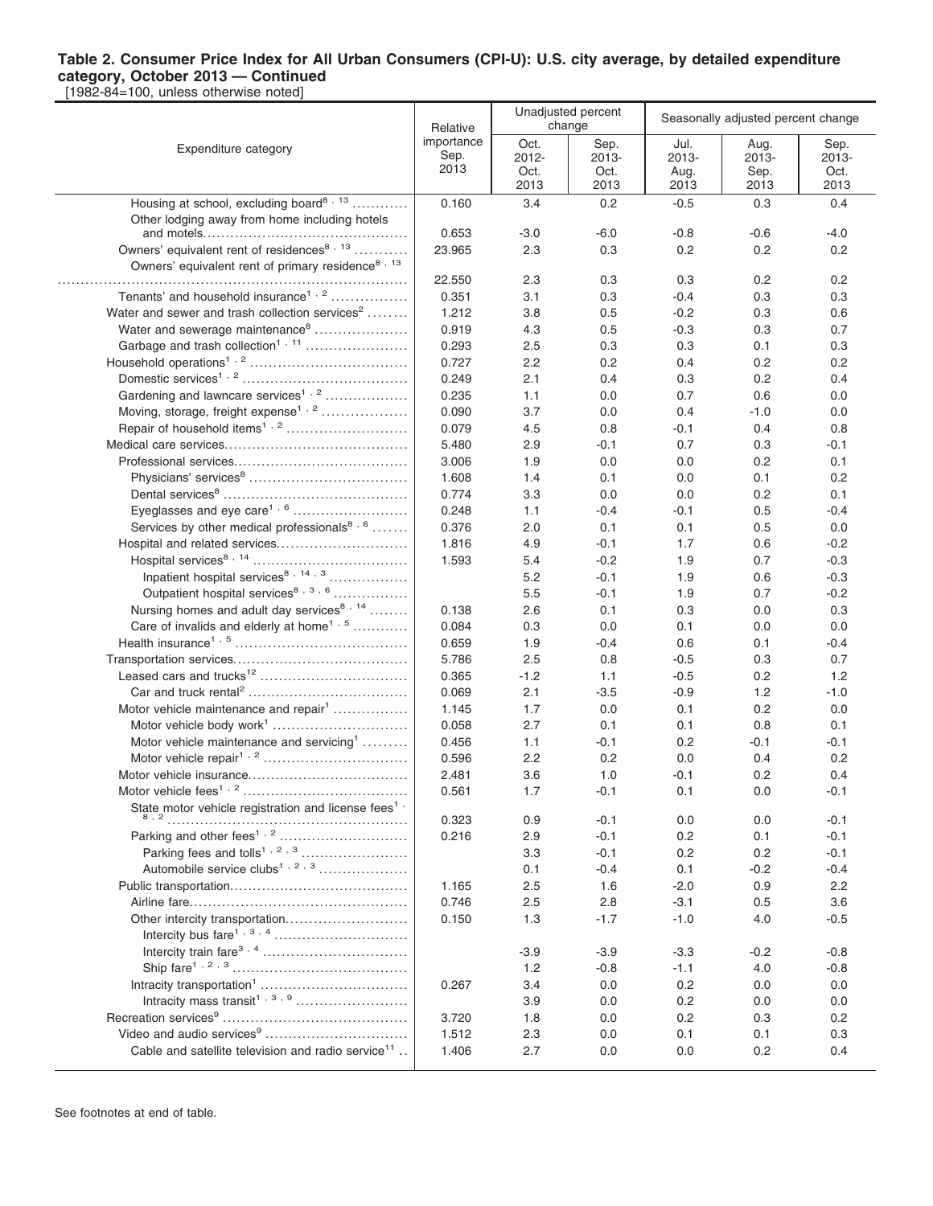**Table 2. Consumer Price Index for All Urban Consumers (CPI-U): U.S. city average, by detailed expenditure category, October 2013 — Continued**

[1982-84=100, unless otherwise noted]

| Expenditure category | Relative importance Sep. 2013 | Unadjusted percent change | | Seasonally adjusted percent change | | |
|---|---|---|---|---|---|---|
| | | Oct. 2012-Oct. 2013 | Sep. 2013-Oct. 2013 | Jul. 2013-Aug. 2013 | Aug. 2013-Sep. 2013 | Sep. 2013-Oct. 2013 |
| Housing at school, excluding board[8, 13] | 0.160 | 3.4 | 0.2 | -0.5 | 0.3 | 0.4 |
| Other lodging away from home including hotels and motels | 0.653 | -3.0 | -6.0 | -0.8 | -0.6 | -4.0 |
| Owners' equivalent rent of residences[8, 13] | 23.965 | 2.3 | 0.3 | 0.2 | 0.2 | 0.2 |
| Owners' equivalent rent of primary residence[8, 13] | 22.550 | 2.3 | 0.3 | 0.3 | 0.2 | 0.2 |
| Tenants' and household insurance[1, 2] | 0.351 | 3.1 | 0.3 | -0.4 | 0.3 | 0.3 |
| Water and sewer and trash collection services[2] | 1.212 | 3.8 | 0.5 | -0.2 | 0.3 | 0.6 |
| Water and sewerage maintenance[8] | 0.919 | 4.3 | 0.5 | -0.3 | 0.3 | 0.7 |
| Garbage and trash collection[1, 11] | 0.293 | 2.5 | 0.3 | 0.3 | 0.1 | 0.3 |
| Household operations[1, 2] | 0.727 | 2.2 | 0.2 | 0.4 | 0.2 | 0.2 |
| Domestic services[1, 2] | 0.249 | 2.1 | 0.4 | 0.3 | 0.2 | 0.4 |
| Gardening and lawncare services[1, 2] | 0.235 | 1.1 | 0.0 | 0.7 | 0.6 | 0.0 |
| Moving, storage, freight expense[1, 2] | 0.090 | 3.7 | 0.0 | 0.4 | -1.0 | 0.0 |
| Repair of household items[1, 2] | 0.079 | 4.5 | 0.8 | -0.1 | 0.4 | 0.8 |
| Medical care services | 5.480 | 2.9 | -0.1 | 0.7 | 0.3 | -0.1 |
| Professional services | 3.006 | 1.9 | 0.0 | 0.0 | 0.2 | 0.1 |
| Physicians' services[8] | 1.608 | 1.4 | 0.1 | 0.0 | 0.1 | 0.2 |
| Dental services[8] | 0.774 | 3.3 | 0.0 | 0.0 | 0.2 | 0.1 |
| Eyeglasses and eye care[1, 6] | 0.248 | 1.1 | -0.4 | -0.1 | 0.5 | -0.4 |
| Services by other medical professionals[8, 6] | 0.376 | 2.0 | 0.1 | 0.1 | 0.5 | 0.0 |
| Hospital and related services | 1.816 | 4.9 | -0.1 | 1.7 | 0.6 | -0.2 |
| Hospital services[8, 14] | 1.593 | 5.4 | -0.2 | 1.9 | 0.7 | -0.3 |
| Inpatient hospital services[8, 14, 3] | | 5.2 | -0.1 | 1.9 | 0.6 | -0.3 |
| Outpatient hospital services[8, 3, 6] | | 5.5 | -0.1 | 1.9 | 0.7 | -0.2 |
| Nursing homes and adult day services[8, 14] | 0.138 | 2.6 | 0.1 | 0.3 | 0.0 | 0.3 |
| Care of invalids and elderly at home[1, 5] | 0.084 | 0.3 | 0.0 | 0.1 | 0.0 | 0.0 |
| Health insurance[1, 5] | 0.659 | 1.9 | -0.4 | 0.6 | 0.1 | -0.4 |
| Transportation services | 5.786 | 2.5 | 0.8 | -0.5 | 0.3 | 0.7 |
| Leased cars and trucks[12] | 0.365 | -1.2 | 1.1 | -0.5 | 0.2 | 1.2 |
| Car and truck rental[2] | 0.069 | 2.1 | -3.5 | -0.9 | 1.2 | -1.0 |
| Motor vehicle maintenance and repair[1] | 1.145 | 1.7 | 0.0 | 0.1 | 0.2 | 0.0 |
| Motor vehicle body work[1] | 0.058 | 2.7 | 0.1 | 0.1 | 0.8 | 0.1 |
| Motor vehicle maintenance and servicing[1] | 0.456 | 1.1 | -0.1 | 0.2 | -0.1 | -0.1 |
| Motor vehicle repair[1, 2] | 0.596 | 2.2 | 0.2 | 0.0 | 0.4 | 0.2 |
| Motor vehicle insurance | 2.481 | 3.6 | 1.0 | -0.1 | 0.2 | 0.4 |
| Motor vehicle fees[1, 2] | 0.561 | 1.7 | -0.1 | 0.1 | 0.0 | -0.1 |
| State motor vehicle registration and license fees[1, 8, 2] | 0.323 | 0.9 | -0.1 | 0.0 | 0.0 | -0.1 |
| Parking and other fees[1, 2] | 0.216 | 2.9 | -0.1 | 0.2 | 0.1 | -0.1 |
| Parking fees and tolls[1, 2, 3] | | 3.3 | -0.1 | 0.2 | 0.2 | -0.1 |
| Automobile service clubs[1, 2, 3] | | 0.1 | -0.4 | 0.1 | -0.2 | -0.4 |
| Public transportation | 1.165 | 2.5 | 1.6 | -2.0 | 0.9 | 2.2 |
| Airline fare | 0.746 | 2.5 | 2.8 | -3.1 | 0.5 | 3.6 |
| Other intercity transportation | 0.150 | 1.3 | -1.7 | -1.0 | 4.0 | -0.5 |
| Intercity bus fare[1, 3, 4] | | | | | | |
| Intercity train fare[3, 4] | | -3.9 | -3.9 | -3.3 | -0.2 | -0.8 |
| Ship fare[1, 2, 3] | | 1.2 | -0.8 | -1.1 | 4.0 | -0.8 |
| Intracity transportation[1] | 0.267 | 3.4 | 0.0 | 0.2 | 0.0 | 0.0 |
| Intracity mass transit[1, 3, 9] | | 3.9 | 0.0 | 0.2 | 0.0 | 0.0 |
| Recreation services[9] | 3.720 | 1.8 | 0.0 | 0.2 | 0.3 | 0.2 |
| Video and audio services[9] | 1.512 | 2.3 | 0.0 | 0.1 | 0.1 | 0.3 |
| Cable and satellite television and radio service[11] | 1.406 | 2.7 | 0.0 | 0.0 | 0.2 | 0.4 |

See footnotes at end of table.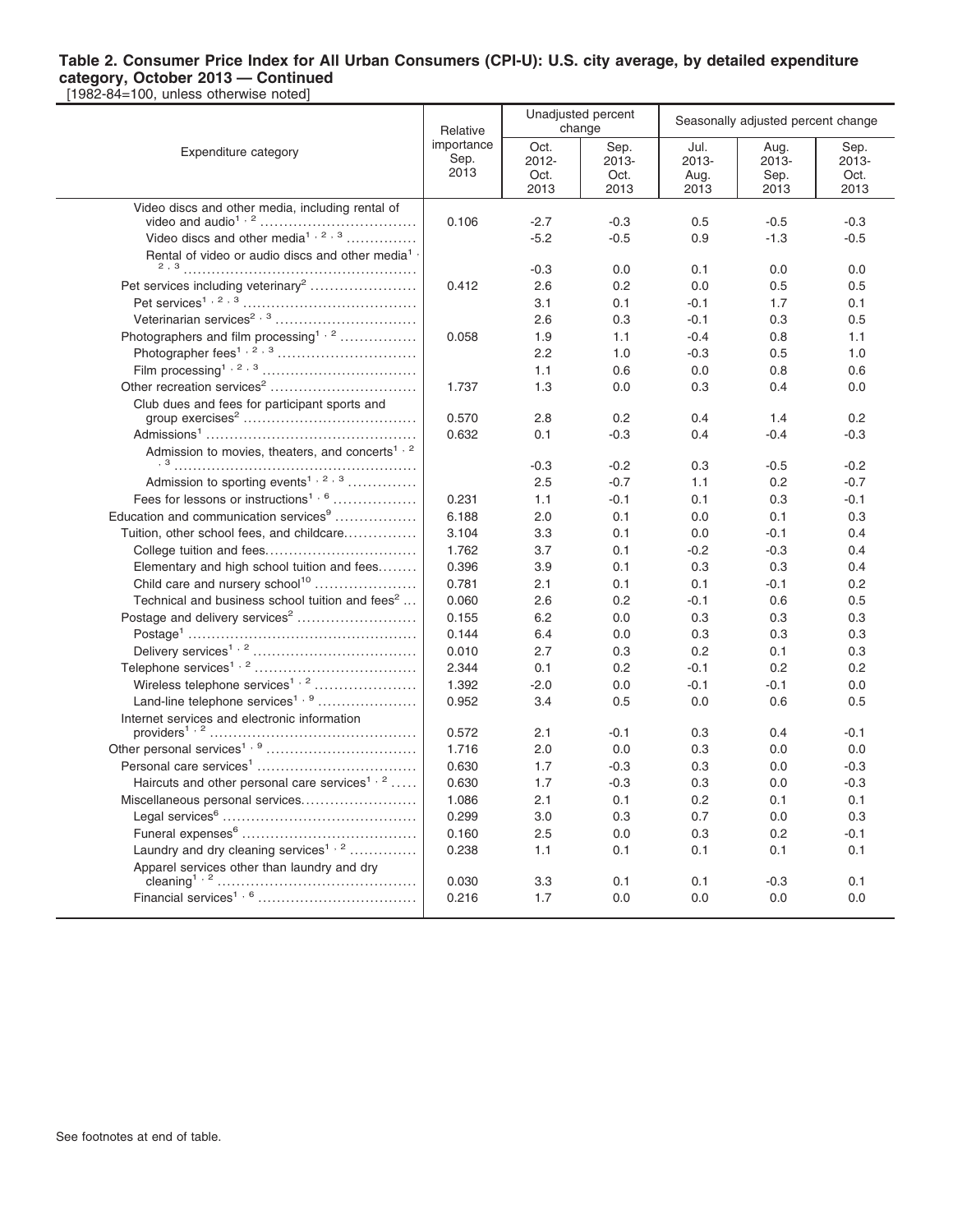**Table 2. Consumer Price Index for All Urban Consumers (CPI-U): U.S. city average, by detailed expenditure category, October 2013 — Continued**

[1982-84=100, unless otherwise noted]

| Expenditure category | Relative importance Sep. 2013 | Unadjusted percent change | | Seasonally adjusted percent change | | |
|---|---|---|---|---|---|---|
| | | Oct. 2012- Oct. 2013 | Sep. 2013- Oct. 2013 | Jul. 2013- Aug. 2013 | Aug. 2013- Sep. 2013 | Sep. 2013- Oct. 2013 |
| Video discs and other media, including rental of video and audio[1,2] | 0.106 | -2.7 | -0.3 | 0.5 | -0.5 | -0.3 |
| Video discs and other media[1,2,3] | | -5.2 | -0.5 | 0.9 | -1.3 | -0.5 |
| Rental of video or audio discs and other media[1,2,3] | | -0.3 | 0.0 | 0.1 | 0.0 | 0.0 |
| Pet services including veterinary[2] | 0.412 | 2.6 | 0.2 | 0.0 | 0.5 | 0.5 |
| Pet services[1,2,3] | | 3.1 | 0.1 | -0.1 | 1.7 | 0.1 |
| Veterinarian services[2,3] | | 2.6 | 0.3 | -0.1 | 0.3 | 0.5 |
| Photographers and film processing[1,2] | 0.058 | 1.9 | 1.1 | -0.4 | 0.8 | 1.1 |
| Photographer fees[1,2,3] | | 2.2 | 1.0 | -0.3 | 0.5 | 1.0 |
| Film processing[1,2,3] | | 1.1 | 0.6 | 0.0 | 0.8 | 0.6 |
| Other recreation services[2] | 1.737 | 1.3 | 0.0 | 0.3 | 0.4 | 0.0 |
| Club dues and fees for participant sports and group exercises[2] | 0.570 | 2.8 | 0.2 | 0.4 | 1.4 | 0.2 |
| Admissions[1] | 0.632 | 0.1 | -0.3 | 0.4 | -0.4 | -0.3 |
| Admission to movies, theaters, and concerts[1,2,3] | | -0.3 | -0.2 | 0.3 | -0.5 | -0.2 |
| Admission to sporting events[1,2,3] | | 2.5 | -0.7 | 1.1 | 0.2 | -0.7 |
| Fees for lessons or instructions[1,6] | 0.231 | 1.1 | -0.1 | 0.1 | 0.3 | -0.1 |
| Education and communication services[9] | 6.188 | 2.0 | 0.1 | 0.0 | 0.1 | 0.3 |
| Tuition, other school fees, and childcare | 3.104 | 3.3 | 0.1 | 0.0 | -0.1 | 0.4 |
| College tuition and fees | 1.762 | 3.7 | 0.1 | -0.2 | -0.3 | 0.4 |
| Elementary and high school tuition and fees | 0.396 | 3.9 | 0.1 | 0.3 | 0.3 | 0.4 |
| Child care and nursery school[10] | 0.781 | 2.1 | 0.1 | 0.1 | -0.1 | 0.2 |
| Technical and business school tuition and fees[2] | 0.060 | 2.6 | 0.2 | -0.1 | 0.6 | 0.5 |
| Postage and delivery services[2] | 0.155 | 6.2 | 0.0 | 0.3 | 0.3 | 0.3 |
| Postage[1] | 0.144 | 6.4 | 0.0 | 0.3 | 0.3 | 0.3 |
| Delivery services[1,2] | 0.010 | 2.7 | 0.3 | 0.2 | 0.1 | 0.3 |
| Telephone services[1,2] | 2.344 | 0.1 | 0.2 | -0.1 | 0.2 | 0.2 |
| Wireless telephone services[1,2] | 1.392 | -2.0 | 0.0 | -0.1 | -0.1 | 0.0 |
| Land-line telephone services[1,9] | 0.952 | 3.4 | 0.5 | 0.0 | 0.6 | 0.5 |
| Internet services and electronic information providers[1,2] | 0.572 | 2.1 | -0.1 | 0.3 | 0.4 | -0.1 |
| Other personal services[1,9] | 1.716 | 2.0 | 0.0 | 0.3 | 0.0 | 0.0 |
| Personal care services[1] | 0.630 | 1.7 | -0.3 | 0.3 | 0.0 | -0.3 |
| Haircuts and other personal care services[1,2] | 0.630 | 1.7 | -0.3 | 0.3 | 0.0 | -0.3 |
| Miscellaneous personal services | 1.086 | 2.1 | 0.1 | 0.2 | 0.1 | 0.1 |
| Legal services[6] | 0.299 | 3.0 | 0.3 | 0.7 | 0.0 | 0.3 |
| Funeral expenses[6] | 0.160 | 2.5 | 0.0 | 0.3 | 0.2 | -0.1 |
| Laundry and dry cleaning services[1,2] | 0.238 | 1.1 | 0.1 | 0.1 | 0.1 | 0.1 |
| Apparel services other than laundry and dry cleaning[1,2] | 0.030 | 3.3 | 0.1 | 0.1 | -0.3 | 0.1 |
| Financial services[1,6] | 0.216 | 1.7 | 0.0 | 0.0 | 0.0 | 0.0 |

See footnotes at end of table.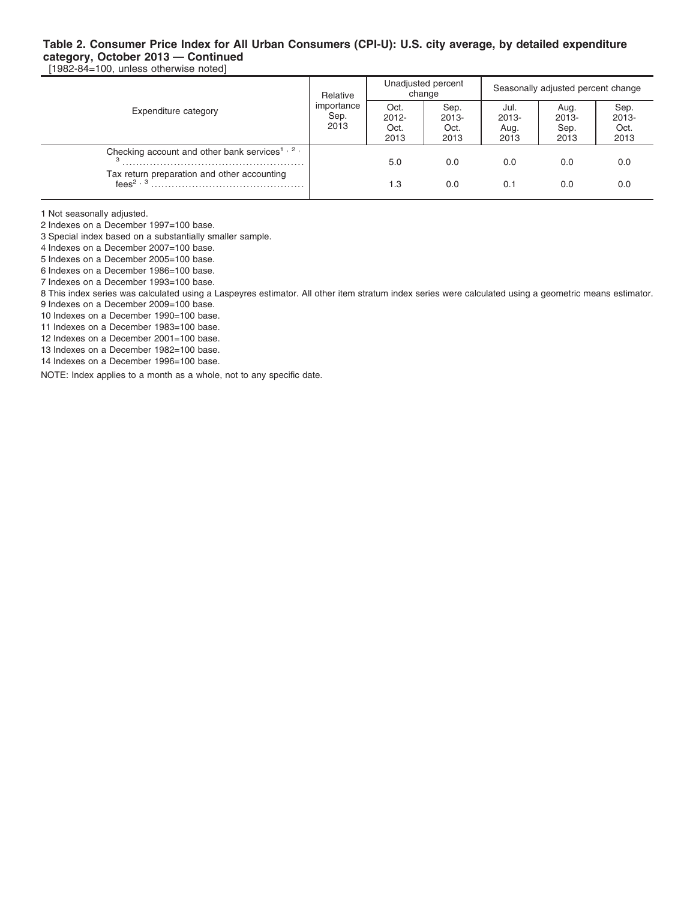### Table 2. Consumer Price Index for All Urban Consumers (CPI-U): U.S. city average, by detailed expenditure category, October 2013 — Continued

[1982-84=100, unless otherwise noted]

| Expenditure category | Relative importance Sep. 2013 | Unadjusted percent change | | Seasonally adjusted percent change | | |
|---|---|---|---|---|---|---|
| | | Oct. 2012-Oct. 2013 | Sep. 2013-Oct. 2013 | Jul. 2013-Aug. 2013 | Aug. 2013-Sep. 2013 | Sep. 2013-Oct. 2013 |
| Checking account and other bank services[1, 2, 3] ........ | | 5.0 | 0.0 | 0.0 | 0.0 | 0.0 |
| Tax return preparation and other accounting fees[2, 3] ........ | | 1.3 | 0.0 | 0.1 | 0.0 | 0.0 |

1 Not seasonally adjusted.
2 Indexes on a December 1997=100 base.
3 Special index based on a substantially smaller sample.
4 Indexes on a December 2007=100 base.
5 Indexes on a December 2005=100 base.
6 Indexes on a December 1986=100 base.
7 Indexes on a December 1993=100 base.
8 This index series was calculated using a Laspeyres estimator. All other item stratum index series were calculated using a geometric means estimator.
9 Indexes on a December 2009=100 base.
10 Indexes on a December 1990=100 base.
11 Indexes on a December 1983=100 base.
12 Indexes on a December 2001=100 base.
13 Indexes on a December 1982=100 base.
14 Indexes on a December 1996=100 base.

NOTE: Index applies to a month as a whole, not to any specific date.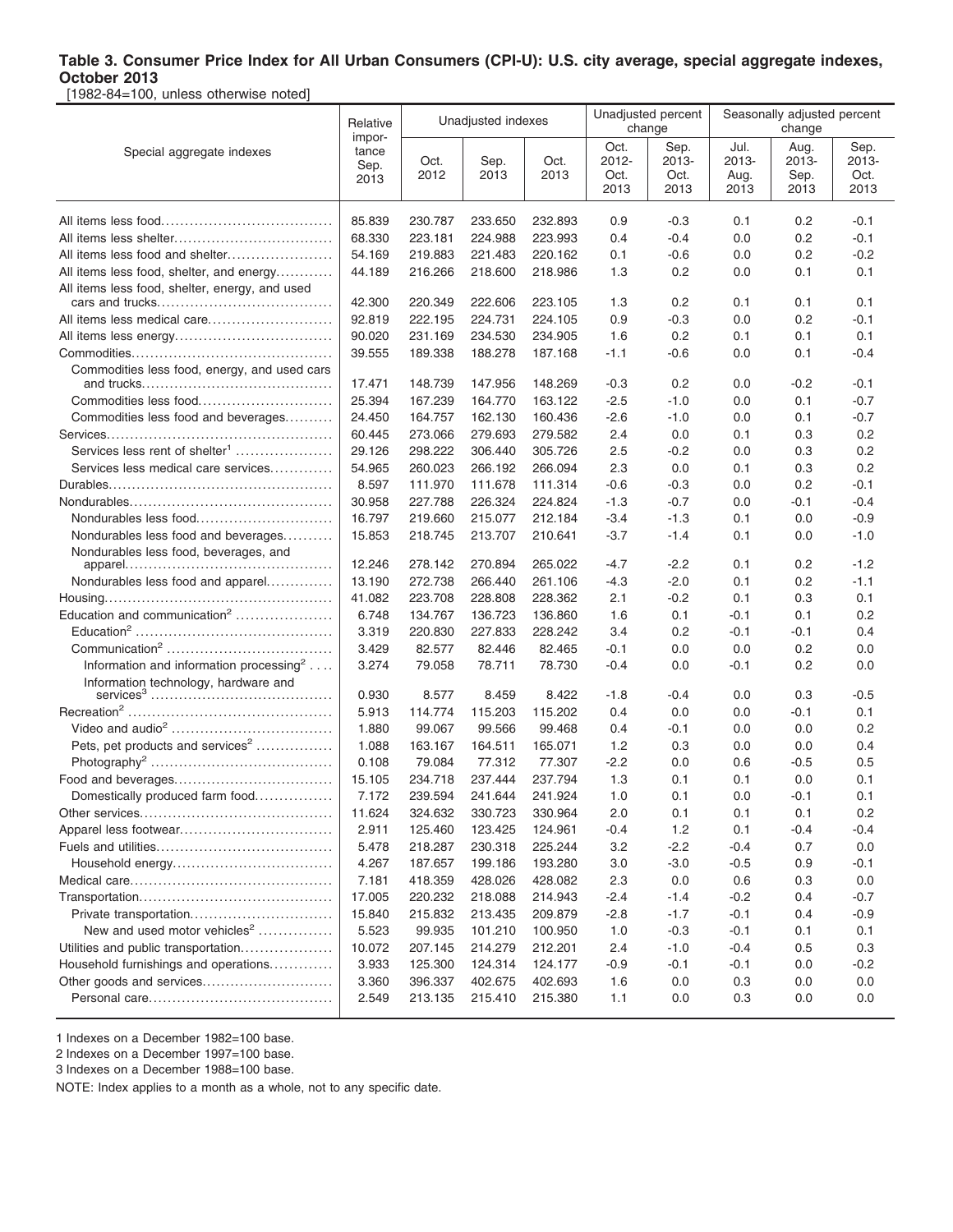**Table 3. Consumer Price Index for All Urban Consumers (CPI-U): U.S. city average, special aggregate indexes, October 2013**

[1982-84=100, unless otherwise noted]

| Special aggregate indexes | Relative importance Sep. 2013 | Unadjusted indexes | | | Unadjusted percent change | | Seasonally adjusted percent change | | |
|---|---|---|---|---|---|---|---|---|---|
| | | Oct. 2012 | Sep. 2013 | Oct. 2013 | Oct. 2012-Oct. 2013 | Sep. 2013-Oct. 2013 | Jul. 2013-Aug. 2013 | Aug. 2013-Sep. 2013 | Sep. 2013-Oct. 2013 |
| All items less food | 85.839 | 230.787 | 233.650 | 232.893 | 0.9 | -0.3 | 0.1 | 0.2 | -0.1 |
| All items less shelter | 68.330 | 223.181 | 224.988 | 223.993 | 0.4 | -0.4 | 0.0 | 0.2 | -0.1 |
| All items less food and shelter | 54.169 | 219.883 | 221.483 | 220.162 | 0.1 | -0.6 | 0.0 | 0.2 | -0.2 |
| All items less food, shelter, and energy | 44.189 | 216.266 | 218.600 | 218.986 | 1.3 | 0.2 | 0.0 | 0.1 | 0.1 |
| All items less food, shelter, energy, and used cars and trucks | 42.300 | 220.349 | 222.606 | 223.105 | 1.3 | 0.2 | 0.1 | 0.1 | 0.1 |
| All items less medical care | 92.819 | 222.195 | 224.731 | 224.105 | 0.9 | -0.3 | 0.0 | 0.2 | -0.1 |
| All items less energy | 90.020 | 231.169 | 234.530 | 234.905 | 1.6 | 0.2 | 0.1 | 0.1 | 0.1 |
| Commodities | 39.555 | 189.338 | 188.278 | 187.168 | -1.1 | -0.6 | 0.0 | 0.1 | -0.4 |
| Commodities less food, energy, and used cars and trucks | 17.471 | 148.739 | 147.956 | 148.269 | -0.3 | 0.2 | 0.0 | -0.2 | -0.1 |
| Commodities less food | 25.394 | 167.239 | 164.770 | 163.122 | -2.5 | -1.0 | 0.0 | 0.1 | -0.7 |
| Commodities less food and beverages | 24.450 | 164.757 | 162.130 | 160.436 | -2.6 | -1.0 | 0.0 | 0.1 | -0.7 |
| Services | 60.445 | 273.066 | 279.693 | 279.582 | 2.4 | 0.0 | 0.1 | 0.3 | 0.2 |
| Services less rent of shelter[1] | 29.126 | 298.222 | 306.440 | 305.726 | 2.5 | -0.2 | 0.0 | 0.3 | 0.2 |
| Services less medical care services | 54.965 | 260.023 | 266.192 | 266.094 | 2.3 | 0.0 | 0.1 | 0.3 | 0.2 |
| Durables | 8.597 | 111.970 | 111.678 | 111.314 | -0.6 | -0.3 | 0.0 | 0.2 | -0.1 |
| Nondurables | 30.958 | 227.788 | 226.324 | 224.824 | -1.3 | -0.7 | 0.0 | -0.1 | -0.4 |
| Nondurables less food | 16.797 | 219.660 | 215.077 | 212.184 | -3.4 | -1.3 | 0.1 | 0.0 | -0.9 |
| Nondurables less food and beverages | 15.853 | 218.745 | 213.707 | 210.641 | -3.7 | -1.4 | 0.1 | 0.0 | -1.0 |
| Nondurables less food, beverages, and apparel | 12.246 | 278.142 | 270.894 | 265.022 | -4.7 | -2.2 | 0.1 | 0.2 | -1.2 |
| Nondurables less food and apparel | 13.190 | 272.738 | 266.440 | 261.106 | -4.3 | -2.0 | 0.1 | 0.2 | -1.1 |
| Housing | 41.082 | 223.708 | 228.808 | 228.362 | 2.1 | -0.2 | 0.1 | 0.3 | 0.1 |
| Education and communication[2] | 6.748 | 134.767 | 136.723 | 136.860 | 1.6 | 0.1 | -0.1 | 0.1 | 0.2 |
| Education[2] | 3.319 | 220.830 | 227.833 | 228.242 | 3.4 | 0.2 | -0.1 | -0.1 | 0.4 |
| Communication[2] | 3.429 | 82.577 | 82.446 | 82.465 | -0.1 | 0.0 | 0.0 | 0.2 | 0.0 |
| Information and information processing[2] | 3.274 | 79.058 | 78.711 | 78.730 | -0.4 | 0.0 | -0.1 | 0.2 | 0.0 |
| Information technology, hardware and services[3] | 0.930 | 8.577 | 8.459 | 8.422 | -1.8 | -0.4 | 0.0 | 0.3 | -0.5 |
| Recreation[2] | 5.913 | 114.774 | 115.203 | 115.202 | 0.4 | 0.0 | 0.0 | -0.1 | 0.1 |
| Video and audio[2] | 1.880 | 99.067 | 99.566 | 99.468 | 0.4 | -0.1 | 0.0 | 0.0 | 0.2 |
| Pets, pet products and services[2] | 1.088 | 163.167 | 164.511 | 165.071 | 1.2 | 0.3 | 0.0 | 0.0 | 0.4 |
| Photography[2] | 0.108 | 79.084 | 77.312 | 77.307 | -2.2 | 0.0 | 0.6 | -0.5 | 0.5 |
| Food and beverages | 15.105 | 234.718 | 237.444 | 237.794 | 1.3 | 0.1 | 0.1 | 0.0 | 0.1 |
| Domestically produced farm food | 7.172 | 239.594 | 241.644 | 241.924 | 1.0 | 0.1 | 0.0 | -0.1 | 0.1 |
| Other services | 11.624 | 324.632 | 330.723 | 330.964 | 2.0 | 0.1 | 0.1 | 0.1 | 0.2 |
| Apparel less footwear | 2.911 | 125.460 | 123.425 | 124.961 | -0.4 | 1.2 | 0.1 | -0.4 | -0.4 |
| Fuels and utilities | 5.478 | 218.287 | 230.318 | 225.244 | 3.2 | -2.2 | -0.4 | 0.7 | 0.0 |
| Household energy | 4.267 | 187.657 | 199.186 | 193.280 | 3.0 | -3.0 | -0.5 | 0.9 | -0.1 |
| Medical care | 7.181 | 418.359 | 428.026 | 428.082 | 2.3 | 0.0 | 0.6 | 0.3 | 0.0 |
| Transportation | 17.005 | 220.232 | 218.088 | 214.943 | -2.4 | -1.4 | -0.2 | 0.4 | -0.7 |
| Private transportation | 15.840 | 215.832 | 213.435 | 209.879 | -2.8 | -1.7 | -0.1 | 0.4 | -0.9 |
| New and used motor vehicles[2] | 5.523 | 99.935 | 101.210 | 100.950 | 1.0 | -0.3 | -0.1 | 0.1 | 0.1 |
| Utilities and public transportation | 10.072 | 207.145 | 214.279 | 212.201 | 2.4 | -1.0 | -0.4 | 0.5 | 0.3 |
| Household furnishings and operations | 3.933 | 125.300 | 124.314 | 124.177 | -0.9 | -0.1 | -0.1 | 0.0 | -0.2 |
| Other goods and services | 3.360 | 396.337 | 402.675 | 402.693 | 1.6 | 0.0 | 0.3 | 0.0 | 0.0 |
| Personal care | 2.549 | 213.135 | 215.410 | 215.380 | 1.1 | 0.0 | 0.3 | 0.0 | 0.0 |

1 Indexes on a December 1982=100 base.

2 Indexes on a December 1997=100 base.

3 Indexes on a December 1988=100 base.

NOTE: Index applies to a month as a whole, not to any specific date.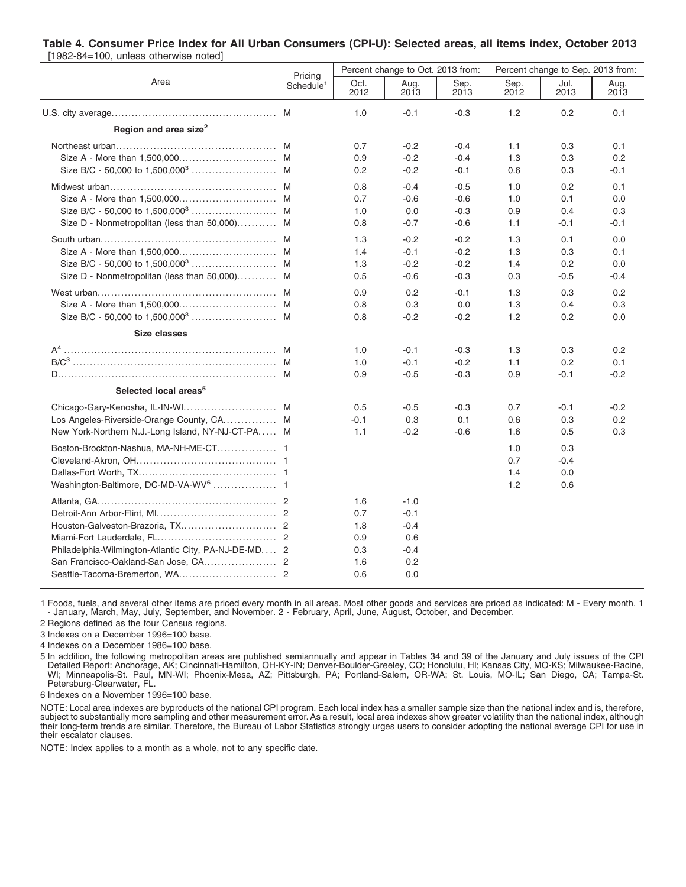**Table 4. Consumer Price Index for All Urban Consumers (CPI-U): Selected areas, all items index, October 2013**
[1982-84=100, unless otherwise noted]

| Area | Pricing Schedule[1] | Percent change to Oct. 2013 from: | | | Percent change to Sep. 2013 from: | | |
|---|---|---|---|---|---|---|---|
| | | Oct. 2012 | Aug. 2013 | Sep. 2013 | Sep. 2012 | Jul. 2013 | Aug. 2013 |
| U.S. city average | M | 1.0 | -0.1 | -0.3 | 1.2 | 0.2 | 0.1 |
| **Region and area size[2]** | | | | | | | |
| Northeast urban | M | 0.7 | -0.2 | -0.4 | 1.1 | 0.3 | 0.1 |
| Size A - More than 1,500,000 | M | 0.9 | -0.2 | -0.4 | 1.3 | 0.3 | 0.2 |
| Size B/C - 50,000 to 1,500,000[3] | M | 0.2 | -0.2 | -0.1 | 0.6 | 0.3 | -0.1 |
| Midwest urban | M | 0.8 | -0.4 | -0.5 | 1.0 | 0.2 | 0.1 |
| Size A - More than 1,500,000 | M | 0.7 | -0.6 | -0.6 | 1.0 | 0.1 | 0.0 |
| Size B/C - 50,000 to 1,500,000[3] | M | 1.0 | 0.0 | -0.3 | 0.9 | 0.4 | 0.3 |
| Size D - Nonmetropolitan (less than 50,000) | M | 0.8 | -0.7 | -0.6 | 1.1 | -0.1 | -0.1 |
| South urban | M | 1.3 | -0.2 | -0.2 | 1.3 | 0.1 | 0.0 |
| Size A - More than 1,500,000 | M | 1.4 | -0.1 | -0.2 | 1.3 | 0.3 | 0.1 |
| Size B/C - 50,000 to 1,500,000[3] | M | 1.3 | -0.2 | -0.2 | 1.4 | 0.2 | 0.0 |
| Size D - Nonmetropolitan (less than 50,000) | M | 0.5 | -0.6 | -0.3 | 0.3 | -0.5 | -0.4 |
| West urban | M | 0.9 | 0.2 | -0.1 | 1.3 | 0.3 | 0.2 |
| Size A - More than 1,500,000 | M | 0.8 | 0.3 | 0.0 | 1.3 | 0.4 | 0.3 |
| Size B/C - 50,000 to 1,500,000[3] | M | 0.8 | -0.2 | -0.2 | 1.2 | 0.2 | 0.0 |
| **Size classes** | | | | | | | |
| A[4] | M | 1.0 | -0.1 | -0.3 | 1.3 | 0.3 | 0.2 |
| B/C[3] | M | 1.0 | -0.1 | -0.2 | 1.1 | 0.2 | 0.1 |
| D | M | 0.9 | -0.5 | -0.3 | 0.9 | -0.1 | -0.2 |
| **Selected local areas[5]** | | | | | | | |
| Chicago-Gary-Kenosha, IL-IN-WI | M | 0.5 | -0.5 | -0.3 | 0.7 | -0.1 | -0.2 |
| Los Angeles-Riverside-Orange County, CA | M | -0.1 | 0.3 | 0.1 | 0.6 | 0.3 | 0.2 |
| New York-Northern N.J.-Long Island, NY-NJ-CT-PA | M | 1.1 | -0.2 | -0.6 | 1.6 | 0.5 | 0.3 |
| Boston-Brockton-Nashua, MA-NH-ME-CT | 1 | | | | 1.0 | 0.3 | |
| Cleveland-Akron, OH | 1 | | | | 0.7 | -0.4 | |
| Dallas-Fort Worth, TX | 1 | | | | 1.4 | 0.0 | |
| Washington-Baltimore, DC-MD-VA-WV[6] | 1 | | | | 1.2 | 0.6 | |
| Atlanta, GA | 2 | 1.6 | -1.0 | | | | |
| Detroit-Ann Arbor-Flint, MI | 2 | 0.7 | -0.1 | | | | |
| Houston-Galveston-Brazoria, TX | 2 | 1.8 | -0.4 | | | | |
| Miami-Fort Lauderdale, FL | 2 | 0.9 | 0.6 | | | | |
| Philadelphia-Wilmington-Atlantic City, PA-NJ-DE-MD | 2 | 0.3 | -0.4 | | | | |
| San Francisco-Oakland-San Jose, CA | 2 | 1.6 | 0.2 | | | | |
| Seattle-Tacoma-Bremerton, WA | 2 | 0.6 | 0.0 | | | | |

1 Foods, fuels, and several other items are priced every month in all areas. Most other goods and services are priced as indicated: M - Every month. 1 - January, March, May, July, September, and November. 2 - February, April, June, August, October, and December.

2 Regions defined as the four Census regions.

3 Indexes on a December 1996=100 base.

4 Indexes on a December 1986=100 base.

5 In addition, the following metropolitan areas are published semiannually and appear in Tables 34 and 39 of the January and July issues of the CPI Detailed Report: Anchorage, AK; Cincinnati-Hamilton, OH-KY-IN; Denver-Boulder-Greeley, CO; Honolulu, HI; Kansas City, MO-KS; Milwaukee-Racine, WI; Minneapolis-St. Paul, MN-WI; Phoenix-Mesa, AZ; Pittsburgh, PA; Portland-Salem, OR-WA; St. Louis, MO-IL; San Diego, CA; Tampa-St. Petersburg-Clearwater, FL.

6 Indexes on a November 1996=100 base.

NOTE: Local area indexes are byproducts of the national CPI program. Each local index has a smaller sample size than the national index and is, therefore, subject to substantially more sampling and other measurement error. As a result, local area indexes show greater volatility than the national index, although their long-term trends are similar. Therefore, the Bureau of Labor Statistics strongly urges users to consider adopting the national average CPI for use in their escalator clauses.

NOTE: Index applies to a month as a whole, not to any specific date.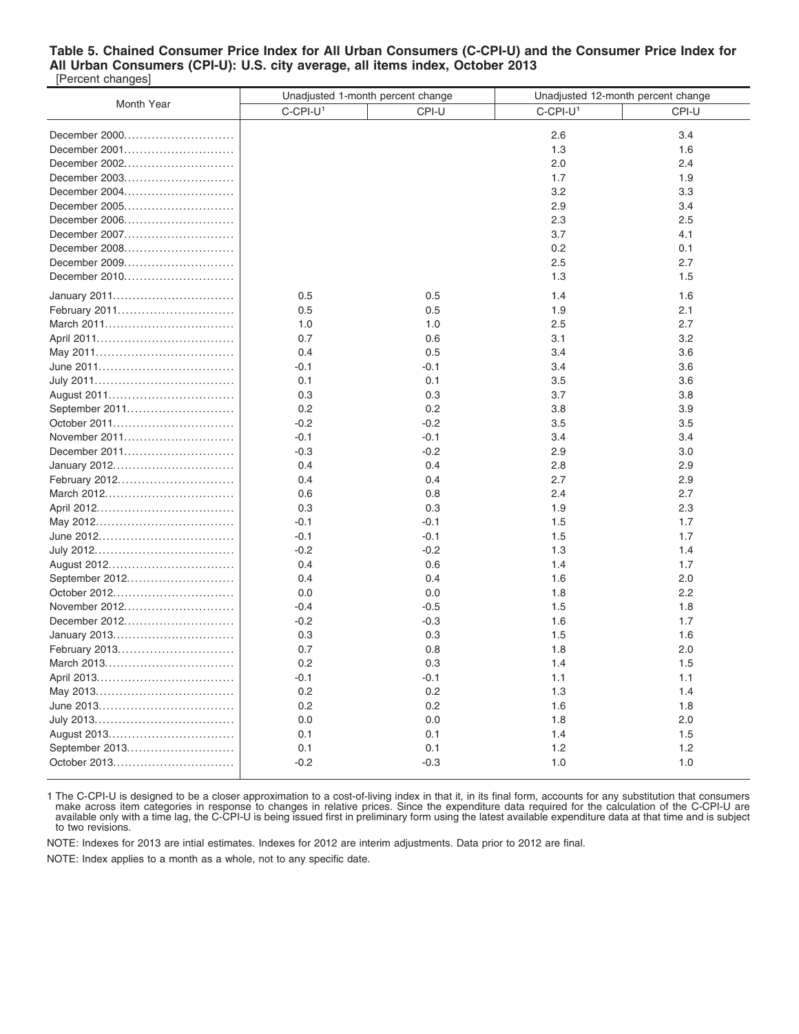**Table 5. Chained Consumer Price Index for All Urban Consumers (C-CPI-U) and the Consumer Price Index for All Urban Consumers (CPI-U): U.S. city average, all items index, October 2013**

[Percent changes]

| Month Year | Unadjusted 1-month percent change | | Unadjusted 12-month percent change | |
|---|---|---|---|---|
| | C-CPI-U[1] | CPI-U | C-CPI-U[1] | CPI-U |
| December 2000 | | | 2.6 | 3.4 |
| December 2001 | | | 1.3 | 1.6 |
| December 2002 | | | 2.0 | 2.4 |
| December 2003 | | | 1.7 | 1.9 |
| December 2004 | | | 3.2 | 3.3 |
| December 2005 | | | 2.9 | 3.4 |
| December 2006 | | | 2.3 | 2.5 |
| December 2007 | | | 3.7 | 4.1 |
| December 2008 | | | 0.2 | 0.1 |
| December 2009 | | | 2.5 | 2.7 |
| December 2010 | | | 1.3 | 1.5 |
| January 2011 | 0.5 | 0.5 | 1.4 | 1.6 |
| February 2011 | 0.5 | 0.5 | 1.9 | 2.1 |
| March 2011 | 1.0 | 1.0 | 2.5 | 2.7 |
| April 2011 | 0.7 | 0.6 | 3.1 | 3.2 |
| May 2011 | 0.4 | 0.5 | 3.4 | 3.6 |
| June 2011 | -0.1 | -0.1 | 3.4 | 3.6 |
| July 2011 | 0.1 | 0.1 | 3.5 | 3.6 |
| August 2011 | 0.3 | 0.3 | 3.7 | 3.8 |
| September 2011 | 0.2 | 0.2 | 3.8 | 3.9 |
| October 2011 | -0.2 | -0.2 | 3.5 | 3.5 |
| November 2011 | -0.1 | -0.1 | 3.4 | 3.4 |
| December 2011 | -0.3 | -0.2 | 2.9 | 3.0 |
| January 2012 | 0.4 | 0.4 | 2.8 | 2.9 |
| February 2012 | 0.4 | 0.4 | 2.7 | 2.9 |
| March 2012 | 0.6 | 0.8 | 2.4 | 2.7 |
| April 2012 | 0.3 | 0.3 | 1.9 | 2.3 |
| May 2012 | -0.1 | -0.1 | 1.5 | 1.7 |
| June 2012 | -0.1 | -0.1 | 1.5 | 1.7 |
| July 2012 | -0.2 | -0.2 | 1.3 | 1.4 |
| August 2012 | 0.4 | 0.6 | 1.4 | 1.7 |
| September 2012 | 0.4 | 0.4 | 1.6 | 2.0 |
| October 2012 | 0.0 | 0.0 | 1.8 | 2.2 |
| November 2012 | -0.4 | -0.5 | 1.5 | 1.8 |
| December 2012 | -0.2 | -0.3 | 1.6 | 1.7 |
| January 2013 | 0.3 | 0.3 | 1.5 | 1.6 |
| February 2013 | 0.7 | 0.8 | 1.8 | 2.0 |
| March 2013 | 0.2 | 0.3 | 1.4 | 1.5 |
| April 2013 | -0.1 | -0.1 | 1.1 | 1.1 |
| May 2013 | 0.2 | 0.2 | 1.3 | 1.4 |
| June 2013 | 0.2 | 0.2 | 1.6 | 1.8 |
| July 2013 | 0.0 | 0.0 | 1.8 | 2.0 |
| August 2013 | 0.1 | 0.1 | 1.4 | 1.5 |
| September 2013 | 0.1 | 0.1 | 1.2 | 1.2 |
| October 2013 | -0.2 | -0.3 | 1.0 | 1.0 |

1 The C-CPI-U is designed to be a closer approximation to a cost-of-living index in that it, in its final form, accounts for any substitution that consumers make across item categories in response to changes in relative prices. Since the expenditure data required for the calculation of the C-CPI-U are available only with a time lag, the C-CPI-U is being issued first in preliminary form using the latest available expenditure data at that time and is subject to two revisions.

NOTE: Indexes for 2013 are intial estimates. Indexes for 2012 are interim adjustments. Data prior to 2012 are final.

NOTE: Index applies to a month as a whole, not to any specific date.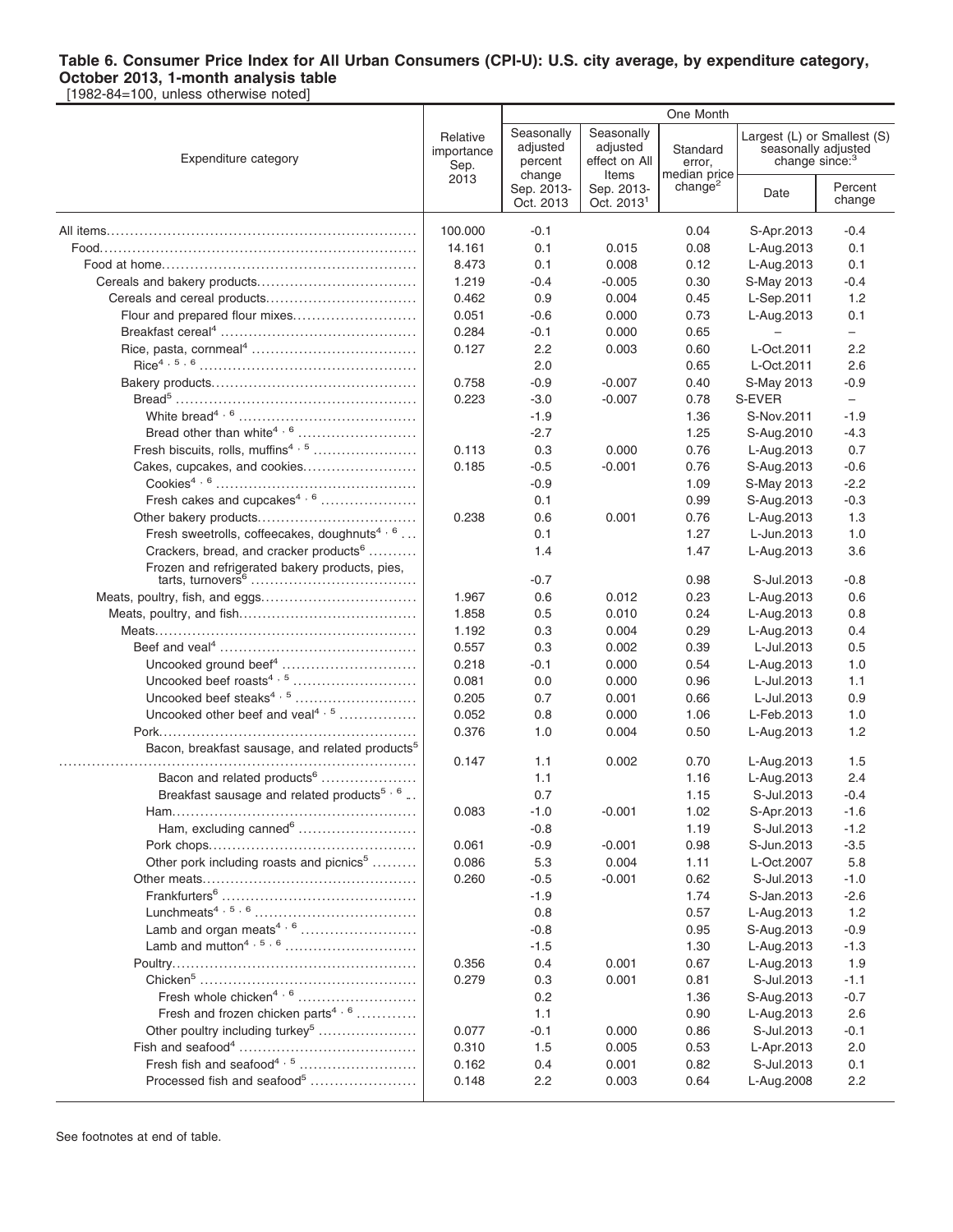# Table 6. Consumer Price Index for All Urban Consumers (CPI-U): U.S. city average, by expenditure category, October 2013, 1-month analysis table

[1982-84=100, unless otherwise noted]

| Expenditure category | Relative importance Sep. 2013 | One Month | | | | |
|---|---|---|---|---|---|---|
| | | Seasonally adjusted percent change Sep. 2013-Oct. 2013 | Seasonally adjusted effect on All Items Sep. 2013-Oct. 2013[1] | Standard error, median price change[2] | Largest (L) or Smallest (S) seasonally adjusted change since:[3] Date | Largest (L) or Smallest (S) seasonally adjusted change since:[3] Percent change |
| All items | 100.000 | -0.1 | | 0.04 | S-Apr.2013 | -0.4 |
| Food | 14.161 | 0.1 | 0.015 | 0.08 | L-Aug.2013 | 0.1 |
| Food at home | 8.473 | 0.1 | 0.008 | 0.12 | L-Aug.2013 | 0.1 |
| Cereals and bakery products | 1.219 | -0.4 | -0.005 | 0.30 | S-May 2013 | -0.4 |
| Cereals and cereal products | 0.462 | 0.9 | 0.004 | 0.45 | L-Sep.2011 | 1.2 |
| Flour and prepared flour mixes | 0.051 | -0.6 | 0.000 | 0.73 | L-Aug.2013 | 0.1 |
| Breakfast cereal[4] | 0.284 | -0.1 | 0.000 | 0.65 | – | – |
| Rice, pasta, cornmeal[4] | 0.127 | 2.2 | 0.003 | 0.60 | L-Oct.2011 | 2.2 |
| Rice[4, 5, 6] | | 2.0 | | 0.65 | L-Oct.2011 | 2.6 |
| Bakery products | 0.758 | -0.9 | -0.007 | 0.40 | S-May 2013 | -0.9 |
| Bread[5] | 0.223 | -3.0 | -0.007 | 0.78 | S-EVER | – |
| White bread[4, 6] | | -1.9 | | 1.36 | S-Nov.2011 | -1.9 |
| Bread other than white[4, 6] | | -2.7 | | 1.25 | S-Aug.2010 | -4.3 |
| Fresh biscuits, rolls, muffins[4, 5] | 0.113 | 0.3 | 0.000 | 0.76 | L-Aug.2013 | 0.7 |
| Cakes, cupcakes, and cookies | 0.185 | -0.5 | -0.001 | 0.76 | S-Aug.2013 | -0.6 |
| Cookies[4, 6] | | -0.9 | | 1.09 | S-May 2013 | -2.2 |
| Fresh cakes and cupcakes[4, 6] | | 0.1 | | 0.99 | S-Aug.2013 | -0.3 |
| Other bakery products | 0.238 | 0.6 | 0.001 | 0.76 | L-Aug.2013 | 1.3 |
| Fresh sweetrolls, coffeecakes, doughnuts[4, 6] | | 0.1 | | 1.27 | L-Jun.2013 | 1.0 |
| Crackers, bread, and cracker products[6] | | 1.4 | | 1.47 | L-Aug.2013 | 3.6 |
| Frozen and refrigerated bakery products, pies, tarts, turnovers[6] | | -0.7 | | 0.98 | S-Jul.2013 | -0.8 |
| Meats, poultry, fish, and eggs | 1.967 | 0.6 | 0.012 | 0.23 | L-Aug.2013 | 0.6 |
| Meats, poultry, and fish | 1.858 | 0.5 | 0.010 | 0.24 | L-Aug.2013 | 0.8 |
| Meats | 1.192 | 0.3 | 0.004 | 0.29 | L-Aug.2013 | 0.4 |
| Beef and veal[4] | 0.557 | 0.3 | 0.002 | 0.39 | L-Jul.2013 | 0.5 |
| Uncooked ground beef[4] | 0.218 | -0.1 | 0.000 | 0.54 | L-Aug.2013 | 1.0 |
| Uncooked beef roasts[4, 5] | 0.081 | 0.0 | 0.000 | 0.96 | L-Jul.2013 | 1.1 |
| Uncooked beef steaks[4, 5] | 0.205 | 0.7 | 0.001 | 0.66 | L-Jul.2013 | 0.9 |
| Uncooked other beef and veal[4, 5] | 0.052 | 0.8 | 0.000 | 1.06 | L-Feb.2013 | 1.0 |
| Pork | 0.376 | 1.0 | 0.004 | 0.50 | L-Aug.2013 | 1.2 |
| Bacon, breakfast sausage, and related products[5] | 0.147 | 1.1 | 0.002 | 0.70 | L-Aug.2013 | 1.5 |
| Bacon and related products[6] | | 1.1 | | 1.16 | L-Aug.2013 | 2.4 |
| Breakfast sausage and related products[5, 6] | | 0.7 | | 1.15 | S-Jul.2013 | -0.4 |
| Ham | 0.083 | -1.0 | -0.001 | 1.02 | S-Apr.2013 | -1.6 |
| Ham, excluding canned[6] | | -0.8 | | 1.19 | S-Jul.2013 | -1.2 |
| Pork chops | 0.061 | -0.9 | -0.001 | 0.98 | S-Jun.2013 | -3.5 |
| Other pork including roasts and picnics[5] | 0.086 | 5.3 | 0.004 | 1.11 | L-Oct.2007 | 5.8 |
| Other meats | 0.260 | -0.5 | -0.001 | 0.62 | S-Jul.2013 | -1.0 |
| Frankfurters[6] | | -1.9 | | 1.74 | S-Jan.2013 | -2.6 |
| Lunchmeats[4, 5, 6] | | 0.8 | | 0.57 | L-Aug.2013 | 1.2 |
| Lamb and organ meats[4, 6] | | -0.8 | | 0.95 | S-Aug.2013 | -0.9 |
| Lamb and mutton[4, 5, 6] | | -1.5 | | 1.30 | L-Aug.2013 | -1.3 |
| Poultry | 0.356 | 0.4 | 0.001 | 0.67 | L-Aug.2013 | 1.9 |
| Chicken[5] | 0.279 | 0.3 | 0.001 | 0.81 | S-Jul.2013 | -1.1 |
| Fresh whole chicken[4, 6] | | 0.2 | | 1.36 | S-Aug.2013 | -0.7 |
| Fresh and frozen chicken parts[4, 6] | | 1.1 | | 0.90 | L-Aug.2013 | 2.6 |
| Other poultry including turkey[5] | 0.077 | -0.1 | 0.000 | 0.86 | S-Jul.2013 | -0.1 |
| Fish and seafood[4] | 0.310 | 1.5 | 0.005 | 0.53 | L-Apr.2013 | 2.0 |
| Fresh fish and seafood[4, 5] | 0.162 | 0.4 | 0.001 | 0.82 | S-Jul.2013 | 0.1 |
| Processed fish and seafood[5] | 0.148 | 2.2 | 0.003 | 0.64 | L-Aug.2008 | 2.2 |

See footnotes at end of table.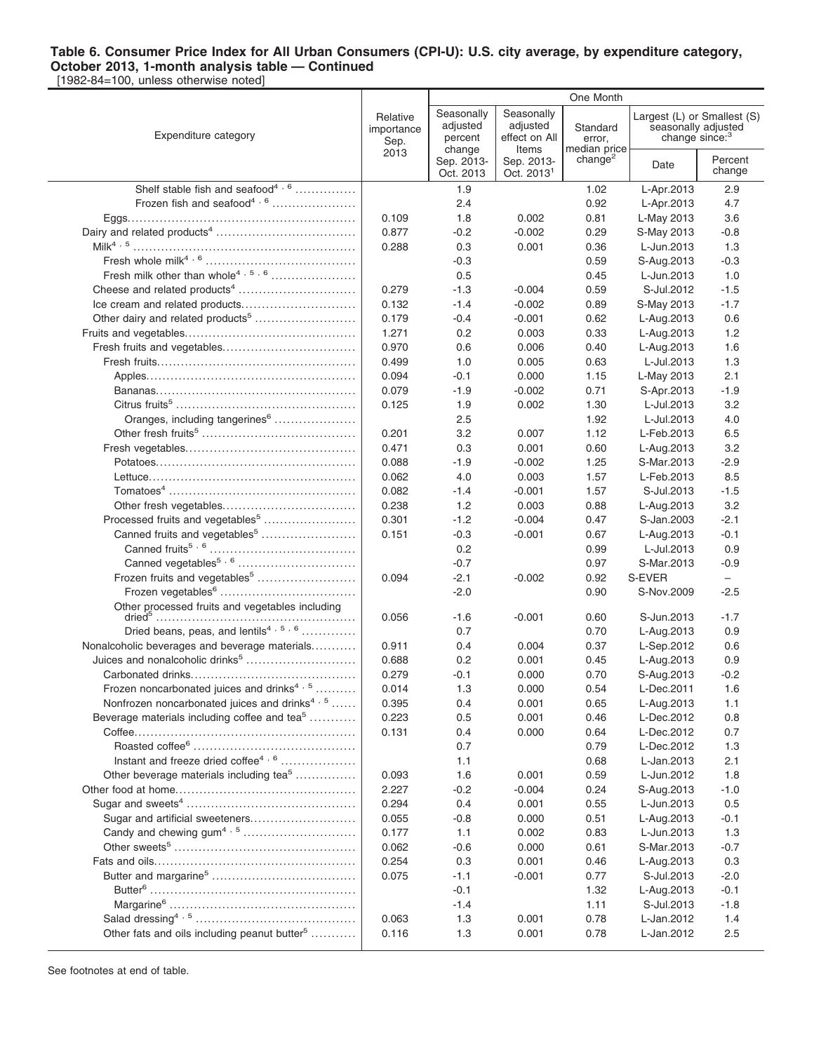**Table 6. Consumer Price Index for All Urban Consumers (CPI-U): U.S. city average, by expenditure category, October 2013, 1-month analysis table — Continued**

[1982-84=100, unless otherwise noted]

| Expenditure category | Relative importance Sep. 2013 | One Month: Seasonally adjusted percent change Sep. 2013-Oct. 2013 | Seasonally adjusted effect on All Items Sep. 2013-Oct. 2013[1] | Standard error, median price change[2] | Largest (L) or Smallest (S) seasonally adjusted change since:[3] Date | Percent change |
|---|---|---|---|---|---|---|
| Shelf stable fish and seafood[4, 6] | | 1.9 | | 1.02 | L-Apr.2013 | 2.9 |
| Frozen fish and seafood[4, 6] | | 2.4 | | 0.92 | L-Apr.2013 | 4.7 |
| Eggs | 0.109 | 1.8 | 0.002 | 0.81 | L-May 2013 | 3.6 |
| Dairy and related products[4] | 0.877 | -0.2 | -0.002 | 0.29 | S-May 2013 | -0.8 |
| Milk[4, 5] | 0.288 | 0.3 | 0.001 | 0.36 | L-Jun.2013 | 1.3 |
| Fresh whole milk[4, 6] | | -0.3 | | 0.59 | S-Aug.2013 | -0.3 |
| Fresh milk other than whole[4, 5, 6] | | 0.5 | | 0.45 | L-Jun.2013 | 1.0 |
| Cheese and related products[4] | 0.279 | -1.3 | -0.004 | 0.59 | S-Jul.2012 | -1.5 |
| Ice cream and related products | 0.132 | -1.4 | -0.002 | 0.89 | S-May 2013 | -1.7 |
| Other dairy and related products[5] | 0.179 | -0.4 | -0.001 | 0.62 | L-Aug.2013 | 0.6 |
| Fruits and vegetables | 1.271 | 0.2 | 0.003 | 0.33 | L-Aug.2013 | 1.2 |
| Fresh fruits and vegetables | 0.970 | 0.6 | 0.006 | 0.40 | L-Aug.2013 | 1.6 |
| Fresh fruits | 0.499 | 1.0 | 0.005 | 0.63 | L-Jul.2013 | 1.3 |
| Apples | 0.094 | -0.1 | 0.000 | 1.15 | L-May 2013 | 2.1 |
| Bananas | 0.079 | -1.9 | -0.002 | 0.71 | S-Apr.2013 | -1.9 |
| Citrus fruits[5] | 0.125 | 1.9 | 0.002 | 1.30 | L-Jul.2013 | 3.2 |
| Oranges, including tangerines[6] | | 2.5 | | 1.92 | L-Jul.2013 | 4.0 |
| Other fresh fruits[5] | 0.201 | 3.2 | 0.007 | 1.12 | L-Feb.2013 | 6.5 |
| Fresh vegetables | 0.471 | 0.3 | 0.001 | 0.60 | L-Aug.2013 | 3.2 |
| Potatoes | 0.088 | -1.9 | -0.002 | 1.25 | S-Mar.2013 | -2.9 |
| Lettuce | 0.062 | 4.0 | 0.003 | 1.57 | L-Feb.2013 | 8.5 |
| Tomatoes[4] | 0.082 | -1.4 | -0.001 | 1.57 | S-Jul.2013 | -1.5 |
| Other fresh vegetables | 0.238 | 1.2 | 0.003 | 0.88 | L-Aug.2013 | 3.2 |
| Processed fruits and vegetables[5] | 0.301 | -1.2 | -0.004 | 0.47 | S-Jan.2003 | -2.1 |
| Canned fruits and vegetables[5] | 0.151 | -0.3 | -0.001 | 0.67 | L-Aug.2013 | -0.1 |
| Canned fruits[5, 6] | | 0.2 | | 0.99 | L-Jul.2013 | 0.9 |
| Canned vegetables[5, 6] | | -0.7 | | 0.97 | S-Mar.2013 | -0.9 |
| Frozen fruits and vegetables[5] | 0.094 | -2.1 | -0.002 | 0.92 | S-EVER | – |
| Frozen vegetables[6] | | -2.0 | | 0.90 | S-Nov.2009 | -2.5 |
| Other processed fruits and vegetables including dried[5] | 0.056 | -1.6 | -0.001 | 0.60 | S-Jun.2013 | -1.7 |
| Dried beans, peas, and lentils[4, 5, 6] | | 0.7 | | 0.70 | L-Aug.2013 | 0.9 |
| Nonalcoholic beverages and beverage materials | 0.911 | 0.4 | 0.004 | 0.37 | L-Sep.2012 | 0.6 |
| Juices and nonalcoholic drinks[5] | 0.688 | 0.2 | 0.001 | 0.45 | L-Aug.2013 | 0.9 |
| Carbonated drinks | 0.279 | -0.1 | 0.000 | 0.70 | S-Aug.2013 | -0.2 |
| Frozen noncarbonated juices and drinks[4, 5] | 0.014 | 1.3 | 0.000 | 0.54 | L-Dec.2011 | 1.6 |
| Nonfrozen noncarbonated juices and drinks[4, 5] | 0.395 | 0.4 | 0.001 | 0.65 | L-Aug.2013 | 1.1 |
| Beverage materials including coffee and tea[5] | 0.223 | 0.5 | 0.001 | 0.46 | L-Dec.2012 | 0.8 |
| Coffee | 0.131 | 0.4 | 0.000 | 0.64 | L-Dec.2012 | 0.7 |
| Roasted coffee[6] | | 0.7 | | 0.79 | L-Dec.2012 | 1.3 |
| Instant and freeze dried coffee[4, 6] | | 1.1 | | 0.68 | L-Jan.2013 | 2.1 |
| Other beverage materials including tea[5] | 0.093 | 1.6 | 0.001 | 0.59 | L-Jun.2012 | 1.8 |
| Other food at home | 2.227 | -0.2 | -0.004 | 0.24 | S-Aug.2013 | -1.0 |
| Sugar and sweets[4] | 0.294 | 0.4 | 0.001 | 0.55 | L-Jun.2013 | 0.5 |
| Sugar and artificial sweeteners | 0.055 | -0.8 | 0.000 | 0.51 | L-Aug.2013 | -0.1 |
| Candy and chewing gum[4, 5] | 0.177 | 1.1 | 0.002 | 0.83 | L-Jun.2013 | 1.3 |
| Other sweets[5] | 0.062 | -0.6 | 0.000 | 0.61 | S-Mar.2013 | -0.7 |
| Fats and oils | 0.254 | 0.3 | 0.001 | 0.46 | L-Aug.2013 | 0.3 |
| Butter and margarine[5] | 0.075 | -1.1 | -0.001 | 0.77 | S-Jul.2013 | -2.0 |
| Butter[6] | | -0.1 | | 1.32 | L-Aug.2013 | -0.1 |
| Margarine[6] | | -1.4 | | 1.11 | S-Jul.2013 | -1.8 |
| Salad dressing[4, 5] | 0.063 | 1.3 | 0.001 | 0.78 | L-Jan.2012 | 1.4 |
| Other fats and oils including peanut butter[5] | 0.116 | 1.3 | 0.001 | 0.78 | L-Jan.2012 | 2.5 |

See footnotes at end of table.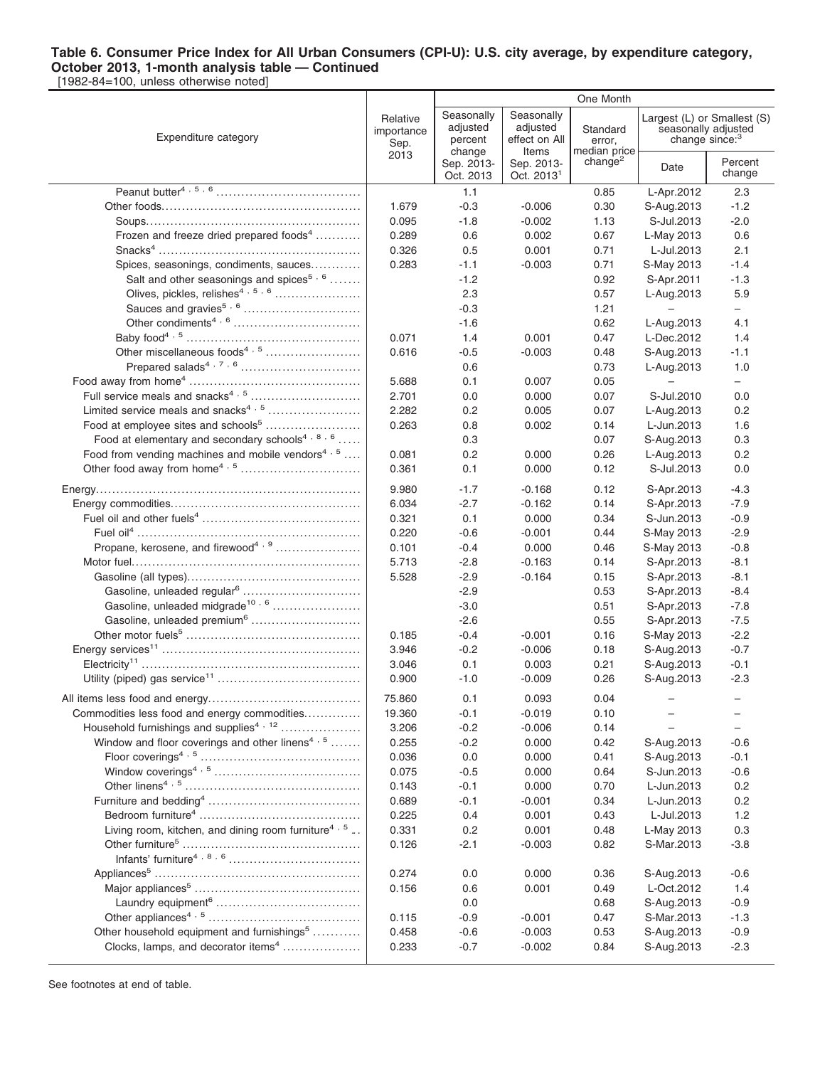**Table 6. Consumer Price Index for All Urban Consumers (CPI-U): U.S. city average, by expenditure category, October 2013, 1-month analysis table — Continued**

[1982-84=100, unless otherwise noted]

| Expenditure category | Relative importance Sep. 2013 | One Month | | | | |
|---|---|---|---|---|---|---|
| | | Seasonally adjusted percent change Sep. 2013-Oct. 2013 | Seasonally adjusted effect on All Items Sep. 2013-Oct. 2013[1] | Standard error, median price change[2] | Largest (L) or Smallest (S) seasonally adjusted change since:[3] | |
| | | | | | Date | Percent change |
| Peanut butter[4, 5, 6] | | 1.1 | | 0.85 | L-Apr.2012 | 2.3 |
| Other foods | 1.679 | -0.3 | -0.006 | 0.30 | S-Aug.2013 | -1.2 |
| Soups | 0.095 | -1.8 | -0.002 | 1.13 | S-Jul.2013 | -2.0 |
| Frozen and freeze dried prepared foods[4] | 0.289 | 0.6 | 0.002 | 0.67 | L-May 2013 | 0.6 |
| Snacks[4] | 0.326 | 0.5 | 0.001 | 0.71 | L-Jul.2013 | 2.1 |
| Spices, seasonings, condiments, sauces | 0.283 | -1.1 | -0.003 | 0.71 | S-May 2013 | -1.4 |
| Salt and other seasonings and spices[5, 6] | | -1.2 | | 0.92 | S-Apr.2011 | -1.3 |
| Olives, pickles, relishes[4, 5, 6] | | 2.3 | | 0.57 | L-Aug.2013 | 5.9 |
| Sauces and gravies[5, 6] | | -0.3 | | 1.21 | – | – |
| Other condiments[4, 6] | | -1.6 | | 0.62 | L-Aug.2013 | 4.1 |
| Baby food[4, 5] | 0.071 | 1.4 | 0.001 | 0.47 | L-Dec.2012 | 1.4 |
| Other miscellaneous foods[4, 5] | 0.616 | -0.5 | -0.003 | 0.48 | S-Aug.2013 | -1.1 |
| Prepared salads[4, 7, 6] | | 0.6 | | 0.73 | L-Aug.2013 | 1.0 |
| Food away from home[4] | 5.688 | 0.1 | 0.007 | 0.05 | – | – |
| Full service meals and snacks[4, 5] | 2.701 | 0.0 | 0.000 | 0.07 | S-Jul.2010 | 0.0 |
| Limited service meals and snacks[4, 5] | 2.282 | 0.2 | 0.005 | 0.07 | L-Aug.2013 | 0.2 |
| Food at employee sites and schools[5] | 0.263 | 0.8 | 0.002 | 0.14 | L-Jun.2013 | 1.6 |
| Food at elementary and secondary schools[4, 8, 6] | | 0.3 | | 0.07 | S-Aug.2013 | 0.3 |
| Food from vending machines and mobile vendors[4, 5] | 0.081 | 0.2 | 0.000 | 0.26 | L-Aug.2013 | 0.2 |
| Other food away from home[4, 5] | 0.361 | 0.1 | 0.000 | 0.12 | S-Jul.2013 | 0.0 |
| Energy | 9.980 | -1.7 | -0.168 | 0.12 | S-Apr.2013 | -4.3 |
| Energy commodities | 6.034 | -2.7 | -0.162 | 0.14 | S-Apr.2013 | -7.9 |
| Fuel oil and other fuels[4] | 0.321 | 0.1 | 0.000 | 0.34 | S-Jun.2013 | -0.9 |
| Fuel oil[4] | 0.220 | -0.6 | -0.001 | 0.44 | S-May 2013 | -2.9 |
| Propane, kerosene, and firewood[4, 9] | 0.101 | -0.4 | 0.000 | 0.46 | S-May 2013 | -0.8 |
| Motor fuel | 5.713 | -2.8 | -0.163 | 0.14 | S-Apr.2013 | -8.1 |
| Gasoline (all types) | 5.528 | -2.9 | -0.164 | 0.15 | S-Apr.2013 | -8.1 |
| Gasoline, unleaded regular[6] | | -2.9 | | 0.53 | S-Apr.2013 | -8.4 |
| Gasoline, unleaded midgrade[10, 6] | | -3.0 | | 0.51 | S-Apr.2013 | -7.8 |
| Gasoline, unleaded premium[6] | | -2.6 | | 0.55 | S-Apr.2013 | -7.5 |
| Other motor fuels[5] | 0.185 | -0.4 | -0.001 | 0.16 | S-May 2013 | -2.2 |
| Energy services[11] | 3.946 | -0.2 | -0.006 | 0.18 | S-Aug.2013 | -0.7 |
| Electricity[11] | 3.046 | 0.1 | 0.003 | 0.21 | S-Aug.2013 | -0.1 |
| Utility (piped) gas service[11] | 0.900 | -1.0 | -0.009 | 0.26 | S-Aug.2013 | -2.3 |
| All items less food and energy | 75.860 | 0.1 | 0.093 | 0.04 | – | – |
| Commodities less food and energy commodities | 19.360 | -0.1 | -0.019 | 0.10 | – | – |
| Household furnishings and supplies[4, 12] | 3.206 | -0.2 | -0.006 | 0.14 | – | – |
| Window and floor coverings and other linens[4, 5] | 0.255 | -0.2 | 0.000 | 0.42 | S-Aug.2013 | -0.6 |
| Floor coverings[4, 5] | 0.036 | 0.0 | 0.000 | 0.41 | S-Aug.2013 | -0.1 |
| Window coverings[4, 5] | 0.075 | -0.5 | 0.000 | 0.64 | S-Jun.2013 | -0.6 |
| Other linens[4, 5] | 0.143 | -0.1 | 0.000 | 0.70 | L-Jun.2013 | 0.2 |
| Furniture and bedding[4] | 0.689 | -0.1 | -0.001 | 0.34 | L-Jun.2013 | 0.2 |
| Bedroom furniture[4] | 0.225 | 0.4 | 0.001 | 0.43 | L-Jul.2013 | 1.2 |
| Living room, kitchen, and dining room furniture[4, 5] | 0.331 | 0.2 | 0.001 | 0.48 | L-May 2013 | 0.3 |
| Other furniture[5] | 0.126 | -2.1 | -0.003 | 0.82 | S-Mar.2013 | -3.8 |
| Infants' furniture[4, 8, 6] | | | | | | |
| Appliances[5] | 0.274 | 0.0 | 0.000 | 0.36 | S-Aug.2013 | -0.6 |
| Major appliances[5] | 0.156 | 0.6 | 0.001 | 0.49 | L-Oct.2012 | 1.4 |
| Laundry equipment[6] | | 0.0 | | 0.68 | S-Aug.2013 | -0.9 |
| Other appliances[4, 5] | 0.115 | -0.9 | -0.001 | 0.47 | S-Mar.2013 | -1.3 |
| Other household equipment and furnishings[5] | 0.458 | -0.6 | -0.003 | 0.53 | S-Aug.2013 | -0.9 |
| Clocks, lamps, and decorator items[4] | 0.233 | -0.7 | -0.002 | 0.84 | S-Aug.2013 | -2.3 |

See footnotes at end of table.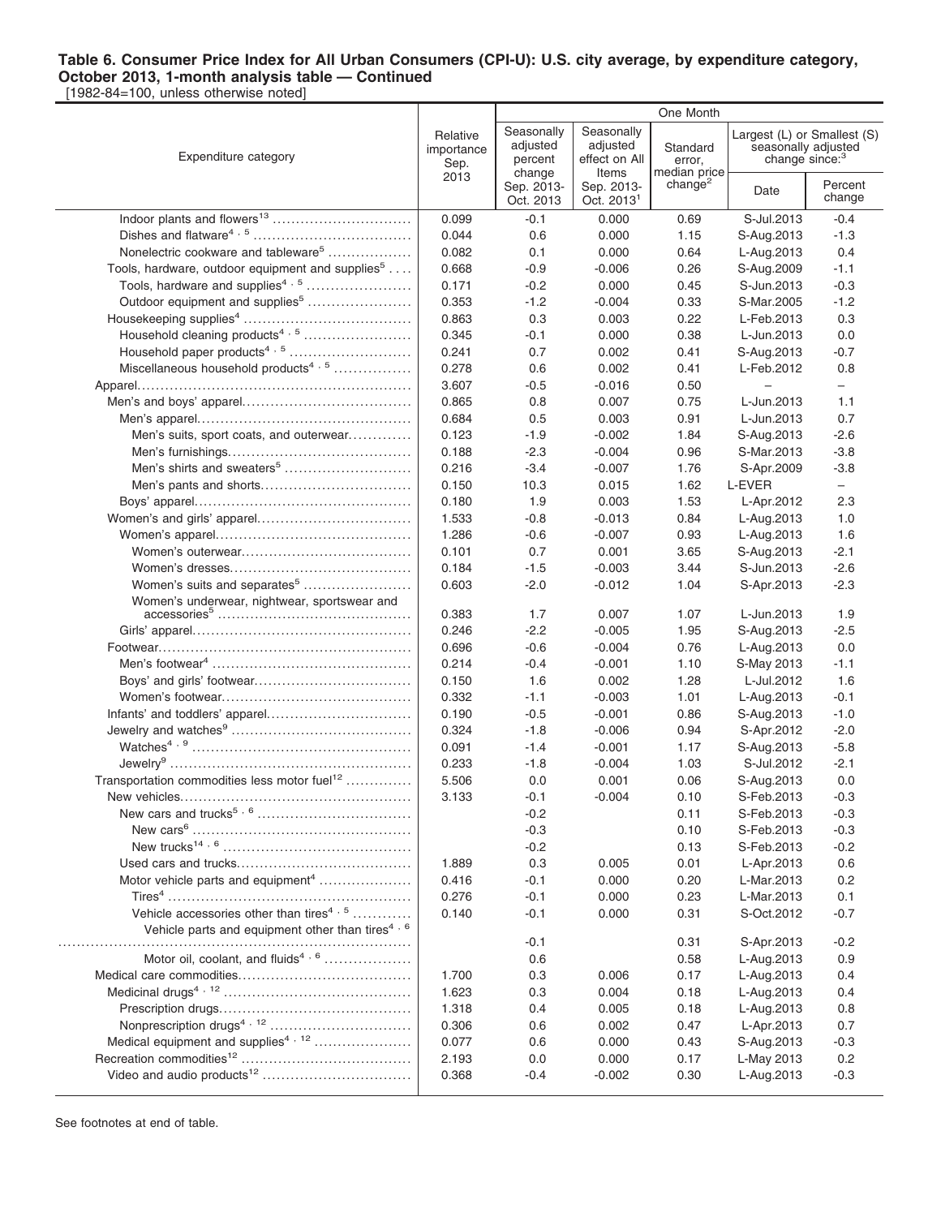**Table 6. Consumer Price Index for All Urban Consumers (CPI-U): U.S. city average, by expenditure category, October 2013, 1-month analysis table — Continued**

[1982-84=100, unless otherwise noted]

| Expenditure category | Relative importance Sep. 2013 | One Month | | | | |
|---|---|---|---|---|---|---|
| | | Seasonally adjusted percent change Sep. 2013-Oct. 2013 | Seasonally adjusted effect on All Items Sep. 2013-Oct. 2013[1] | Standard error, median price change[2] | Largest (L) or Smallest (S) seasonally adjusted change since:[3] | |
| | | | | | Date | Percent change |
| Indoor plants and flowers[13] | 0.099 | -0.1 | 0.000 | 0.69 | S-Jul.2013 | -0.4 |
| Dishes and flatware[4, 5] | 0.044 | 0.6 | 0.000 | 1.15 | S-Aug.2013 | -1.3 |
| Nonelectric cookware and tableware[5] | 0.082 | 0.1 | 0.000 | 0.64 | L-Aug.2013 | 0.4 |
| Tools, hardware, outdoor equipment and supplies[5] | 0.668 | -0.9 | -0.006 | 0.26 | S-Aug.2009 | -1.1 |
| Tools, hardware and supplies[4, 5] | 0.171 | -0.2 | 0.000 | 0.45 | S-Jun.2013 | -0.3 |
| Outdoor equipment and supplies[5] | 0.353 | -1.2 | -0.004 | 0.33 | S-Mar.2005 | -1.2 |
| Housekeeping supplies[4] | 0.863 | 0.3 | 0.003 | 0.22 | L-Feb.2013 | 0.3 |
| Household cleaning products[4, 5] | 0.345 | -0.1 | 0.000 | 0.38 | L-Jun.2013 | 0.0 |
| Household paper products[4, 5] | 0.241 | 0.7 | 0.002 | 0.41 | S-Aug.2013 | -0.7 |
| Miscellaneous household products[4, 5] | 0.278 | 0.6 | 0.002 | 0.41 | L-Feb.2012 | 0.8 |
| Apparel | 3.607 | -0.5 | -0.016 | 0.50 | – | – |
| Men's and boys' apparel | 0.865 | 0.8 | 0.007 | 0.75 | L-Jun.2013 | 1.1 |
| Men's apparel | 0.684 | 0.5 | 0.003 | 0.91 | L-Jun.2013 | 0.7 |
| Men's suits, sport coats, and outerwear | 0.123 | -1.9 | -0.002 | 1.84 | S-Aug.2013 | -2.6 |
| Men's furnishings | 0.188 | -2.3 | -0.004 | 0.96 | S-Mar.2013 | -3.8 |
| Men's shirts and sweaters[5] | 0.216 | -3.4 | -0.007 | 1.76 | S-Apr.2009 | -3.8 |
| Men's pants and shorts | 0.150 | 10.3 | 0.015 | 1.62 | L-EVER | – |
| Boys' apparel | 0.180 | 1.9 | 0.003 | 1.53 | L-Apr.2012 | 2.3 |
| Women's and girls' apparel | 1.533 | -0.8 | -0.013 | 0.84 | L-Aug.2013 | 1.0 |
| Women's apparel | 1.286 | -0.6 | -0.007 | 0.93 | L-Aug.2013 | 1.6 |
| Women's outerwear | 0.101 | 0.7 | 0.001 | 3.65 | S-Aug.2013 | -2.1 |
| Women's dresses | 0.184 | -1.5 | -0.003 | 3.44 | S-Jun.2013 | -2.6 |
| Women's suits and separates[5] | 0.603 | -2.0 | -0.012 | 1.04 | S-Apr.2013 | -2.3 |
| Women's underwear, nightwear, sportswear and accessories[5] | 0.383 | 1.7 | 0.007 | 1.07 | L-Jun.2013 | 1.9 |
| Girls' apparel | 0.246 | -2.2 | -0.005 | 1.95 | S-Aug.2013 | -2.5 |
| Footwear | 0.696 | -0.6 | -0.004 | 0.76 | L-Aug.2013 | 0.0 |
| Men's footwear[4] | 0.214 | -0.4 | -0.001 | 1.10 | S-May 2013 | -1.1 |
| Boys' and girls' footwear | 0.150 | 1.6 | 0.002 | 1.28 | L-Jul.2012 | 1.6 |
| Women's footwear | 0.332 | -1.1 | -0.003 | 1.01 | L-Aug.2013 | -0.1 |
| Infants' and toddlers' apparel | 0.190 | -0.5 | -0.001 | 0.86 | S-Aug.2013 | -1.0 |
| Jewelry and watches[9] | 0.324 | -1.8 | -0.006 | 0.94 | S-Apr.2012 | -2.0 |
| Watches[4, 9] | 0.091 | -1.4 | -0.001 | 1.17 | S-Aug.2013 | -5.8 |
| Jewelry[9] | 0.233 | -1.8 | -0.004 | 1.03 | S-Jul.2012 | -2.1 |
| Transportation commodities less motor fuel[12] | 5.506 | 0.0 | 0.001 | 0.06 | S-Aug.2013 | 0.0 |
| New vehicles | 3.133 | -0.1 | -0.004 | 0.10 | S-Feb.2013 | -0.3 |
| New cars and trucks[5, 6] | | -0.2 | | 0.11 | S-Feb.2013 | -0.3 |
| New cars[6] | | -0.3 | | 0.10 | S-Feb.2013 | -0.3 |
| New trucks[14, 6] | | -0.2 | | 0.13 | S-Feb.2013 | -0.2 |
| Used cars and trucks | 1.889 | 0.3 | 0.005 | 0.01 | L-Apr.2013 | 0.6 |
| Motor vehicle parts and equipment[4] | 0.416 | -0.1 | 0.000 | 0.20 | L-Mar.2013 | 0.2 |
| Tires[4] | 0.276 | -0.1 | 0.000 | 0.23 | L-Mar.2013 | 0.1 |
| Vehicle accessories other than tires[4, 5] | 0.140 | -0.1 | 0.000 | 0.31 | S-Oct.2012 | -0.7 |
| Vehicle parts and equipment other than tires[4, 6] | | -0.1 | | 0.31 | S-Apr.2013 | -0.2 |
| Motor oil, coolant, and fluids[4, 6] | | 0.6 | | 0.58 | L-Aug.2013 | 0.9 |
| Medical care commodities | 1.700 | 0.3 | 0.006 | 0.17 | L-Aug.2013 | 0.4 |
| Medicinal drugs[4, 12] | 1.623 | 0.3 | 0.004 | 0.18 | L-Aug.2013 | 0.4 |
| Prescription drugs | 1.318 | 0.4 | 0.005 | 0.18 | L-Aug.2013 | 0.8 |
| Nonprescription drugs[4, 12] | 0.306 | 0.6 | 0.002 | 0.47 | L-Apr.2013 | 0.7 |
| Medical equipment and supplies[4, 12] | 0.077 | 0.6 | 0.000 | 0.43 | S-Aug.2013 | -0.3 |
| Recreation commodities[12] | 2.193 | 0.0 | 0.000 | 0.17 | L-May 2013 | 0.2 |
| Video and audio products[12] | 0.368 | -0.4 | -0.002 | 0.30 | L-Aug.2013 | -0.3 |

See footnotes at end of table.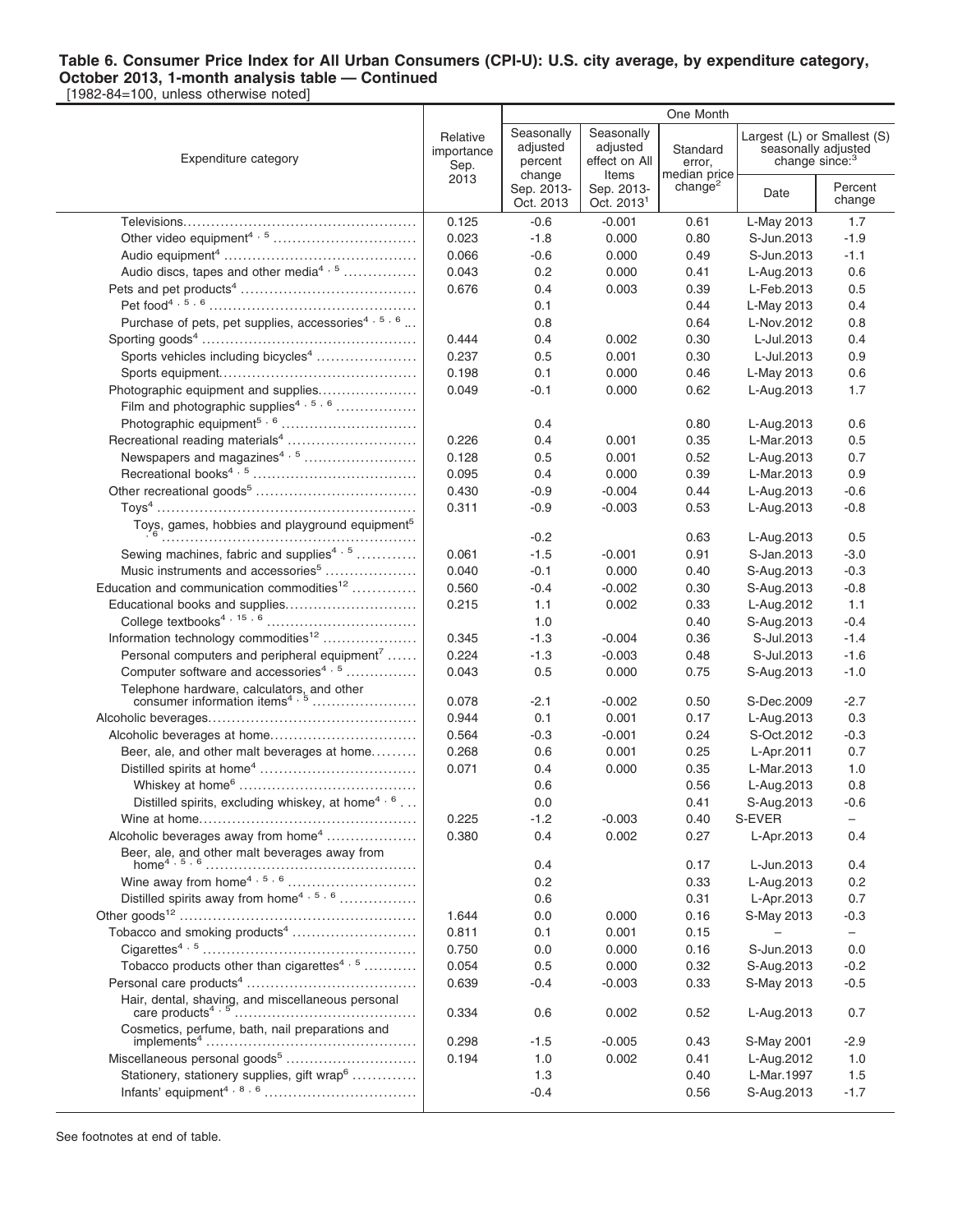**Table 6. Consumer Price Index for All Urban Consumers (CPI-U): U.S. city average, by expenditure category, October 2013, 1-month analysis table — Continued**
[1982-84=100, unless otherwise noted]

| Expenditure category | Relative importance Sep. 2013 | One Month | | | | |
|---|---|---|---|---|---|---|
| | | Seasonally adjusted percent change Sep. 2013-Oct. 2013 | Seasonally adjusted effect on All Items Sep. 2013-Oct. 2013[1] | Standard error, median price change[2] | Largest (L) or Smallest (S) seasonally adjusted change since:[3] | |
| | | | | | Date | Percent change |
| Televisions | 0.125 | -0.6 | -0.001 | 0.61 | L-May 2013 | 1.7 |
| Other video equipment[4, 5] | 0.023 | -1.8 | 0.000 | 0.80 | S-Jun.2013 | -1.9 |
| Audio equipment[4] | 0.066 | -0.6 | 0.000 | 0.49 | S-Jun.2013 | -1.1 |
| Audio discs, tapes and other media[4, 5] | 0.043 | 0.2 | 0.000 | 0.41 | L-Aug.2013 | 0.6 |
| Pets and pet products[4] | 0.676 | 0.4 | 0.003 | 0.39 | L-Feb.2013 | 0.5 |
| Pet food[4, 5, 6] | | 0.1 | | 0.44 | L-May 2013 | 0.4 |
| Purchase of pets, pet supplies, accessories[4, 5, 6] | | 0.8 | | 0.64 | L-Nov.2012 | 0.8 |
| Sporting goods[4] | 0.444 | 0.4 | 0.002 | 0.30 | L-Jul.2013 | 0.4 |
| Sports vehicles including bicycles[4] | 0.237 | 0.5 | 0.001 | 0.30 | L-Jul.2013 | 0.9 |
| Sports equipment | 0.198 | 0.1 | 0.000 | 0.46 | L-May 2013 | 0.6 |
| Photographic equipment and supplies | 0.049 | -0.1 | 0.000 | 0.62 | L-Aug.2013 | 1.7 |
| Film and photographic supplies[4, 5, 6] | | | | | | |
| Photographic equipment[5, 6] | | 0.4 | | 0.80 | L-Aug.2013 | 0.6 |
| Recreational reading materials[4] | 0.226 | 0.4 | 0.001 | 0.35 | L-Mar.2013 | 0.5 |
| Newspapers and magazines[4, 5] | 0.128 | 0.5 | 0.001 | 0.52 | L-Aug.2013 | 0.7 |
| Recreational books[4, 5] | 0.095 | 0.4 | 0.000 | 0.39 | L-Mar.2013 | 0.9 |
| Other recreational goods[5] | 0.430 | -0.9 | -0.004 | 0.44 | L-Aug.2013 | -0.6 |
| Toys[4] | 0.311 | -0.9 | -0.003 | 0.53 | L-Aug.2013 | -0.8 |
| Toys, games, hobbies and playground equipment[5, 6] | | -0.2 | | 0.63 | L-Aug.2013 | 0.5 |
| Sewing machines, fabric and supplies[4, 5] | 0.061 | -1.5 | -0.001 | 0.91 | S-Jan.2013 | -3.0 |
| Music instruments and accessories[5] | 0.040 | -0.1 | 0.000 | 0.40 | S-Aug.2013 | -0.3 |
| Education and communication commodities[12] | 0.560 | -0.4 | -0.002 | 0.30 | S-Aug.2013 | -0.8 |
| Educational books and supplies | 0.215 | 1.1 | 0.002 | 0.33 | L-Aug.2012 | 1.1 |
| College textbooks[4, 15, 6] | | 1.0 | | 0.40 | S-Aug.2013 | -0.4 |
| Information technology commodities[12] | 0.345 | -1.3 | -0.004 | 0.36 | S-Jul.2013 | -1.4 |
| Personal computers and peripheral equipment[7] | 0.224 | -1.3 | -0.003 | 0.48 | S-Jul.2013 | -1.6 |
| Computer software and accessories[4, 5] | 0.043 | 0.5 | 0.000 | 0.75 | S-Aug.2013 | -1.0 |
| Telephone hardware, calculators, and other consumer information items[4, 5] | 0.078 | -2.1 | -0.002 | 0.50 | S-Dec.2009 | -2.7 |
| Alcoholic beverages | 0.944 | 0.1 | 0.001 | 0.17 | L-Aug.2013 | 0.3 |
| Alcoholic beverages at home | 0.564 | -0.3 | -0.001 | 0.24 | S-Oct.2012 | -0.3 |
| Beer, ale, and other malt beverages at home | 0.268 | 0.6 | 0.001 | 0.25 | L-Apr.2011 | 0.7 |
| Distilled spirits at home[4] | 0.071 | 0.4 | 0.000 | 0.35 | L-Mar.2013 | 1.0 |
| Whiskey at home[6] | | 0.6 | | 0.56 | L-Aug.2013 | 0.8 |
| Distilled spirits, excluding whiskey, at home[4, 6] | | 0.0 | | 0.41 | S-Aug.2013 | -0.6 |
| Wine at home | 0.225 | -1.2 | -0.003 | 0.40 | S-EVER | – |
| Alcoholic beverages away from home[4] | 0.380 | 0.4 | 0.002 | 0.27 | L-Apr.2013 | 0.4 |
| Beer, ale, and other malt beverages away from home[4, 5, 6] | | 0.4 | | 0.17 | L-Jun.2013 | 0.4 |
| Wine away from home[4, 5, 6] | | 0.2 | | 0.33 | L-Aug.2013 | 0.2 |
| Distilled spirits away from home[4, 5, 6] | | 0.6 | | 0.31 | L-Apr.2013 | 0.7 |
| Other goods[12] | 1.644 | 0.0 | 0.000 | 0.16 | S-May 2013 | -0.3 |
| Tobacco and smoking products[4] | 0.811 | 0.1 | 0.001 | 0.15 | – | – |
| Cigarettes[4, 5] | 0.750 | 0.0 | 0.000 | 0.16 | S-Jun.2013 | 0.0 |
| Tobacco products other than cigarettes[4, 5] | 0.054 | 0.5 | 0.000 | 0.32 | S-Aug.2013 | -0.2 |
| Personal care products[4] | 0.639 | -0.4 | -0.003 | 0.33 | S-May 2013 | -0.5 |
| Hair, dental, shaving, and miscellaneous personal care products[4, 5] | 0.334 | 0.6 | 0.002 | 0.52 | L-Aug.2013 | 0.7 |
| Cosmetics, perfume, bath, nail preparations and implements[4] | 0.298 | -1.5 | -0.005 | 0.43 | S-May 2001 | -2.9 |
| Miscellaneous personal goods[5] | 0.194 | 1.0 | 0.002 | 0.41 | L-Aug.2012 | 1.0 |
| Stationery, stationery supplies, gift wrap[6] | | 1.3 | | 0.40 | L-Mar.1997 | 1.5 |
| Infants' equipment[4, 8, 6] | | -0.4 | | 0.56 | S-Aug.2013 | -1.7 |

See footnotes at end of table.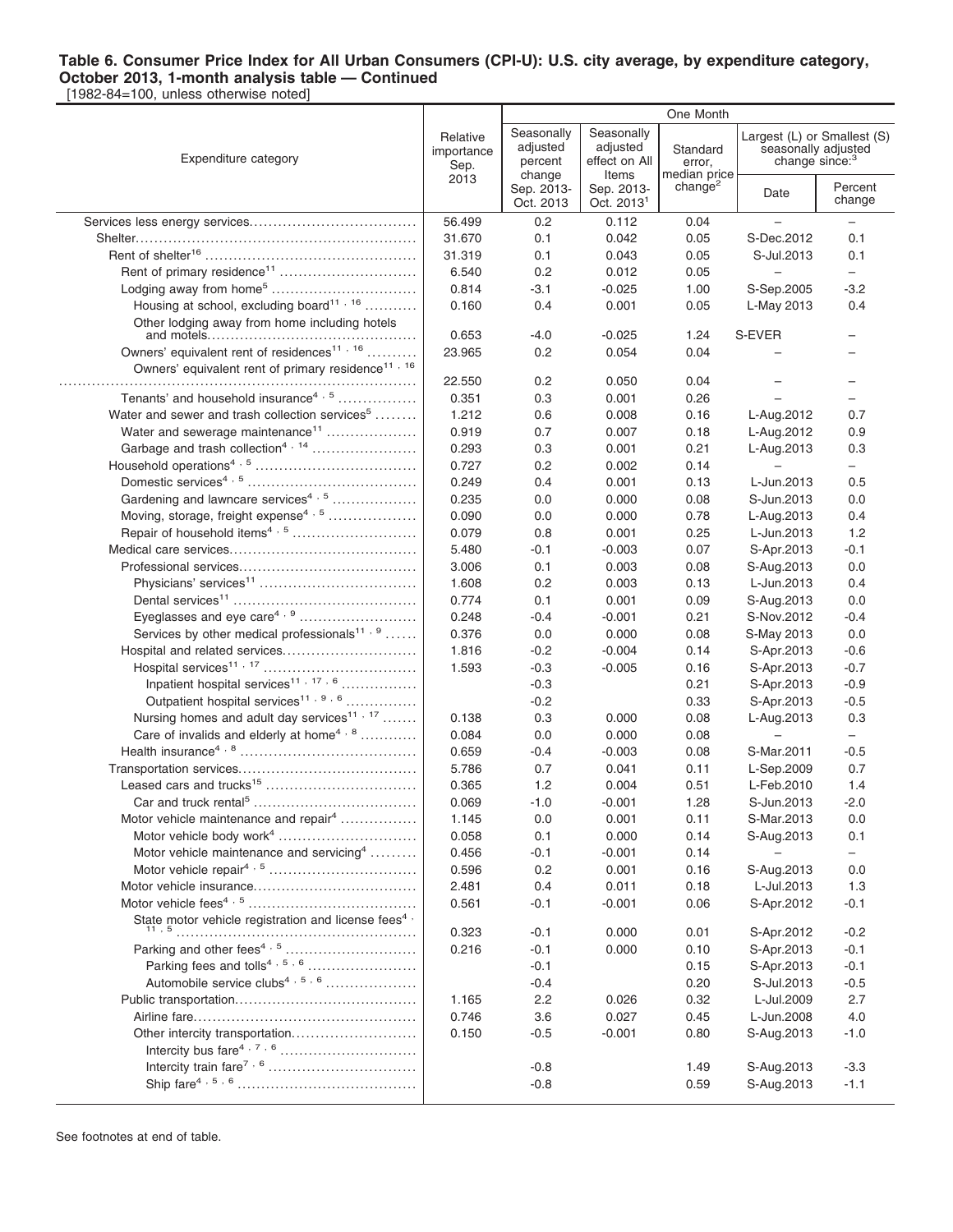**Table 6. Consumer Price Index for All Urban Consumers (CPI-U): U.S. city average, by expenditure category, October 2013, 1-month analysis table — Continued**

[1982-84=100, unless otherwise noted]

| Expenditure category | Relative importance Sep. 2013 | One Month | | | | |
|---|---|---|---|---|---|---|
| | | Seasonally adjusted percent change Sep. 2013-Oct. 2013 | Seasonally adjusted effect on All Items Sep. 2013-Oct. 2013[1] | Standard error, median price change[2] | Largest (L) or Smallest (S) seasonally adjusted change since:[3] Date | Percent change |
| Services less energy services | 56.499 | 0.2 | 0.112 | 0.04 | – | – |
| Shelter | 31.670 | 0.1 | 0.042 | 0.05 | S-Dec.2012 | 0.1 |
| Rent of shelter[16] | 31.319 | 0.1 | 0.043 | 0.05 | S-Jul.2013 | 0.1 |
| Rent of primary residence[11] | 6.540 | 0.2 | 0.012 | 0.05 | – | – |
| Lodging away from home[5] | 0.814 | -3.1 | -0.025 | 1.00 | S-Sep.2005 | -3.2 |
| Housing at school, excluding board[11, 16] | 0.160 | 0.4 | 0.001 | 0.05 | L-May 2013 | 0.4 |
| Other lodging away from home including hotels and motels | 0.653 | -4.0 | -0.025 | 1.24 | S-EVER | – |
| Owners' equivalent rent of residences[11, 16] | 23.965 | 0.2 | 0.054 | 0.04 | – | – |
| Owners' equivalent rent of primary residence[11, 16] | 22.550 | 0.2 | 0.050 | 0.04 | – | – |
| Tenants' and household insurance[4, 5] | 0.351 | 0.3 | 0.001 | 0.26 | – | – |
| Water and sewer and trash collection services[5] | 1.212 | 0.6 | 0.008 | 0.16 | L-Aug.2012 | 0.7 |
| Water and sewerage maintenance[11] | 0.919 | 0.7 | 0.007 | 0.18 | L-Aug.2012 | 0.9 |
| Garbage and trash collection[4, 14] | 0.293 | 0.3 | 0.001 | 0.21 | L-Aug.2013 | 0.3 |
| Household operations[4, 5] | 0.727 | 0.2 | 0.002 | 0.14 | – | – |
| Domestic services[4, 5] | 0.249 | 0.4 | 0.001 | 0.13 | L-Jun.2013 | 0.5 |
| Gardening and lawncare services[4, 5] | 0.235 | 0.0 | 0.000 | 0.08 | S-Jun.2013 | 0.0 |
| Moving, storage, freight expense[4, 5] | 0.090 | 0.0 | 0.000 | 0.78 | L-Aug.2013 | 0.4 |
| Repair of household items[4, 5] | 0.079 | 0.8 | 0.001 | 0.25 | L-Jun.2013 | 1.2 |
| Medical care services | 5.480 | -0.1 | -0.003 | 0.07 | S-Apr.2013 | -0.1 |
| Professional services | 3.006 | 0.1 | 0.003 | 0.08 | S-Aug.2013 | 0.0 |
| Physicians' services[11] | 1.608 | 0.2 | 0.003 | 0.13 | L-Jun.2013 | 0.4 |
| Dental services[11] | 0.774 | 0.1 | 0.001 | 0.09 | S-Aug.2013 | 0.0 |
| Eyeglasses and eye care[4, 9] | 0.248 | -0.4 | -0.001 | 0.21 | S-Nov.2012 | -0.4 |
| Services by other medical professionals[11, 9] | 0.376 | 0.0 | 0.000 | 0.08 | S-May 2013 | 0.0 |
| Hospital and related services | 1.816 | -0.2 | -0.004 | 0.14 | S-Apr.2013 | -0.6 |
| Hospital services[11, 17] | 1.593 | -0.3 | -0.005 | 0.16 | S-Apr.2013 | -0.7 |
| Inpatient hospital services[11, 17, 6] | | -0.3 | | 0.21 | S-Apr.2013 | -0.9 |
| Outpatient hospital services[11, 9, 6] | | -0.2 | | 0.33 | S-Apr.2013 | -0.5 |
| Nursing homes and adult day services[11, 17] | 0.138 | 0.3 | 0.000 | 0.08 | L-Aug.2013 | 0.3 |
| Care of invalids and elderly at home[4, 8] | 0.084 | 0.0 | 0.000 | 0.08 | – | – |
| Health insurance[4, 8] | 0.659 | -0.4 | -0.003 | 0.08 | S-Mar.2011 | -0.5 |
| Transportation services | 5.786 | 0.7 | 0.041 | 0.11 | L-Sep.2009 | 0.7 |
| Leased cars and trucks[15] | 0.365 | 1.2 | 0.004 | 0.51 | L-Feb.2010 | 1.4 |
| Car and truck rental[5] | 0.069 | -1.0 | -0.001 | 1.28 | S-Jun.2013 | -2.0 |
| Motor vehicle maintenance and repair[4] | 1.145 | 0.0 | 0.001 | 0.11 | S-Mar.2013 | 0.0 |
| Motor vehicle body work[4] | 0.058 | 0.1 | 0.000 | 0.14 | S-Aug.2013 | 0.1 |
| Motor vehicle maintenance and servicing[4] | 0.456 | -0.1 | -0.001 | 0.14 | – | – |
| Motor vehicle repair[4, 5] | 0.596 | 0.2 | 0.001 | 0.16 | S-Aug.2013 | 0.0 |
| Motor vehicle insurance | 2.481 | 0.4 | 0.011 | 0.18 | L-Jul.2013 | 1.3 |
| Motor vehicle fees[4, 5] | 0.561 | -0.1 | -0.001 | 0.06 | S-Apr.2012 | -0.1 |
| State motor vehicle registration and license fees[4, 11, 5] | 0.323 | -0.1 | 0.000 | 0.01 | S-Apr.2012 | -0.2 |
| Parking and other fees[4, 5] | 0.216 | -0.1 | 0.000 | 0.10 | S-Apr.2013 | -0.1 |
| Parking fees and tolls[4, 5, 6] | | -0.1 | | 0.15 | S-Apr.2013 | -0.1 |
| Automobile service clubs[4, 5, 6] | | -0.4 | | 0.20 | S-Jul.2013 | -0.5 |
| Public transportation | 1.165 | 2.2 | 0.026 | 0.32 | L-Jul.2009 | 2.7 |
| Airline fare | 0.746 | 3.6 | 0.027 | 0.45 | L-Jun.2008 | 4.0 |
| Other intercity transportation | 0.150 | -0.5 | -0.001 | 0.80 | S-Aug.2013 | -1.0 |
| Intercity bus fare[4, 7, 6] | | | | | | |
| Intercity train fare[7, 6] | | -0.8 | | 1.49 | S-Aug.2013 | -3.3 |
| Ship fare[4, 5, 6] | | -0.8 | | 0.59 | S-Aug.2013 | -1.1 |

See footnotes at end of table.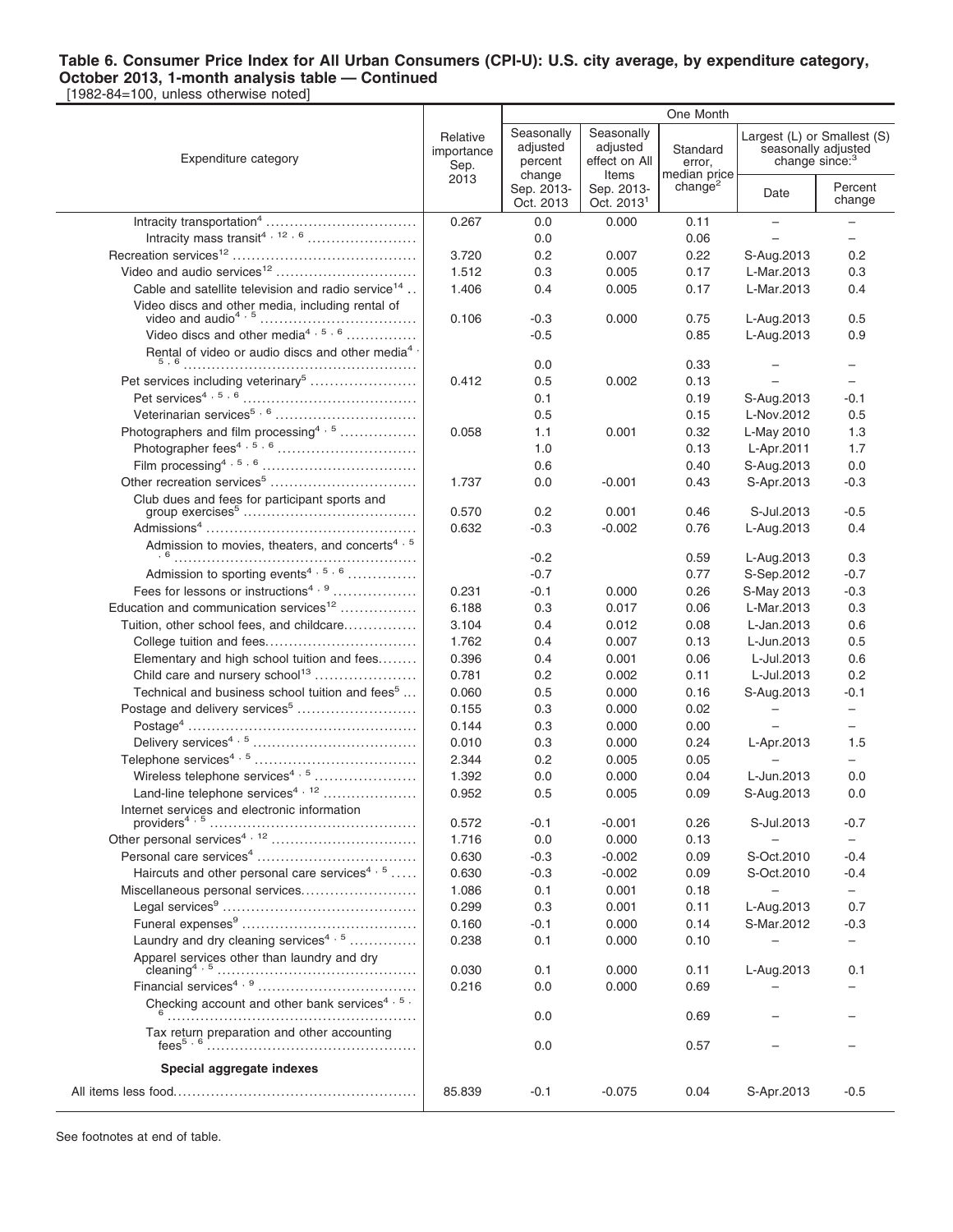**Table 6. Consumer Price Index for All Urban Consumers (CPI-U): U.S. city average, by expenditure category, October 2013, 1-month analysis table — Continued**

[1982-84=100, unless otherwise noted]

| Expenditure category | Relative importance Sep. 2013 | One Month | | | | |
|---|---|---|---|---|---|---|
| | | Seasonally adjusted percent change Sep. 2013-Oct. 2013 | Seasonally adjusted effect on All Items Sep. 2013-Oct. 2013[1] | Standard error, median price change[2] | Largest (L) or Smallest (S) seasonally adjusted change since:[3] | |
| | | | | | Date | Percent change |
| Intracity transportation[4] | 0.267 | 0.0 | 0.000 | 0.11 | – | – |
| Intracity mass transit[4, 12, 6] | | 0.0 | | 0.06 | – | – |
| Recreation services[12] | 3.720 | 0.2 | 0.007 | 0.22 | S-Aug.2013 | 0.2 |
| Video and audio services[12] | 1.512 | 0.3 | 0.005 | 0.17 | L-Mar.2013 | 0.3 |
| Cable and satellite television and radio service[14] | 1.406 | 0.4 | 0.005 | 0.17 | L-Mar.2013 | 0.4 |
| Video discs and other media, including rental of video and audio[4, 5] | 0.106 | -0.3 | 0.000 | 0.75 | L-Aug.2013 | 0.5 |
| Video discs and other media[4, 5, 6] | | -0.5 | | 0.85 | L-Aug.2013 | 0.9 |
| Rental of video or audio discs and other media[4, 5, 6] | | 0.0 | | 0.33 | – | – |
| Pet services including veterinary[5] | 0.412 | 0.5 | 0.002 | 0.13 | – | – |
| Pet services[4, 5, 6] | | 0.1 | | 0.19 | S-Aug.2013 | -0.1 |
| Veterinarian services[5, 6] | | 0.5 | | 0.15 | L-Nov.2012 | 0.5 |
| Photographers and film processing[4, 5] | 0.058 | 1.1 | 0.001 | 0.32 | L-May 2010 | 1.3 |
| Photographer fees[4, 5, 6] | | 1.0 | | 0.13 | L-Apr.2011 | 1.7 |
| Film processing[4, 5, 6] | | 0.6 | | 0.40 | S-Aug.2013 | 0.0 |
| Other recreation services[5] | 1.737 | 0.0 | -0.001 | 0.43 | S-Apr.2013 | -0.3 |
| Club dues and fees for participant sports and group exercises[5] | 0.570 | 0.2 | 0.001 | 0.46 | S-Jul.2013 | -0.5 |
| Admissions[4] | 0.632 | -0.3 | -0.002 | 0.76 | L-Aug.2013 | 0.4 |
| Admission to movies, theaters, and concerts[4, 5, 6] | | -0.2 | | 0.59 | L-Aug.2013 | 0.3 |
| Admission to sporting events[4, 5, 6] | | -0.7 | | 0.77 | S-Sep.2012 | -0.7 |
| Fees for lessons or instructions[4, 9] | 0.231 | -0.1 | 0.000 | 0.26 | S-May 2013 | -0.3 |
| Education and communication services[12] | 6.188 | 0.3 | 0.017 | 0.06 | L-Mar.2013 | 0.3 |
| Tuition, other school fees, and childcare | 3.104 | 0.4 | 0.012 | 0.08 | L-Jan.2013 | 0.6 |
| College tuition and fees | 1.762 | 0.4 | 0.007 | 0.13 | L-Jun.2013 | 0.5 |
| Elementary and high school tuition and fees | 0.396 | 0.4 | 0.001 | 0.06 | L-Jul.2013 | 0.6 |
| Child care and nursery school[13] | 0.781 | 0.2 | 0.002 | 0.11 | L-Jul.2013 | 0.2 |
| Technical and business school tuition and fees[5] | 0.060 | 0.5 | 0.000 | 0.16 | S-Aug.2013 | -0.1 |
| Postage and delivery services[5] | 0.155 | 0.3 | 0.000 | 0.02 | – | – |
| Postage[4] | 0.144 | 0.3 | 0.000 | 0.00 | – | – |
| Delivery services[4, 5] | 0.010 | 0.3 | 0.000 | 0.24 | L-Apr.2013 | 1.5 |
| Telephone services[4, 5] | 2.344 | 0.2 | 0.005 | 0.05 | – | – |
| Wireless telephone services[4, 5] | 1.392 | 0.0 | 0.000 | 0.04 | L-Jun.2013 | 0.0 |
| Land-line telephone services[4, 12] | 0.952 | 0.5 | 0.005 | 0.09 | S-Aug.2013 | 0.0 |
| Internet services and electronic information providers[4, 5] | 0.572 | -0.1 | -0.001 | 0.26 | S-Jul.2013 | -0.7 |
| Other personal services[4, 12] | 1.716 | 0.0 | 0.000 | 0.13 | – | – |
| Personal care services[4] | 0.630 | -0.3 | -0.002 | 0.09 | S-Oct.2010 | -0.4 |
| Haircuts and other personal care services[4, 5] | 0.630 | -0.3 | -0.002 | 0.09 | S-Oct.2010 | -0.4 |
| Miscellaneous personal services | 1.086 | 0.1 | 0.001 | 0.18 | – | – |
| Legal services[9] | 0.299 | 0.3 | 0.001 | 0.11 | L-Aug.2013 | 0.7 |
| Funeral expenses[9] | 0.160 | -0.1 | 0.000 | 0.14 | S-Mar.2012 | -0.3 |
| Laundry and dry cleaning services[4, 5] | 0.238 | 0.1 | 0.000 | 0.10 | – | – |
| Apparel services other than laundry and dry cleaning[4, 5] | 0.030 | 0.1 | 0.000 | 0.11 | L-Aug.2013 | 0.1 |
| Financial services[4, 9] | 0.216 | 0.0 | 0.000 | 0.69 | – | – |
| Checking account and other bank services[4, 5, 6] | | 0.0 | | 0.69 | – | – |
| Tax return preparation and other accounting fees[5, 6] | | 0.0 | | 0.57 | – | – |
| **Special aggregate indexes** | | | | | | |
| All items less food | 85.839 | -0.1 | -0.075 | 0.04 | S-Apr.2013 | -0.5 |

See footnotes at end of table.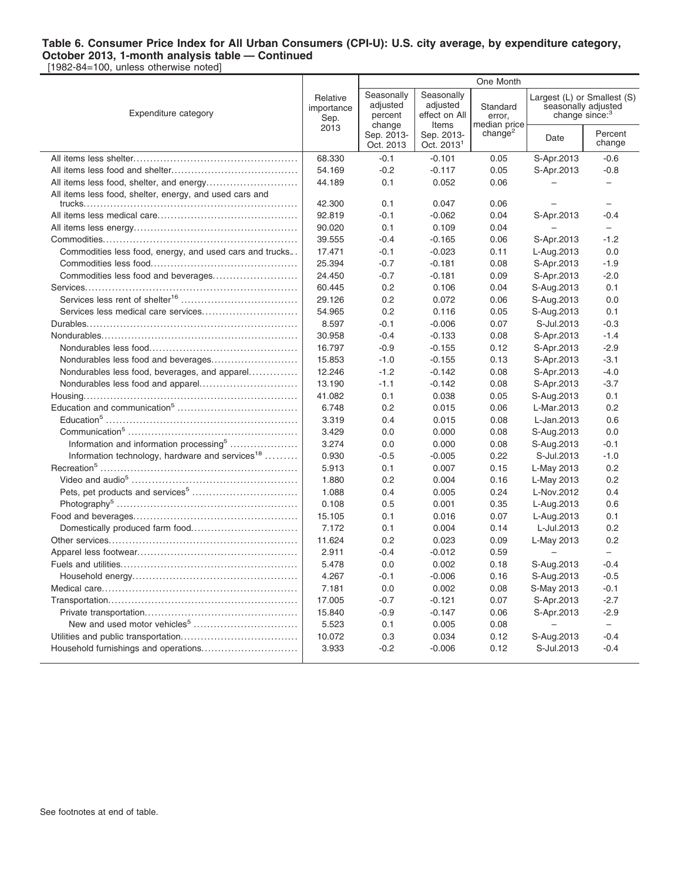**Table 6. Consumer Price Index for All Urban Consumers (CPI-U): U.S. city average, by expenditure category, October 2013, 1-month analysis table — Continued**

[1982-84=100, unless otherwise noted]

| Expenditure category | Relative importance Sep. 2013 | One Month | | | | |
|---|---|---|---|---|---|---|
| | | Seasonally adjusted percent change Sep. 2013-Oct. 2013 | Seasonally adjusted effect on All Items Sep. 2013-Oct. 2013[1] | Standard error, median price change[2] | Largest (L) or Smallest (S) seasonally adjusted change since:[3] | |
| | | | | | Date | Percent change |
| All items less shelter | 68.330 | -0.1 | -0.101 | 0.05 | S-Apr.2013 | -0.6 |
| All items less food and shelter | 54.169 | -0.2 | -0.117 | 0.05 | S-Apr.2013 | -0.8 |
| All items less food, shelter, and energy | 44.189 | 0.1 | 0.052 | 0.06 | – | – |
| All items less food, shelter, energy, and used cars and trucks | 42.300 | 0.1 | 0.047 | 0.06 | – | – |
| All items less medical care | 92.819 | -0.1 | -0.062 | 0.04 | S-Apr.2013 | -0.4 |
| All items less energy | 90.020 | 0.1 | 0.109 | 0.04 | – | – |
| Commodities | 39.555 | -0.4 | -0.165 | 0.06 | S-Apr.2013 | -1.2 |
| Commodities less food, energy, and used cars and trucks | 17.471 | -0.1 | -0.023 | 0.11 | L-Aug.2013 | 0.0 |
| Commodities less food | 25.394 | -0.7 | -0.181 | 0.08 | S-Apr.2013 | -1.9 |
| Commodities less food and beverages | 24.450 | -0.7 | -0.181 | 0.09 | S-Apr.2013 | -2.0 |
| Services | 60.445 | 0.2 | 0.106 | 0.04 | S-Aug.2013 | 0.1 |
| Services less rent of shelter[16] | 29.126 | 0.2 | 0.072 | 0.06 | S-Aug.2013 | 0.0 |
| Services less medical care services | 54.965 | 0.2 | 0.116 | 0.05 | S-Aug.2013 | 0.1 |
| Durables | 8.597 | -0.1 | -0.006 | 0.07 | S-Jul.2013 | -0.3 |
| Nondurables | 30.958 | -0.4 | -0.133 | 0.08 | S-Apr.2013 | -1.4 |
| Nondurables less food | 16.797 | -0.9 | -0.155 | 0.12 | S-Apr.2013 | -2.9 |
| Nondurables less food and beverages | 15.853 | -1.0 | -0.155 | 0.13 | S-Apr.2013 | -3.1 |
| Nondurables less food, beverages, and apparel | 12.246 | -1.2 | -0.142 | 0.08 | S-Apr.2013 | -4.0 |
| Nondurables less food and apparel | 13.190 | -1.1 | -0.142 | 0.08 | S-Apr.2013 | -3.7 |
| Housing | 41.082 | 0.1 | 0.038 | 0.05 | S-Aug.2013 | 0.1 |
| Education and communication[5] | 6.748 | 0.2 | 0.015 | 0.06 | L-Mar.2013 | 0.2 |
| Education[5] | 3.319 | 0.4 | 0.015 | 0.08 | L-Jan.2013 | 0.6 |
| Communication[5] | 3.429 | 0.0 | 0.000 | 0.08 | S-Aug.2013 | 0.0 |
| Information and information processing[5] | 3.274 | 0.0 | 0.000 | 0.08 | S-Aug.2013 | -0.1 |
| Information technology, hardware and services[18] | 0.930 | -0.5 | -0.005 | 0.22 | S-Jul.2013 | -1.0 |
| Recreation[5] | 5.913 | 0.1 | 0.007 | 0.15 | L-May 2013 | 0.2 |
| Video and audio[5] | 1.880 | 0.2 | 0.004 | 0.16 | L-May 2013 | 0.2 |
| Pets, pet products and services[5] | 1.088 | 0.4 | 0.005 | 0.24 | L-Nov.2012 | 0.4 |
| Photography[5] | 0.108 | 0.5 | 0.001 | 0.35 | L-Aug.2013 | 0.6 |
| Food and beverages | 15.105 | 0.1 | 0.016 | 0.07 | L-Aug.2013 | 0.1 |
| Domestically produced farm food | 7.172 | 0.1 | 0.004 | 0.14 | L-Jul.2013 | 0.2 |
| Other services | 11.624 | 0.2 | 0.023 | 0.09 | L-May 2013 | 0.2 |
| Apparel less footwear | 2.911 | -0.4 | -0.012 | 0.59 | – | – |
| Fuels and utilities | 5.478 | 0.0 | 0.002 | 0.18 | S-Aug.2013 | -0.4 |
| Household energy | 4.267 | -0.1 | -0.006 | 0.16 | S-Aug.2013 | -0.5 |
| Medical care | 7.181 | 0.0 | 0.002 | 0.08 | S-May 2013 | -0.1 |
| Transportation | 17.005 | -0.7 | -0.121 | 0.07 | S-Apr.2013 | -2.7 |
| Private transportation | 15.840 | -0.9 | -0.147 | 0.06 | S-Apr.2013 | -2.9 |
| New and used motor vehicles[5] | 5.523 | 0.1 | 0.005 | 0.08 | – | – |
| Utilities and public transportation | 10.072 | 0.3 | 0.034 | 0.12 | S-Aug.2013 | -0.4 |
| Household furnishings and operations | 3.933 | -0.2 | -0.006 | 0.12 | S-Jul.2013 | -0.4 |

See footnotes at end of table.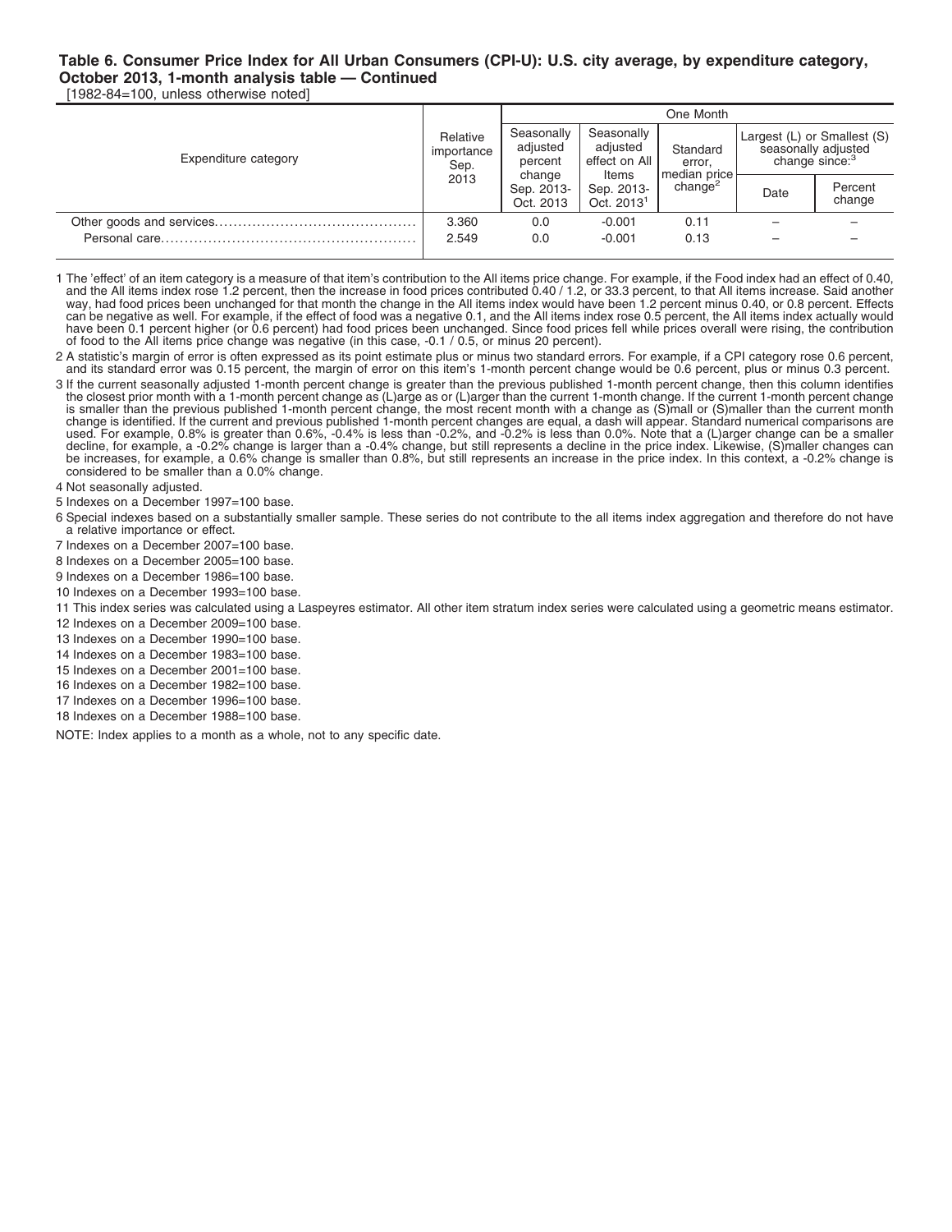**Table 6. Consumer Price Index for All Urban Consumers (CPI-U): U.S. city average, by expenditure category, October 2013, 1-month analysis table — Continued**

[1982-84=100, unless otherwise noted]

| Expenditure category | Relative importance Sep. 2013 | One Month | | | | |
|---|---|---|---|---|---|---|
| | | Seasonally adjusted percent change Sep. 2013-Oct. 2013 | Seasonally adjusted effect on All Items Sep. 2013-Oct. 2013[1] | Standard error, median price change[2] | Largest (L) or Smallest (S) seasonally adjusted change since:[3] | |
| | | | | | Date | Percent change |
| Other goods and services | 3.360 | 0.0 | -0.001 | 0.11 | – | – |
| Personal care | 2.549 | 0.0 | -0.001 | 0.13 | – | – |

1 The 'effect' of an item category is a measure of that item's contribution to the All items price change. For example, if the Food index had an effect of 0.40, and the All items index rose 1.2 percent, then the increase in food prices contributed 0.40 / 1.2, or 33.3 percent, to that All items increase. Said another way, had food prices been unchanged for that month the change in the All items index would have been 1.2 percent minus 0.40, or 0.8 percent. Effects can be negative as well. For example, if the effect of food was a negative 0.1, and the All items index rose 0.5 percent, the All items index actually would have been 0.1 percent higher (or 0.6 percent) had food prices been unchanged. Since food prices fell while prices overall were rising, the contribution of food to the All items price change was negative (in this case, -0.1 / 0.5, or minus 20 percent).

2 A statistic's margin of error is often expressed as its point estimate plus or minus two standard errors. For example, if a CPI category rose 0.6 percent, and its standard error was 0.15 percent, the margin of error on this item's 1-month percent change would be 0.6 percent, plus or minus 0.3 percent.

3 If the current seasonally adjusted 1-month percent change is greater than the previous published 1-month percent change, then this column identifies the closest prior month with a 1-month percent change as (L)arge as or (L)arger than the current 1-month change. If the current 1-month percent change is smaller than the previous published 1-month percent change, the most recent month with a change as (S)mall or (S)maller than the current month change is identified. If the current and previous published 1-month percent changes are equal, a dash will appear. Standard numerical comparisons are used. For example, 0.8% is greater than 0.6%, -0.4% is less than -0.2%, and -0.2% is less than 0.0%. Note that a (L)arger change can be a smaller decline, for example, a -0.2% change is larger than a -0.4% change, but still represents a decline in the price index. Likewise, (S)maller changes can be increases, for example, a 0.6% change is smaller than 0.8%, but still represents an increase in the price index. In this context, a -0.2% change is considered to be smaller than a 0.0% change.

4 Not seasonally adjusted.

5 Indexes on a December 1997=100 base.

6 Special indexes based on a substantially smaller sample. These series do not contribute to the all items index aggregation and therefore do not have a relative importance or effect.

7 Indexes on a December 2007=100 base.

8 Indexes on a December 2005=100 base.

9 Indexes on a December 1986=100 base.

10 Indexes on a December 1993=100 base.

11 This index series was calculated using a Laspeyres estimator. All other item stratum index series were calculated using a geometric means estimator.

12 Indexes on a December 2009=100 base.

13 Indexes on a December 1990=100 base.

14 Indexes on a December 1983=100 base.

15 Indexes on a December 2001=100 base.

16 Indexes on a December 1982=100 base.

17 Indexes on a December 1996=100 base.

18 Indexes on a December 1988=100 base.

NOTE: Index applies to a month as a whole, not to any specific date.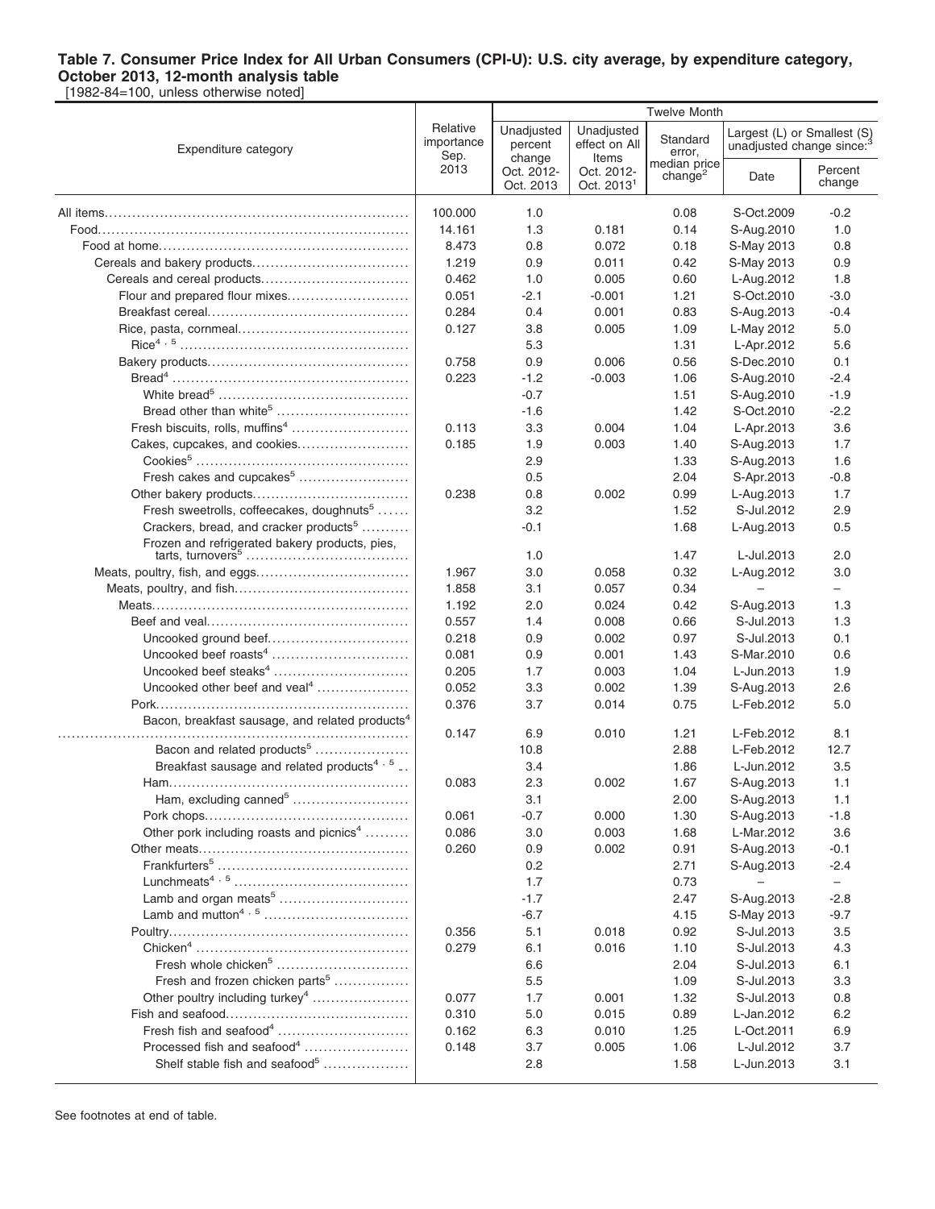# Table 7. Consumer Price Index for All Urban Consumers (CPI-U): U.S. city average, by expenditure category, October 2013, 12-month analysis table

[1982-84=100, unless otherwise noted]

| Expenditure category | Relative importance Sep. 2013 | Twelve Month | | | | |
|---|---|---|---|---|---|---|
| | | Unadjusted percent change Oct. 2012-Oct. 2013 | Unadjusted effect on All Items Oct. 2012-Oct. 2013[1] | Standard error, median price change[2] | Largest (L) or Smallest (S) unadjusted change since:[3] Date | Percent change |
| All items | 100.000 | 1.0 | | 0.08 | S-Oct.2009 | -0.2 |
| Food | 14.161 | 1.3 | 0.181 | 0.14 | S-Aug.2010 | 1.0 |
| Food at home | 8.473 | 0.8 | 0.072 | 0.18 | S-May 2013 | 0.8 |
| Cereals and bakery products | 1.219 | 0.9 | 0.011 | 0.42 | S-May 2013 | 0.9 |
| Cereals and cereal products | 0.462 | 1.0 | 0.005 | 0.60 | L-Aug.2012 | 1.8 |
| Flour and prepared flour mixes | 0.051 | -2.1 | -0.001 | 1.21 | S-Oct.2010 | -3.0 |
| Breakfast cereal | 0.284 | 0.4 | 0.001 | 0.83 | S-Aug.2013 | -0.4 |
| Rice, pasta, cornmeal | 0.127 | 3.8 | 0.005 | 1.09 | L-May 2012 | 5.0 |
| Rice[4, 5] | | 5.3 | | 1.31 | L-Apr.2012 | 5.6 |
| Bakery products | 0.758 | 0.9 | 0.006 | 0.56 | S-Dec.2010 | 0.1 |
| Bread[4] | 0.223 | -1.2 | -0.003 | 1.06 | S-Aug.2010 | -2.4 |
| White bread[5] | | -0.7 | | 1.51 | S-Aug.2010 | -1.9 |
| Bread other than white[5] | | -1.6 | | 1.42 | S-Oct.2010 | -2.2 |
| Fresh biscuits, rolls, muffins[4] | 0.113 | 3.3 | 0.004 | 1.04 | L-Apr.2013 | 3.6 |
| Cakes, cupcakes, and cookies | 0.185 | 1.9 | 0.003 | 1.40 | S-Aug.2013 | 1.7 |
| Cookies[5] | | 2.9 | | 1.33 | S-Aug.2013 | 1.6 |
| Fresh cakes and cupcakes[5] | | 0.5 | | 2.04 | S-Apr.2013 | -0.8 |
| Other bakery products | 0.238 | 0.8 | 0.002 | 0.99 | L-Aug.2013 | 1.7 |
| Fresh sweetrolls, coffeecakes, doughnuts[5] | | 3.2 | | 1.52 | S-Jul.2012 | 2.9 |
| Crackers, bread, and cracker products[5] | | -0.1 | | 1.68 | L-Aug.2013 | 0.5 |
| Frozen and refrigerated bakery products, pies, tarts, turnovers[5] | | 1.0 | | 1.47 | L-Jul.2013 | 2.0 |
| Meats, poultry, fish, and eggs | 1.967 | 3.0 | 0.058 | 0.32 | L-Aug.2012 | 3.0 |
| Meats, poultry, and fish | 1.858 | 3.1 | 0.057 | 0.34 | – | – |
| Meats | 1.192 | 2.0 | 0.024 | 0.42 | S-Aug.2013 | 1.3 |
| Beef and veal | 0.557 | 1.4 | 0.008 | 0.66 | S-Jul.2013 | 1.3 |
| Uncooked ground beef | 0.218 | 0.9 | 0.002 | 0.97 | S-Jul.2013 | 0.1 |
| Uncooked beef roasts[4] | 0.081 | 0.9 | 0.001 | 1.43 | S-Mar.2010 | 0.6 |
| Uncooked beef steaks[4] | 0.205 | 1.7 | 0.003 | 1.04 | L-Jun.2013 | 1.9 |
| Uncooked other beef and veal[4] | 0.052 | 3.3 | 0.002 | 1.39 | S-Aug.2013 | 2.6 |
| Pork | 0.376 | 3.7 | 0.014 | 0.75 | L-Feb.2012 | 5.0 |
| Bacon, breakfast sausage, and related products[4] | 0.147 | 6.9 | 0.010 | 1.21 | L-Feb.2012 | 8.1 |
| Bacon and related products[5] | | 10.8 | | 2.88 | L-Feb.2012 | 12.7 |
| Breakfast sausage and related products[4, 5] | | 3.4 | | 1.86 | L-Jun.2012 | 3.5 |
| Ham | 0.083 | 2.3 | 0.002 | 1.67 | S-Aug.2013 | 1.1 |
| Ham, excluding canned[5] | | 3.1 | | 2.00 | S-Aug.2013 | 1.1 |
| Pork chops | 0.061 | -0.7 | 0.000 | 1.30 | S-Aug.2013 | -1.8 |
| Other pork including roasts and picnics[4] | 0.086 | 3.0 | 0.003 | 1.68 | L-Mar.2012 | 3.6 |
| Other meats | 0.260 | 0.9 | 0.002 | 0.91 | S-Aug.2013 | -0.1 |
| Frankfurters[5] | | 0.2 | | 2.71 | S-Aug.2013 | -2.4 |
| Lunchmeats[4, 5] | | 1.7 | | 0.73 | – | – |
| Lamb and organ meats[5] | | -1.7 | | 2.47 | S-Aug.2013 | -2.8 |
| Lamb and mutton[4, 5] | | -6.7 | | 4.15 | S-May 2013 | -9.7 |
| Poultry | 0.356 | 5.1 | 0.018 | 0.92 | S-Jul.2013 | 3.5 |
| Chicken[4] | 0.279 | 6.1 | 0.016 | 1.10 | S-Jul.2013 | 4.3 |
| Fresh whole chicken[5] | | 6.6 | | 2.04 | S-Jul.2013 | 6.1 |
| Fresh and frozen chicken parts[5] | | 5.5 | | 1.09 | S-Jul.2013 | 3.3 |
| Other poultry including turkey[4] | 0.077 | 1.7 | 0.001 | 1.32 | S-Jul.2013 | 0.8 |
| Fish and seafood | 0.310 | 5.0 | 0.015 | 0.89 | L-Jan.2012 | 6.2 |
| Fresh fish and seafood[4] | 0.162 | 6.3 | 0.010 | 1.25 | L-Oct.2011 | 6.9 |
| Processed fish and seafood[4] | 0.148 | 3.7 | 0.005 | 1.06 | L-Jul.2012 | 3.7 |
| Shelf stable fish and seafood[5] | | 2.8 | | 1.58 | L-Jun.2013 | 3.1 |

See footnotes at end of table.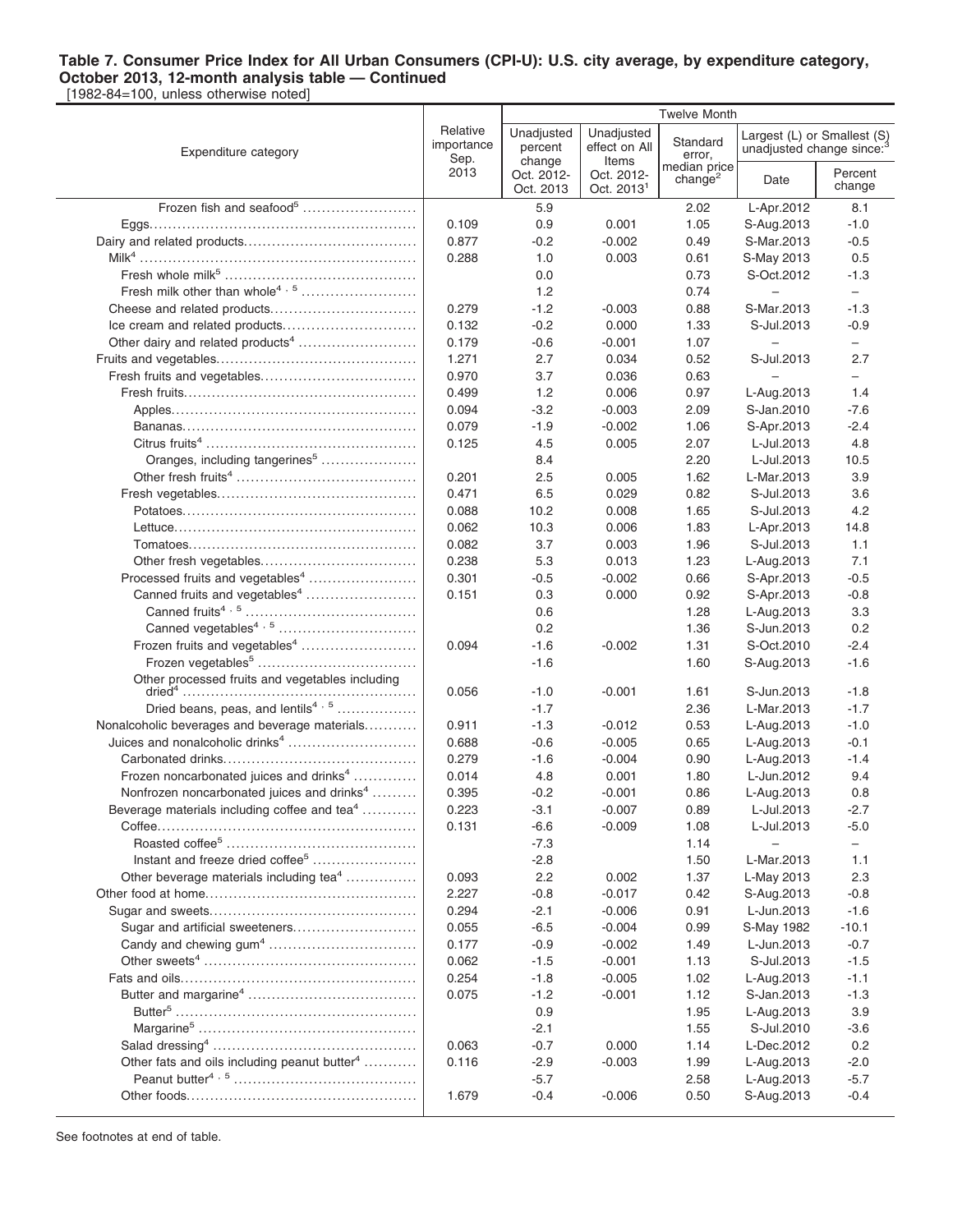# Table 7. Consumer Price Index for All Urban Consumers (CPI-U): U.S. city average, by expenditure category, October 2013, 12-month analysis table — Continued

[1982-84=100, unless otherwise noted]

| Expenditure category | Relative importance Sep. 2013 | Twelve Month | | | | |
|---|---|---|---|---|---|---|
| | | Unadjusted percent change Oct. 2012- Oct. 2013 | Unadjusted effect on All Items Oct. 2012- Oct. 2013[1] | Standard error, median price change[2] | Largest (L) or Smallest (S) unadjusted change since:[3] Date | Percent change |
| Frozen fish and seafood[5] | | 5.9 | | 2.02 | L-Apr.2012 | 8.1 |
| Eggs | 0.109 | 0.9 | 0.001 | 1.05 | S-Aug.2013 | -1.0 |
| Dairy and related products | 0.877 | -0.2 | -0.002 | 0.49 | S-Mar.2013 | -0.5 |
| Milk[4] | 0.288 | 1.0 | 0.003 | 0.61 | S-May 2013 | 0.5 |
| Fresh whole milk[5] | | 0.0 | | 0.73 | S-Oct.2012 | -1.3 |
| Fresh milk other than whole[4, 5] | | 1.2 | | 0.74 | – | – |
| Cheese and related products | 0.279 | -1.2 | -0.003 | 0.88 | S-Mar.2013 | -1.3 |
| Ice cream and related products | 0.132 | -0.2 | 0.000 | 1.33 | S-Jul.2013 | -0.9 |
| Other dairy and related products[4] | 0.179 | -0.6 | -0.001 | 1.07 | – | – |
| Fruits and vegetables | 1.271 | 2.7 | 0.034 | 0.52 | S-Jul.2013 | 2.7 |
| Fresh fruits and vegetables | 0.970 | 3.7 | 0.036 | 0.63 | – | – |
| Fresh fruits | 0.499 | 1.2 | 0.006 | 0.97 | L-Aug.2013 | 1.4 |
| Apples | 0.094 | -3.2 | -0.003 | 2.09 | S-Jan.2010 | -7.6 |
| Bananas | 0.079 | -1.9 | -0.002 | 1.06 | S-Apr.2013 | -2.4 |
| Citrus fruits[4] | 0.125 | 4.5 | 0.005 | 2.07 | L-Jul.2013 | 4.8 |
| Oranges, including tangerines[5] | | 8.4 | | 2.20 | L-Jul.2013 | 10.5 |
| Other fresh fruits[4] | 0.201 | 2.5 | 0.005 | 1.62 | L-Mar.2013 | 3.9 |
| Fresh vegetables | 0.471 | 6.5 | 0.029 | 0.82 | S-Jul.2013 | 3.6 |
| Potatoes | 0.088 | 10.2 | 0.008 | 1.65 | S-Jul.2013 | 4.2 |
| Lettuce | 0.062 | 10.3 | 0.006 | 1.83 | L-Apr.2013 | 14.8 |
| Tomatoes | 0.082 | 3.7 | 0.003 | 1.96 | S-Jul.2013 | 1.1 |
| Other fresh vegetables | 0.238 | 5.3 | 0.013 | 1.23 | L-Aug.2013 | 7.1 |
| Processed fruits and vegetables[4] | 0.301 | -0.5 | -0.002 | 0.66 | S-Apr.2013 | -0.5 |
| Canned fruits and vegetables[4] | 0.151 | 0.3 | 0.000 | 0.92 | S-Apr.2013 | -0.8 |
| Canned fruits[4, 5] | | 0.6 | | 1.28 | L-Aug.2013 | 3.3 |
| Canned vegetables[4, 5] | | 0.2 | | 1.36 | S-Jun.2013 | 0.2 |
| Frozen fruits and vegetables[4] | 0.094 | -1.6 | -0.002 | 1.31 | S-Oct.2010 | -2.4 |
| Frozen vegetables[5] | | -1.6 | | 1.60 | S-Aug.2013 | -1.6 |
| Other processed fruits and vegetables including dried[4] | 0.056 | -1.0 | -0.001 | 1.61 | S-Jun.2013 | -1.8 |
| Dried beans, peas, and lentils[4, 5] | | -1.7 | | 2.36 | L-Mar.2013 | -1.7 |
| Nonalcoholic beverages and beverage materials | 0.911 | -1.3 | -0.012 | 0.53 | L-Aug.2013 | -1.0 |
| Juices and nonalcoholic drinks[4] | 0.688 | -0.6 | -0.005 | 0.65 | L-Aug.2013 | -0.1 |
| Carbonated drinks | 0.279 | -1.6 | -0.004 | 0.90 | L-Aug.2013 | -1.4 |
| Frozen noncarbonated juices and drinks[4] | 0.014 | 4.8 | 0.001 | 1.80 | L-Jun.2012 | 9.4 |
| Nonfrozen noncarbonated juices and drinks[4] | 0.395 | -0.2 | -0.001 | 0.86 | L-Aug.2013 | 0.8 |
| Beverage materials including coffee and tea[4] | 0.223 | -3.1 | -0.007 | 0.89 | L-Jul.2013 | -2.7 |
| Coffee | 0.131 | -6.6 | -0.009 | 1.08 | L-Jul.2013 | -5.0 |
| Roasted coffee[5] | | -7.3 | | 1.14 | – | – |
| Instant and freeze dried coffee[5] | | -2.8 | | 1.50 | L-Mar.2013 | 1.1 |
| Other beverage materials including tea[4] | 0.093 | 2.2 | 0.002 | 1.37 | L-May 2013 | 2.3 |
| Other food at home | 2.227 | -0.8 | -0.017 | 0.42 | S-Aug.2013 | -0.8 |
| Sugar and sweets | 0.294 | -2.1 | -0.006 | 0.91 | L-Jun.2013 | -1.6 |
| Sugar and artificial sweeteners | 0.055 | -6.5 | -0.004 | 0.99 | S-May 1982 | -10.1 |
| Candy and chewing gum[4] | 0.177 | -0.9 | -0.002 | 1.49 | L-Jun.2013 | -0.7 |
| Other sweets[4] | 0.062 | -1.5 | -0.001 | 1.13 | S-Jul.2013 | -1.5 |
| Fats and oils | 0.254 | -1.8 | -0.005 | 1.02 | L-Aug.2013 | -1.1 |
| Butter and margarine[4] | 0.075 | -1.2 | -0.001 | 1.12 | S-Jan.2013 | -1.3 |
| Butter[5] | | 0.9 | | 1.95 | L-Aug.2013 | 3.9 |
| Margarine[5] | | -2.1 | | 1.55 | S-Jul.2010 | -3.6 |
| Salad dressing[4] | 0.063 | -0.7 | 0.000 | 1.14 | L-Dec.2012 | 0.2 |
| Other fats and oils including peanut butter[4] | 0.116 | -2.9 | -0.003 | 1.99 | L-Aug.2013 | -2.0 |
| Peanut butter[4, 5] | | -5.7 | | 2.58 | L-Aug.2013 | -5.7 |
| Other foods | 1.679 | -0.4 | -0.006 | 0.50 | S-Aug.2013 | -0.4 |

See footnotes at end of table.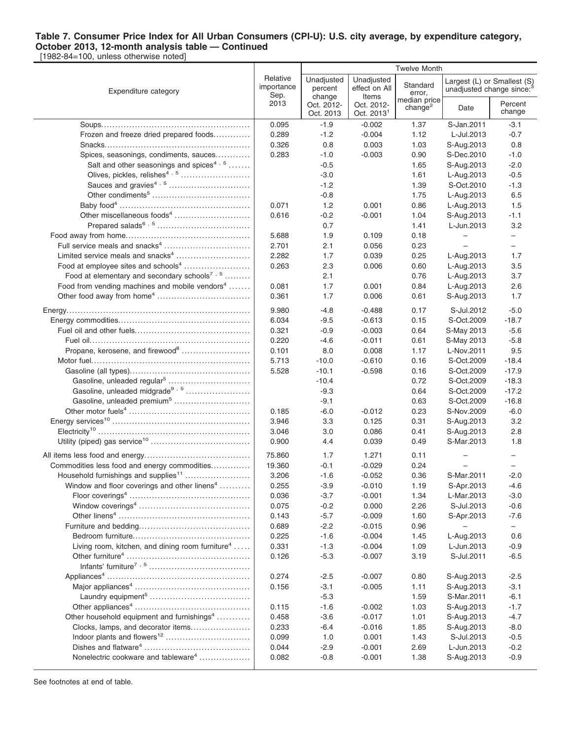**Table 7. Consumer Price Index for All Urban Consumers (CPI-U): U.S. city average, by expenditure category, October 2013, 12-month analysis table — Continued**

[1982-84=100, unless otherwise noted]

| Expenditure category | Relative importance Sep. 2013 | Twelve Month | | | | |
|---|---|---|---|---|---|---|
| | | Unadjusted percent change Oct. 2012-Oct. 2013 | Unadjusted effect on All Items Oct. 2012-Oct. 2013[1] | Standard error, median price change[2] | Largest (L) or Smallest (S) unadjusted change since:[3] Date | Percent change |
| Soups | 0.095 | -1.9 | -0.002 | 1.37 | S-Jan.2011 | -3.1 |
| Frozen and freeze dried prepared foods | 0.289 | -1.2 | -0.004 | 1.12 | L-Jul.2013 | -0.7 |
| Snacks | 0.326 | 0.8 | 0.003 | 1.03 | S-Aug.2013 | 0.8 |
| Spices, seasonings, condiments, sauces | 0.283 | -1.0 | -0.003 | 0.90 | S-Dec.2010 | -1.0 |
| Salt and other seasonings and spices[4, 5] | | -0.5 | | 1.65 | S-Aug.2013 | -2.0 |
| Olives, pickles, relishes[4, 5] | | -3.0 | | 1.61 | L-Aug.2013 | -0.5 |
| Sauces and gravies[4, 5] | | -1.2 | | 1.39 | S-Oct.2010 | -1.3 |
| Other condiments[5] | | -0.8 | | 1.75 | L-Aug.2013 | 6.5 |
| Baby food[4] | 0.071 | 1.2 | 0.001 | 0.86 | L-Aug.2013 | 1.5 |
| Other miscellaneous foods[4] | 0.616 | -0.2 | -0.001 | 1.04 | S-Aug.2013 | -1.1 |
| Prepared salads[6, 5] | | 0.7 | | 1.41 | L-Jun.2013 | 3.2 |
| Food away from home | 5.688 | 1.9 | 0.109 | 0.18 | – | – |
| Full service meals and snacks[4] | 2.701 | 2.1 | 0.056 | 0.23 | – | – |
| Limited service meals and snacks[4] | 2.282 | 1.7 | 0.039 | 0.25 | L-Aug.2013 | 1.7 |
| Food at employee sites and schools[4] | 0.263 | 2.3 | 0.006 | 0.60 | L-Aug.2013 | 3.5 |
| Food at elementary and secondary schools[7, 5] | | 2.1 | | 0.76 | L-Aug.2013 | 3.7 |
| Food from vending machines and mobile vendors[4] | 0.081 | 1.7 | 0.001 | 0.84 | L-Aug.2013 | 2.6 |
| Other food away from home[4] | 0.361 | 1.7 | 0.006 | 0.61 | S-Aug.2013 | 1.7 |
| Energy | 9.980 | -4.8 | -0.488 | 0.17 | S-Jul.2012 | -5.0 |
| Energy commodities | 6.034 | -9.5 | -0.613 | 0.15 | S-Oct.2009 | -18.7 |
| Fuel oil and other fuels | 0.321 | -0.9 | -0.003 | 0.64 | S-May 2013 | -5.6 |
| Fuel oil | 0.220 | -4.6 | -0.011 | 0.61 | S-May 2013 | -5.8 |
| Propane, kerosene, and firewood[8] | 0.101 | 8.0 | 0.008 | 1.17 | L-Nov.2011 | 9.5 |
| Motor fuel | 5.713 | -10.0 | -0.610 | 0.16 | S-Oct.2009 | -18.4 |
| Gasoline (all types) | 5.528 | -10.1 | -0.598 | 0.16 | S-Oct.2009 | -17.9 |
| Gasoline, unleaded regular[5] | | -10.4 | | 0.72 | S-Oct.2009 | -18.3 |
| Gasoline, unleaded midgrade[9, 5] | | -9.3 | | 0.64 | S-Oct.2009 | -17.2 |
| Gasoline, unleaded premium[5] | | -9.1 | | 0.63 | S-Oct.2009 | -16.8 |
| Other motor fuels[4] | 0.185 | -6.0 | -0.012 | 0.23 | S-Nov.2009 | -6.0 |
| Energy services[10] | 3.946 | 3.3 | 0.125 | 0.31 | S-Aug.2013 | 3.2 |
| Electricity[10] | 3.046 | 3.0 | 0.086 | 0.41 | S-Aug.2013 | 2.8 |
| Utility (piped) gas service[10] | 0.900 | 4.4 | 0.039 | 0.49 | S-Mar.2013 | 1.8 |
| All items less food and energy | 75.860 | 1.7 | 1.271 | 0.11 | – | – |
| Commodities less food and energy commodities | 19.360 | -0.1 | -0.029 | 0.24 | – | – |
| Household furnishings and supplies[11] | 3.206 | -1.6 | -0.052 | 0.36 | S-Mar.2011 | -2.0 |
| Window and floor coverings and other linens[4] | 0.255 | -3.9 | -0.010 | 1.19 | S-Apr.2013 | -4.6 |
| Floor coverings[4] | 0.036 | -3.7 | -0.001 | 1.34 | L-Mar.2013 | -3.0 |
| Window coverings[4] | 0.075 | -0.2 | 0.000 | 2.26 | S-Jul.2013 | -0.6 |
| Other linens[4] | 0.143 | -5.7 | -0.009 | 1.60 | S-Apr.2013 | -7.6 |
| Furniture and bedding | 0.689 | -2.2 | -0.015 | 0.96 | – | – |
| Bedroom furniture | 0.225 | -1.6 | -0.004 | 1.45 | L-Aug.2013 | 0.6 |
| Living room, kitchen, and dining room furniture[4] | 0.331 | -1.3 | -0.004 | 1.09 | L-Jun.2013 | -0.9 |
| Other furniture[4] | 0.126 | -5.3 | -0.007 | 3.19 | S-Jul.2011 | -6.5 |
| Infants' furniture[7, 5] | | | | | | |
| Appliances[4] | 0.274 | -2.5 | -0.007 | 0.80 | S-Aug.2013 | -2.5 |
| Major appliances[4] | 0.156 | -3.1 | -0.005 | 1.11 | S-Aug.2013 | -3.1 |
| Laundry equipment[5] | | -5.3 | | 1.59 | S-Mar.2011 | -6.1 |
| Other appliances[4] | 0.115 | -1.6 | -0.002 | 1.03 | S-Aug.2013 | -1.7 |
| Other household equipment and furnishings[4] | 0.458 | -3.6 | -0.017 | 1.01 | S-Aug.2013 | -4.7 |
| Clocks, lamps, and decorator items | 0.233 | -6.4 | -0.016 | 1.85 | S-Aug.2013 | -8.0 |
| Indoor plants and flowers[12] | 0.099 | 1.0 | 0.001 | 1.43 | S-Jul.2013 | -0.5 |
| Dishes and flatware[4] | 0.044 | -2.9 | -0.001 | 2.69 | L-Jun.2013 | -0.2 |
| Nonelectric cookware and tableware[4] | 0.082 | -0.8 | -0.001 | 1.38 | S-Aug.2013 | -0.9 |

See footnotes at end of table.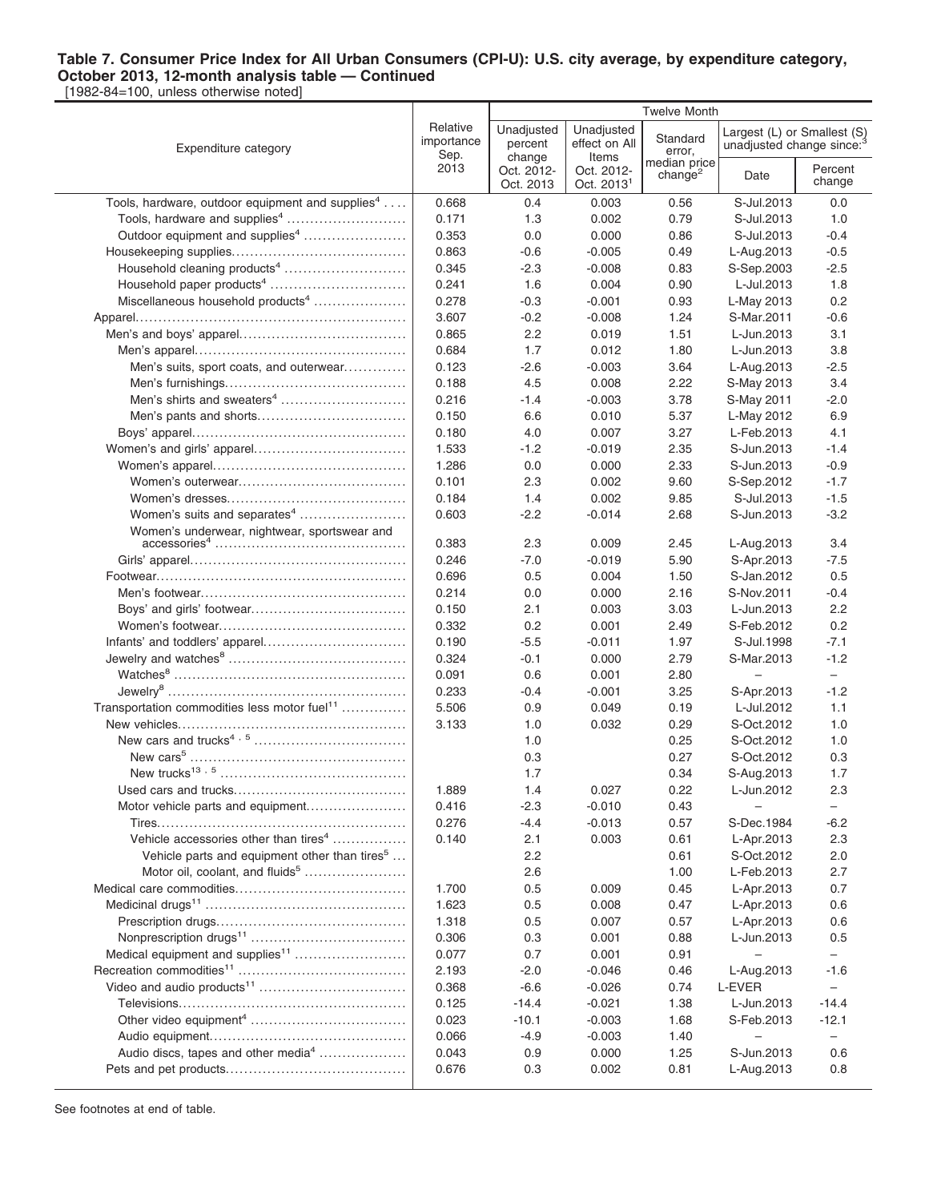**Table 7. Consumer Price Index for All Urban Consumers (CPI-U): U.S. city average, by expenditure category, October 2013, 12-month analysis table — Continued**

[1982-84=100, unless otherwise noted]

| Expenditure category | Relative importance Sep. 2013 | Twelve Month: Unadjusted percent change Oct. 2012-Oct. 2013 | Unadjusted effect on All Items Oct. 2012-Oct. 2013[1] | Standard error, median price change[2] | Largest (L) or Smallest (S) unadjusted change since:[3] Date | Percent change |
|---|---|---|---|---|---|---|
| Tools, hardware, outdoor equipment and supplies[4] | 0.668 | 0.4 | 0.003 | 0.56 | S-Jul.2013 | 0.0 |
| Tools, hardware and supplies[4] | 0.171 | 1.3 | 0.002 | 0.79 | S-Jul.2013 | 1.0 |
| Outdoor equipment and supplies[4] | 0.353 | 0.0 | 0.000 | 0.86 | S-Jul.2013 | -0.4 |
| Housekeeping supplies | 0.863 | -0.6 | -0.005 | 0.49 | L-Aug.2013 | -0.5 |
| Household cleaning products[4] | 0.345 | -2.3 | -0.008 | 0.83 | S-Sep.2003 | -2.5 |
| Household paper products[4] | 0.241 | 1.6 | 0.004 | 0.90 | L-Jul.2013 | 1.8 |
| Miscellaneous household products[4] | 0.278 | -0.3 | -0.001 | 0.93 | L-May 2013 | 0.2 |
| Apparel | 3.607 | -0.2 | -0.008 | 1.24 | S-Mar.2011 | -0.6 |
| Men's and boys' apparel | 0.865 | 2.2 | 0.019 | 1.51 | L-Jun.2013 | 3.1 |
| Men's apparel | 0.684 | 1.7 | 0.012 | 1.80 | L-Jun.2013 | 3.8 |
| Men's suits, sport coats, and outerwear | 0.123 | -2.6 | -0.003 | 3.64 | L-Aug.2013 | -2.5 |
| Men's furnishings | 0.188 | 4.5 | 0.008 | 2.22 | S-May 2013 | 3.4 |
| Men's shirts and sweaters[4] | 0.216 | -1.4 | -0.003 | 3.78 | S-May 2011 | -2.0 |
| Men's pants and shorts | 0.150 | 6.6 | 0.010 | 5.37 | L-May 2012 | 6.9 |
| Boys' apparel | 0.180 | 4.0 | 0.007 | 3.27 | L-Feb.2013 | 4.1 |
| Women's and girls' apparel | 1.533 | -1.2 | -0.019 | 2.35 | S-Jun.2013 | -1.4 |
| Women's apparel | 1.286 | 0.0 | 0.000 | 2.33 | S-Jun.2013 | -0.9 |
| Women's outerwear | 0.101 | 2.3 | 0.002 | 9.60 | S-Sep.2012 | -1.7 |
| Women's dresses | 0.184 | 1.4 | 0.002 | 9.85 | S-Jul.2013 | -1.5 |
| Women's suits and separates[4] | 0.603 | -2.2 | -0.014 | 2.68 | S-Jun.2013 | -3.2 |
| Women's underwear, nightwear, sportswear and accessories[4] | 0.383 | 2.3 | 0.009 | 2.45 | L-Aug.2013 | 3.4 |
| Girls' apparel | 0.246 | -7.0 | -0.019 | 5.90 | S-Apr.2013 | -7.5 |
| Footwear | 0.696 | 0.5 | 0.004 | 1.50 | S-Jan.2012 | 0.5 |
| Men's footwear | 0.214 | 0.0 | 0.000 | 2.16 | S-Nov.2011 | -0.4 |
| Boys' and girls' footwear | 0.150 | 2.1 | 0.003 | 3.03 | L-Jun.2013 | 2.2 |
| Women's footwear | 0.332 | 0.2 | 0.001 | 2.49 | S-Feb.2012 | 0.2 |
| Infants' and toddlers' apparel | 0.190 | -5.5 | -0.011 | 1.97 | S-Jul.1998 | -7.1 |
| Jewelry and watches[8] | 0.324 | -0.1 | 0.000 | 2.79 | S-Mar.2013 | -1.2 |
| Watches[8] | 0.091 | 0.6 | 0.001 | 2.80 | – | – |
| Jewelry[8] | 0.233 | -0.4 | -0.001 | 3.25 | S-Apr.2013 | -1.2 |
| Transportation commodities less motor fuel[11] | 5.506 | 0.9 | 0.049 | 0.19 | L-Jul.2012 | 1.1 |
| New vehicles | 3.133 | 1.0 | 0.032 | 0.29 | S-Oct.2012 | 1.0 |
| New cars and trucks[4, 5] | | 1.0 | | 0.25 | S-Oct.2012 | 1.0 |
| New cars[5] | | 0.3 | | 0.27 | S-Oct.2012 | 0.3 |
| New trucks[13, 5] | | 1.7 | | 0.34 | S-Aug.2013 | 1.7 |
| Used cars and trucks | 1.889 | 1.4 | 0.027 | 0.22 | L-Jun.2012 | 2.3 |
| Motor vehicle parts and equipment | 0.416 | -2.3 | -0.010 | 0.43 | – | – |
| Tires | 0.276 | -4.4 | -0.013 | 0.57 | S-Dec.1984 | -6.2 |
| Vehicle accessories other than tires[4] | 0.140 | 2.1 | 0.003 | 0.61 | L-Apr.2013 | 2.3 |
| Vehicle parts and equipment other than tires[5] | | 2.2 | | 0.61 | S-Oct.2012 | 2.0 |
| Motor oil, coolant, and fluids[5] | | 2.6 | | 1.00 | L-Feb.2013 | 2.7 |
| Medical care commodities | 1.700 | 0.5 | 0.009 | 0.45 | L-Apr.2013 | 0.7 |
| Medicinal drugs[11] | 1.623 | 0.5 | 0.008 | 0.47 | L-Apr.2013 | 0.6 |
| Prescription drugs | 1.318 | 0.5 | 0.007 | 0.57 | L-Apr.2013 | 0.6 |
| Nonprescription drugs[11] | 0.306 | 0.3 | 0.001 | 0.88 | L-Jun.2013 | 0.5 |
| Medical equipment and supplies[11] | 0.077 | 0.7 | 0.001 | 0.91 | – | – |
| Recreation commodities[11] | 2.193 | -2.0 | -0.046 | 0.46 | L-Aug.2013 | -1.6 |
| Video and audio products[11] | 0.368 | -6.6 | -0.026 | 0.74 | L-EVER | – |
| Televisions | 0.125 | -14.4 | -0.021 | 1.38 | L-Jun.2013 | -14.4 |
| Other video equipment[4] | 0.023 | -10.1 | -0.003 | 1.68 | S-Feb.2013 | -12.1 |
| Audio equipment | 0.066 | -4.9 | -0.003 | 1.40 | – | – |
| Audio discs, tapes and other media[4] | 0.043 | 0.9 | 0.000 | 1.25 | S-Jun.2013 | 0.6 |
| Pets and pet products | 0.676 | 0.3 | 0.002 | 0.81 | L-Aug.2013 | 0.8 |

See footnotes at end of table.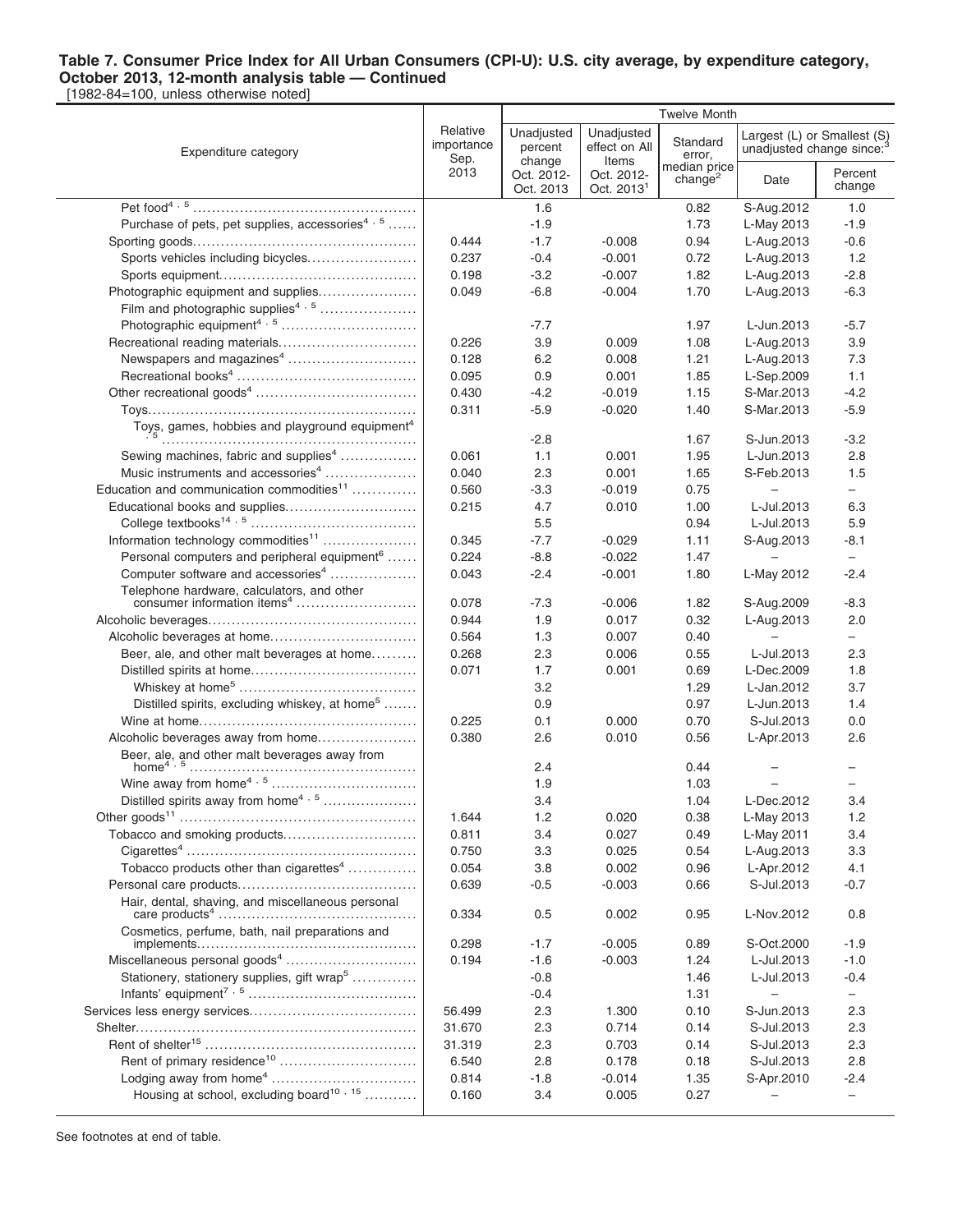**Table 7. Consumer Price Index for All Urban Consumers (CPI-U): U.S. city average, by expenditure category, October 2013, 12-month analysis table — Continued**
[1982-84=100, unless otherwise noted]

| Expenditure category | Relative importance Sep. 2013 | Twelve Month | | | | |
|---|---|---|---|---|---|---|
| | | Unadjusted percent change Oct. 2012-Oct. 2013 | Unadjusted effect on All Items Oct. 2012-Oct. 2013[1] | Standard error, median price change[2] | Largest (L) or Smallest (S) unadjusted change since:[3] Date | Percent change |
| Pet food[4, 5] | | 1.6 | | 0.82 | S-Aug.2012 | 1.0 |
| Purchase of pets, pet supplies, accessories[4, 5] | | -1.9 | | 1.73 | L-May 2013 | -1.9 |
| Sporting goods | 0.444 | -1.7 | -0.008 | 0.94 | L-Aug.2013 | -0.6 |
| Sports vehicles including bicycles | 0.237 | -0.4 | -0.001 | 0.72 | L-Aug.2013 | 1.2 |
| Sports equipment | 0.198 | -3.2 | -0.007 | 1.82 | L-Aug.2013 | -2.8 |
| Photographic equipment and supplies | 0.049 | -6.8 | -0.004 | 1.70 | L-Aug.2013 | -6.3 |
| Film and photographic supplies[4, 5] | | | | | | |
| Photographic equipment[4, 5] | | -7.7 | | 1.97 | L-Jun.2013 | -5.7 |
| Recreational reading materials | 0.226 | 3.9 | 0.009 | 1.08 | L-Aug.2013 | 3.9 |
| Newspapers and magazines[4] | 0.128 | 6.2 | 0.008 | 1.21 | L-Aug.2013 | 7.3 |
| Recreational books[4] | 0.095 | 0.9 | 0.001 | 1.85 | L-Sep.2009 | 1.1 |
| Other recreational goods[4] | 0.430 | -4.2 | -0.019 | 1.15 | S-Mar.2013 | -4.2 |
| Toys | 0.311 | -5.9 | -0.020 | 1.40 | S-Mar.2013 | -5.9 |
| Toys, games, hobbies and playground equipment[4, 5] | | -2.8 | | 1.67 | S-Jun.2013 | -3.2 |
| Sewing machines, fabric and supplies[4] | 0.061 | 1.1 | 0.001 | 1.95 | L-Jun.2013 | 2.8 |
| Music instruments and accessories[4] | 0.040 | 2.3 | 0.001 | 1.65 | S-Feb.2013 | 1.5 |
| Education and communication commodities[11] | 0.560 | -3.3 | -0.019 | 0.75 | – | – |
| Educational books and supplies | 0.215 | 4.7 | 0.010 | 1.00 | L-Jul.2013 | 6.3 |
| College textbooks[14, 5] | | 5.5 | | 0.94 | L-Jul.2013 | 5.9 |
| Information technology commodities[11] | 0.345 | -7.7 | -0.029 | 1.11 | S-Aug.2013 | -8.1 |
| Personal computers and peripheral equipment[6] | 0.224 | -8.8 | -0.022 | 1.47 | – | – |
| Computer software and accessories[4] | 0.043 | -2.4 | -0.001 | 1.80 | L-May 2012 | -2.4 |
| Telephone hardware, calculators, and other consumer information items[4] | 0.078 | -7.3 | -0.006 | 1.82 | S-Aug.2009 | -8.3 |
| Alcoholic beverages | 0.944 | 1.9 | 0.017 | 0.32 | L-Aug.2013 | 2.0 |
| Alcoholic beverages at home | 0.564 | 1.3 | 0.007 | 0.40 | – | – |
| Beer, ale, and other malt beverages at home | 0.268 | 2.3 | 0.006 | 0.55 | L-Jul.2013 | 2.3 |
| Distilled spirits at home | 0.071 | 1.7 | 0.001 | 0.69 | L-Dec.2009 | 1.8 |
| Whiskey at home[5] | | 3.2 | | 1.29 | L-Jan.2012 | 3.7 |
| Distilled spirits, excluding whiskey, at home[5] | | 0.9 | | 0.97 | L-Jun.2013 | 1.4 |
| Wine at home | 0.225 | 0.1 | 0.000 | 0.70 | S-Jul.2013 | 0.0 |
| Alcoholic beverages away from home | 0.380 | 2.6 | 0.010 | 0.56 | L-Apr.2013 | 2.6 |
| Beer, ale, and other malt beverages away from home[4, 5] | | 2.4 | | 0.44 | – | – |
| Wine away from home[4, 5] | | 1.9 | | 1.03 | – | – |
| Distilled spirits away from home[4, 5] | | 3.4 | | 1.04 | L-Dec.2012 | 3.4 |
| Other goods[11] | 1.644 | 1.2 | 0.020 | 0.38 | L-May 2013 | 1.2 |
| Tobacco and smoking products | 0.811 | 3.4 | 0.027 | 0.49 | L-May 2011 | 3.4 |
| Cigarettes[4] | 0.750 | 3.3 | 0.025 | 0.54 | L-Aug.2013 | 3.3 |
| Tobacco products other than cigarettes[4] | 0.054 | 3.8 | 0.002 | 0.96 | L-Apr.2012 | 4.1 |
| Personal care products | 0.639 | -0.5 | -0.003 | 0.66 | S-Jul.2013 | -0.7 |
| Hair, dental, shaving, and miscellaneous personal care products[4] | 0.334 | 0.5 | 0.002 | 0.95 | L-Nov.2012 | 0.8 |
| Cosmetics, perfume, bath, nail preparations and implements | 0.298 | -1.7 | -0.005 | 0.89 | S-Oct.2000 | -1.9 |
| Miscellaneous personal goods[4] | 0.194 | -1.6 | -0.003 | 1.24 | L-Jul.2013 | -1.0 |
| Stationery, stationery supplies, gift wrap[5] | | -0.8 | | 1.46 | L-Jul.2013 | -0.4 |
| Infants' equipment[7, 5] | | -0.4 | | 1.31 | – | – |
| Services less energy services | 56.499 | 2.3 | 1.300 | 0.10 | S-Jun.2013 | 2.3 |
| Shelter | 31.670 | 2.3 | 0.714 | 0.14 | S-Jul.2013 | 2.3 |
| Rent of shelter[15] | 31.319 | 2.3 | 0.703 | 0.14 | S-Jul.2013 | 2.3 |
| Rent of primary residence[10] | 6.540 | 2.8 | 0.178 | 0.18 | S-Jul.2013 | 2.8 |
| Lodging away from home[4] | 0.814 | -1.8 | -0.014 | 1.35 | S-Apr.2010 | -2.4 |
| Housing at school, excluding board[10, 15] | 0.160 | 3.4 | 0.005 | 0.27 | – | – |

See footnotes at end of table.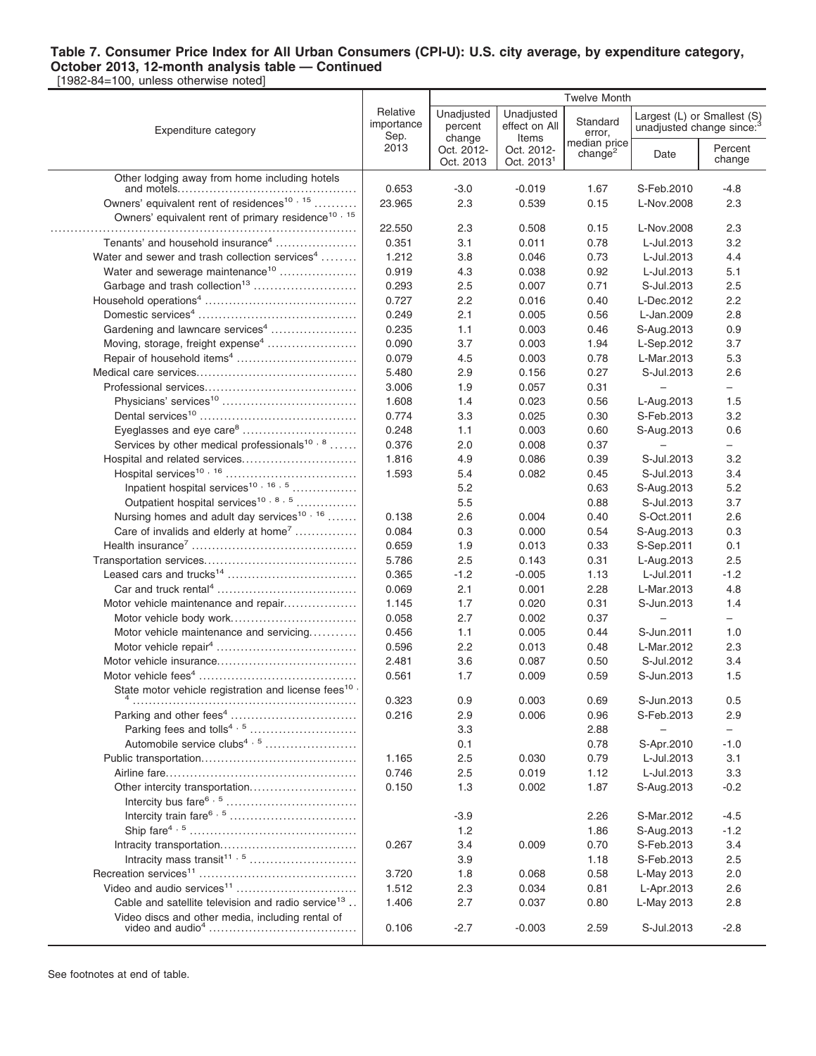**Table 7. Consumer Price Index for All Urban Consumers (CPI-U): U.S. city average, by expenditure category, October 2013, 12-month analysis table — Continued**

[1982-84=100, unless otherwise noted]

| Expenditure category | Relative importance Sep. 2013 | Twelve Month | | | | |
|---|---|---|---|---|---|---|
| | | Unadjusted percent change Oct. 2012-Oct. 2013 | Unadjusted effect on All Items Oct. 2012-Oct. 2013[1] | Standard error, median price change[2] | Largest (L) or Smallest (S) unadjusted change since:[3] Date | Percent change |
| Other lodging away from home including hotels and motels | 0.653 | -3.0 | -0.019 | 1.67 | S-Feb.2010 | -4.8 |
| Owners' equivalent rent of residences[10, 15] | 23.965 | 2.3 | 0.539 | 0.15 | L-Nov.2008 | 2.3 |
| Owners' equivalent rent of primary residence[10, 15] | 22.550 | 2.3 | 0.508 | 0.15 | L-Nov.2008 | 2.3 |
| Tenants' and household insurance[4] | 0.351 | 3.1 | 0.011 | 0.78 | L-Jul.2013 | 3.2 |
| Water and sewer and trash collection services[4] | 1.212 | 3.8 | 0.046 | 0.73 | L-Jul.2013 | 4.4 |
| Water and sewerage maintenance[10] | 0.919 | 4.3 | 0.038 | 0.92 | L-Jul.2013 | 5.1 |
| Garbage and trash collection[13] | 0.293 | 2.5 | 0.007 | 0.71 | S-Jul.2013 | 2.5 |
| Household operations[4] | 0.727 | 2.2 | 0.016 | 0.40 | L-Dec.2012 | 2.2 |
| Domestic services[4] | 0.249 | 2.1 | 0.005 | 0.56 | L-Jan.2009 | 2.8 |
| Gardening and lawncare services[4] | 0.235 | 1.1 | 0.003 | 0.46 | S-Aug.2013 | 0.9 |
| Moving, storage, freight expense[4] | 0.090 | 3.7 | 0.003 | 1.94 | L-Sep.2012 | 3.7 |
| Repair of household items[4] | 0.079 | 4.5 | 0.003 | 0.78 | L-Mar.2013 | 5.3 |
| Medical care services | 5.480 | 2.9 | 0.156 | 0.27 | S-Jul.2013 | 2.6 |
| Professional services | 3.006 | 1.9 | 0.057 | 0.31 | – | – |
| Physicians' services[10] | 1.608 | 1.4 | 0.023 | 0.56 | L-Aug.2013 | 1.5 |
| Dental services[10] | 0.774 | 3.3 | 0.025 | 0.30 | S-Feb.2013 | 3.2 |
| Eyeglasses and eye care[8] | 0.248 | 1.1 | 0.003 | 0.60 | S-Aug.2013 | 0.6 |
| Services by other medical professionals[10, 8] | 0.376 | 2.0 | 0.008 | 0.37 | – | – |
| Hospital and related services | 1.816 | 4.9 | 0.086 | 0.39 | S-Jul.2013 | 3.2 |
| Hospital services[10, 16] | 1.593 | 5.4 | 0.082 | 0.45 | S-Jul.2013 | 3.4 |
| Inpatient hospital services[10, 16, 5] | | 5.2 | | 0.63 | S-Aug.2013 | 5.2 |
| Outpatient hospital services[10, 8, 5] | | 5.5 | | 0.88 | S-Jul.2013 | 3.7 |
| Nursing homes and adult day services[10, 16] | 0.138 | 2.6 | 0.004 | 0.40 | S-Oct.2011 | 2.6 |
| Care of invalids and elderly at home[7] | 0.084 | 0.3 | 0.000 | 0.54 | S-Aug.2013 | 0.3 |
| Health insurance[7] | 0.659 | 1.9 | 0.013 | 0.33 | S-Sep.2011 | 0.1 |
| Transportation services | 5.786 | 2.5 | 0.143 | 0.31 | L-Aug.2013 | 2.5 |
| Leased cars and trucks[14] | 0.365 | -1.2 | -0.005 | 1.13 | L-Jul.2011 | -1.2 |
| Car and truck rental[4] | 0.069 | 2.1 | 0.001 | 2.28 | L-Mar.2013 | 4.8 |
| Motor vehicle maintenance and repair | 1.145 | 1.7 | 0.020 | 0.31 | S-Jun.2013 | 1.4 |
| Motor vehicle body work | 0.058 | 2.7 | 0.002 | 0.37 | – | – |
| Motor vehicle maintenance and servicing | 0.456 | 1.1 | 0.005 | 0.44 | S-Jun.2011 | 1.0 |
| Motor vehicle repair[4] | 0.596 | 2.2 | 0.013 | 0.48 | L-Mar.2012 | 2.3 |
| Motor vehicle insurance | 2.481 | 3.6 | 0.087 | 0.50 | S-Jul.2012 | 3.4 |
| Motor vehicle fees[4] | 0.561 | 1.7 | 0.009 | 0.59 | S-Jun.2013 | 1.5 |
| State motor vehicle registration and license fees[10, 4] | 0.323 | 0.9 | 0.003 | 0.69 | S-Jun.2013 | 0.5 |
| Parking and other fees[4] | 0.216 | 2.9 | 0.006 | 0.96 | S-Feb.2013 | 2.9 |
| Parking fees and tolls[4, 5] | | 3.3 | | 2.88 | – | – |
| Automobile service clubs[4, 5] | | 0.1 | | 0.78 | S-Apr.2010 | -1.0 |
| Public transportation | 1.165 | 2.5 | 0.030 | 0.79 | L-Jul.2013 | 3.1 |
| Airline fare | 0.746 | 2.5 | 0.019 | 1.12 | L-Jul.2013 | 3.3 |
| Other intercity transportation | 0.150 | 1.3 | 0.002 | 1.87 | S-Aug.2013 | -0.2 |
| Intercity bus fare[6, 5] | | | | | | |
| Intercity train fare[6, 5] | | -3.9 | | 2.26 | S-Mar.2012 | -4.5 |
| Ship fare[4, 5] | | 1.2 | | 1.86 | S-Aug.2013 | -1.2 |
| Intracity transportation | 0.267 | 3.4 | 0.009 | 0.70 | S-Feb.2013 | 3.4 |
| Intracity mass transit[11, 5] | | 3.9 | | 1.18 | S-Feb.2013 | 2.5 |
| Recreation services[11] | 3.720 | 1.8 | 0.068 | 0.58 | L-May 2013 | 2.0 |
| Video and audio services[11] | 1.512 | 2.3 | 0.034 | 0.81 | L-Apr.2013 | 2.6 |
| Cable and satellite television and radio service[13] | 1.406 | 2.7 | 0.037 | 0.80 | L-May 2013 | 2.8 |
| Video discs and other media, including rental of video and audio[4] | 0.106 | -2.7 | -0.003 | 2.59 | S-Jul.2013 | -2.8 |

See footnotes at end of table.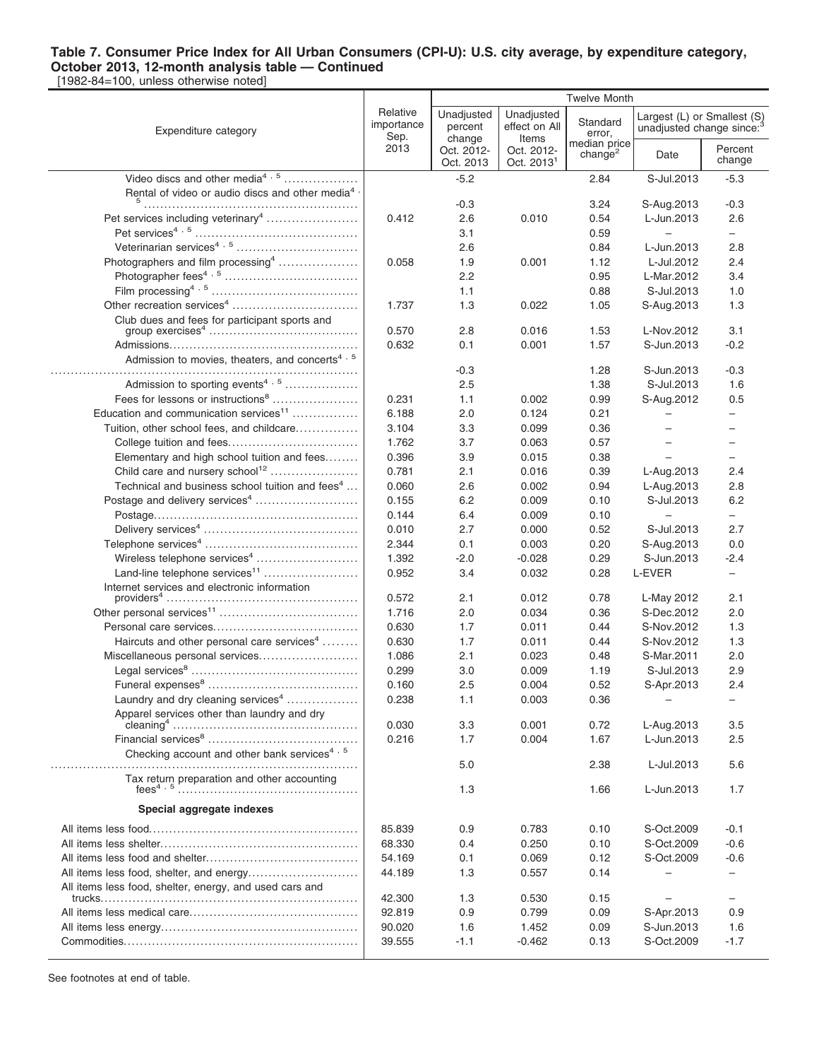**Table 7. Consumer Price Index for All Urban Consumers (CPI-U): U.S. city average, by expenditure category, October 2013, 12-month analysis table — Continued**
[1982-84=100, unless otherwise noted]

| Expenditure category | Relative importance Sep. 2013 | Twelve Month | | | | |
|---|---|---|---|---|---|---|
| | | Unadjusted percent change Oct. 2012-Oct. 2013 | Unadjusted effect on All Items Oct. 2012-Oct. 2013[1] | Standard error, median price change[2] | Largest (L) or Smallest (S) unadjusted change since:[3] Date | Percent change |
| Video discs and other media[4, 5] | | -5.2 | | 2.84 | S-Jul.2013 | -5.3 |
| Rental of video or audio discs and other media[4, 5] | | -0.3 | | 3.24 | S-Aug.2013 | -0.3 |
| Pet services including veterinary[4] | 0.412 | 2.6 | 0.010 | 0.54 | L-Jun.2013 | 2.6 |
| Pet services[4, 5] | | 3.1 | | 0.59 | – | – |
| Veterinarian services[4, 5] | | 2.6 | | 0.84 | L-Jun.2013 | 2.8 |
| Photographers and film processing[4] | 0.058 | 1.9 | 0.001 | 1.12 | L-Jul.2012 | 2.4 |
| Photographer fees[4, 5] | | 2.2 | | 0.95 | L-Mar.2012 | 3.4 |
| Film processing[4, 5] | | 1.1 | | 0.88 | S-Jul.2013 | 1.0 |
| Other recreation services[4] | 1.737 | 1.3 | 0.022 | 1.05 | S-Aug.2013 | 1.3 |
| Club dues and fees for participant sports and group exercises[4] | 0.570 | 2.8 | 0.016 | 1.53 | L-Nov.2012 | 3.1 |
| Admissions | 0.632 | 0.1 | 0.001 | 1.57 | S-Jun.2013 | -0.2 |
| Admission to movies, theaters, and concerts[4, 5] | | -0.3 | | 1.28 | S-Jun.2013 | -0.3 |
| Admission to sporting events[4, 5] | | 2.5 | | 1.38 | S-Jul.2013 | 1.6 |
| Fees for lessons or instructions[8] | 0.231 | 1.1 | 0.002 | 0.99 | S-Aug.2012 | 0.5 |
| Education and communication services[11] | 6.188 | 2.0 | 0.124 | 0.21 | – | – |
| Tuition, other school fees, and childcare | 3.104 | 3.3 | 0.099 | 0.36 | – | – |
| College tuition and fees | 1.762 | 3.7 | 0.063 | 0.57 | – | – |
| Elementary and high school tuition and fees | 0.396 | 3.9 | 0.015 | 0.38 | – | – |
| Child care and nursery school[12] | 0.781 | 2.1 | 0.016 | 0.39 | L-Aug.2013 | 2.4 |
| Technical and business school tuition and fees[4] | 0.060 | 2.6 | 0.002 | 0.94 | L-Aug.2013 | 2.8 |
| Postage and delivery services[4] | 0.155 | 6.2 | 0.009 | 0.10 | S-Jul.2013 | 6.2 |
| Postage | 0.144 | 6.4 | 0.009 | 0.10 | – | – |
| Delivery services[4] | 0.010 | 2.7 | 0.000 | 0.52 | S-Jul.2013 | 2.7 |
| Telephone services[4] | 2.344 | 0.1 | 0.003 | 0.20 | S-Aug.2013 | 0.0 |
| Wireless telephone services[4] | 1.392 | -2.0 | -0.028 | 0.29 | S-Jun.2013 | -2.4 |
| Land-line telephone services[11] | 0.952 | 3.4 | 0.032 | 0.28 | L-EVER | – |
| Internet services and electronic information providers[4] | 0.572 | 2.1 | 0.012 | 0.78 | L-May 2012 | 2.1 |
| Other personal services[11] | 1.716 | 2.0 | 0.034 | 0.36 | S-Dec.2012 | 2.0 |
| Personal care services | 0.630 | 1.7 | 0.011 | 0.44 | S-Nov.2012 | 1.3 |
| Haircuts and other personal care services[4] | 0.630 | 1.7 | 0.011 | 0.44 | S-Nov.2012 | 1.3 |
| Miscellaneous personal services | 1.086 | 2.1 | 0.023 | 0.48 | S-Mar.2011 | 2.0 |
| Legal services[8] | 0.299 | 3.0 | 0.009 | 1.19 | S-Jul.2013 | 2.9 |
| Funeral expenses[8] | 0.160 | 2.5 | 0.004 | 0.52 | S-Apr.2013 | 2.4 |
| Laundry and dry cleaning services[4] | 0.238 | 1.1 | 0.003 | 0.36 | – | – |
| Apparel services other than laundry and dry cleaning[4] | 0.030 | 3.3 | 0.001 | 0.72 | L-Aug.2013 | 3.5 |
| Financial services[8] | 0.216 | 1.7 | 0.004 | 1.67 | L-Jun.2013 | 2.5 |
| Checking account and other bank services[4, 5] | | 5.0 | | 2.38 | L-Jul.2013 | 5.6 |
| Tax return preparation and other accounting fees[4, 5] | | 1.3 | | 1.66 | L-Jun.2013 | 1.7 |
| **Special aggregate indexes** | | | | | | |
| All items less food | 85.839 | 0.9 | 0.783 | 0.10 | S-Oct.2009 | -0.1 |
| All items less shelter | 68.330 | 0.4 | 0.250 | 0.10 | S-Oct.2009 | -0.6 |
| All items less food and shelter | 54.169 | 0.1 | 0.069 | 0.12 | S-Oct.2009 | -0.6 |
| All items less food, shelter, and energy | 44.189 | 1.3 | 0.557 | 0.14 | – | – |
| All items less food, shelter, energy, and used cars and trucks | 42.300 | 1.3 | 0.530 | 0.15 | – | – |
| All items less medical care | 92.819 | 0.9 | 0.799 | 0.09 | S-Apr.2013 | 0.9 |
| All items less energy | 90.020 | 1.6 | 1.452 | 0.09 | S-Jun.2013 | 1.6 |
| Commodities | 39.555 | -1.1 | -0.462 | 0.13 | S-Oct.2009 | -1.7 |

See footnotes at end of table.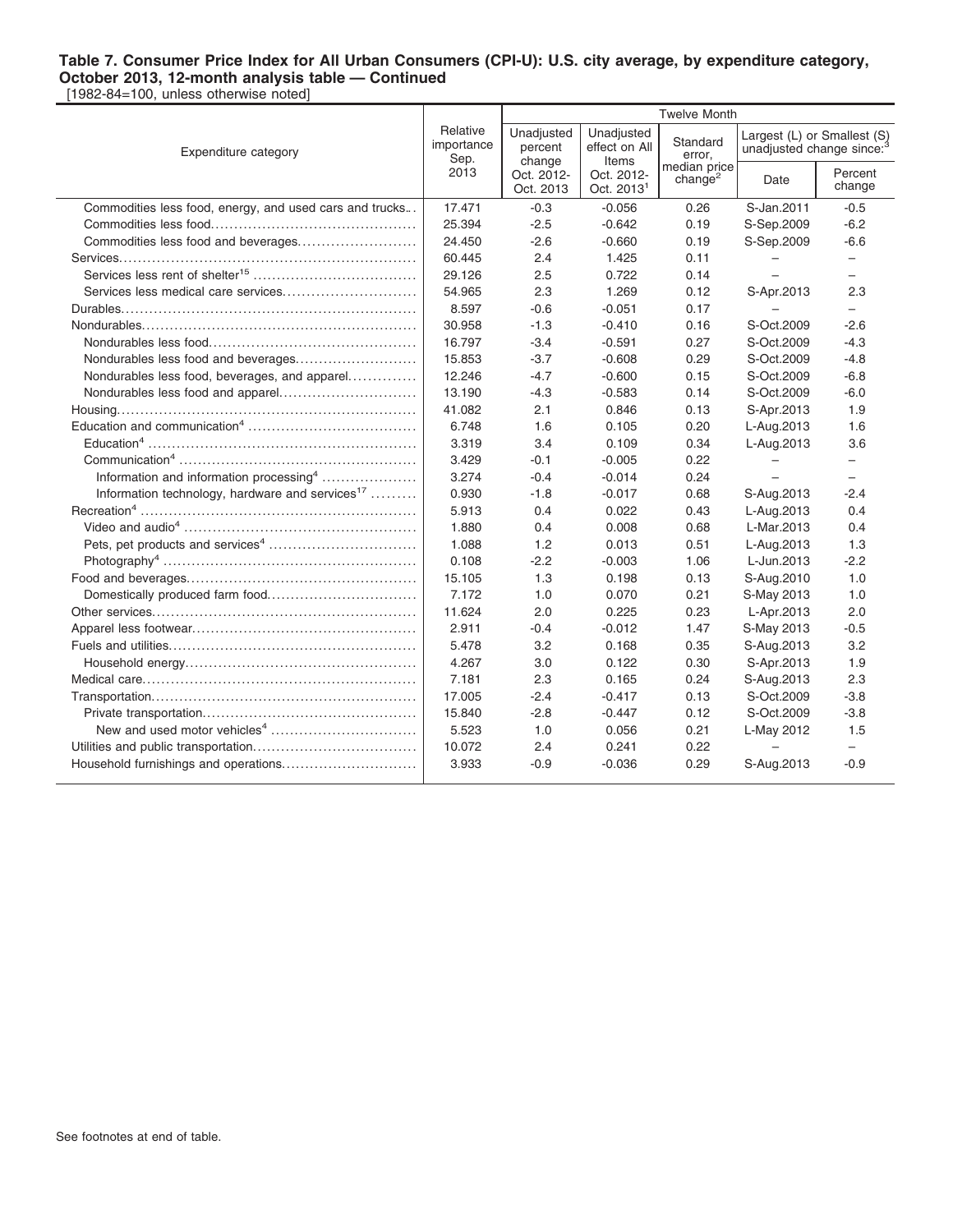**Table 7. Consumer Price Index for All Urban Consumers (CPI-U): U.S. city average, by expenditure category, October 2013, 12-month analysis table — Continued**

[1982-84=100, unless otherwise noted]

| Expenditure category | Relative importance Sep. 2013 | Twelve Month | | | | |
|---|---|---|---|---|---|---|
| | | Unadjusted percent change Oct. 2012-Oct. 2013 | Unadjusted effect on All Items Oct. 2012-Oct. 2013[1] | Standard error, median price change[2] | Largest (L) or Smallest (S) unadjusted change since:[3] | |
| | | | | | Date | Percent change |
| Commodities less food, energy, and used cars and trucks | 17.471 | -0.3 | -0.056 | 0.26 | S-Jan.2011 | -0.5 |
| Commodities less food | 25.394 | -2.5 | -0.642 | 0.19 | S-Sep.2009 | -6.2 |
| Commodities less food and beverages | 24.450 | -2.6 | -0.660 | 0.19 | S-Sep.2009 | -6.6 |
| Services | 60.445 | 2.4 | 1.425 | 0.11 | – | – |
| Services less rent of shelter[15] | 29.126 | 2.5 | 0.722 | 0.14 | – | – |
| Services less medical care services | 54.965 | 2.3 | 1.269 | 0.12 | S-Apr.2013 | 2.3 |
| Durables | 8.597 | -0.6 | -0.051 | 0.17 | – | – |
| Nondurables | 30.958 | -1.3 | -0.410 | 0.16 | S-Oct.2009 | -2.6 |
| Nondurables less food | 16.797 | -3.4 | -0.591 | 0.27 | S-Oct.2009 | -4.3 |
| Nondurables less food and beverages | 15.853 | -3.7 | -0.608 | 0.29 | S-Oct.2009 | -4.8 |
| Nondurables less food, beverages, and apparel | 12.246 | -4.7 | -0.600 | 0.15 | S-Oct.2009 | -6.8 |
| Nondurables less food and apparel | 13.190 | -4.3 | -0.583 | 0.14 | S-Oct.2009 | -6.0 |
| Housing | 41.082 | 2.1 | 0.846 | 0.13 | S-Apr.2013 | 1.9 |
| Education and communication[4] | 6.748 | 1.6 | 0.105 | 0.20 | L-Aug.2013 | 1.6 |
| Education[4] | 3.319 | 3.4 | 0.109 | 0.34 | L-Aug.2013 | 3.6 |
| Communication[4] | 3.429 | -0.1 | -0.005 | 0.22 | – | – |
| Information and information processing[4] | 3.274 | -0.4 | -0.014 | 0.24 | – | – |
| Information technology, hardware and services[17] | 0.930 | -1.8 | -0.017 | 0.68 | S-Aug.2013 | -2.4 |
| Recreation[4] | 5.913 | 0.4 | 0.022 | 0.43 | L-Aug.2013 | 0.4 |
| Video and audio[4] | 1.880 | 0.4 | 0.008 | 0.68 | L-Mar.2013 | 0.4 |
| Pets, pet products and services[4] | 1.088 | 1.2 | 0.013 | 0.51 | L-Aug.2013 | 1.3 |
| Photography[4] | 0.108 | -2.2 | -0.003 | 1.06 | L-Jun.2013 | -2.2 |
| Food and beverages | 15.105 | 1.3 | 0.198 | 0.13 | S-Aug.2010 | 1.0 |
| Domestically produced farm food | 7.172 | 1.0 | 0.070 | 0.21 | S-May 2013 | 1.0 |
| Other services | 11.624 | 2.0 | 0.225 | 0.23 | L-Apr.2013 | 2.0 |
| Apparel less footwear | 2.911 | -0.4 | -0.012 | 1.47 | S-May 2013 | -0.5 |
| Fuels and utilities | 5.478 | 3.2 | 0.168 | 0.35 | S-Aug.2013 | 3.2 |
| Household energy | 4.267 | 3.0 | 0.122 | 0.30 | S-Apr.2013 | 1.9 |
| Medical care | 7.181 | 2.3 | 0.165 | 0.24 | S-Aug.2013 | 2.3 |
| Transportation | 17.005 | -2.4 | -0.417 | 0.13 | S-Oct.2009 | -3.8 |
| Private transportation | 15.840 | -2.8 | -0.447 | 0.12 | S-Oct.2009 | -3.8 |
| New and used motor vehicles[4] | 5.523 | 1.0 | 0.056 | 0.21 | L-May 2012 | 1.5 |
| Utilities and public transportation | 10.072 | 2.4 | 0.241 | 0.22 | – | – |
| Household furnishings and operations | 3.933 | -0.9 | -0.036 | 0.29 | S-Aug.2013 | -0.9 |

See footnotes at end of table.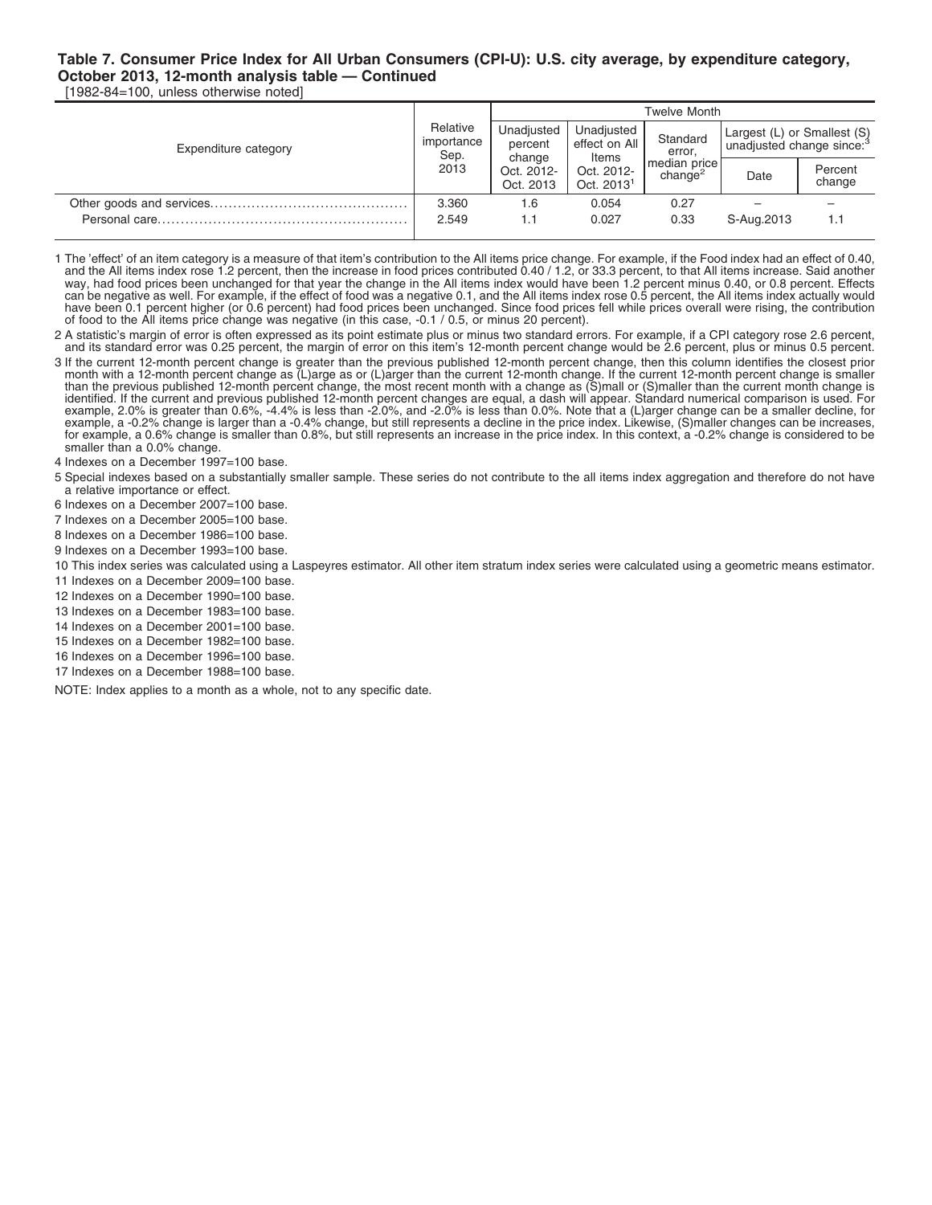**Table 7. Consumer Price Index for All Urban Consumers (CPI-U): U.S. city average, by expenditure category, October 2013, 12-month analysis table — Continued**

[1982-84=100, unless otherwise noted]

| Expenditure category | Relative importance Sep. 2013 | Twelve Month | | | | |
|---|---|---|---|---|---|---|
| | | Unadjusted percent change Oct. 2012-Oct. 2013 | Unadjusted effect on All Items Oct. 2012-Oct. 2013[1] | Standard error, median price change[2] | Largest (L) or Smallest (S) unadjusted change since:[3] Date | Percent change |
| Other goods and services | 3.360 | 1.6 | 0.054 | 0.27 | – | – |
| Personal care | 2.549 | 1.1 | 0.027 | 0.33 | S-Aug.2013 | 1.1 |

1 The 'effect' of an item category is a measure of that item's contribution to the All items price change. For example, if the Food index had an effect of 0.40, and the All items index rose 1.2 percent, then the increase in food prices contributed 0.40 / 1.2, or 33.3 percent, to that All items increase. Said another way, had food prices been unchanged for that year the change in the All items index would have been 1.2 percent minus 0.40, or 0.8 percent. Effects can be negative as well. For example, if the effect of food was a negative 0.1, and the All items index rose 0.5 percent, the All items index actually would have been 0.1 percent higher (or 0.6 percent) had food prices been unchanged. Since food prices fell while prices overall were rising, the contribution of food to the All items price change was negative (in this case, -0.1 / 0.5, or minus 20 percent).

2 A statistic's margin of error is often expressed as its point estimate plus or minus two standard errors. For example, if a CPI category rose 2.6 percent, and its standard error was 0.25 percent, the margin of error on this item's 12-month percent change would be 2.6 percent, plus or minus 0.5 percent.

3 If the current 12-month percent change is greater than the previous published 12-month percent change, then this column identifies the closest prior month with a 12-month percent change as (L)arge as or (L)arger than the current 12-month change. If the current 12-month percent change is smaller than the previous published 12-month percent change, the most recent month with a change as (S)mall or (S)maller than the current month change is identified. If the current and previous published 12-month percent changes are equal, a dash will appear. Standard numerical comparison is used. For example, 2.0% is greater than 0.6%, -4.4% is less than -2.0%, and -2.0% is less than 0.0%. Note that a (L)arger change can be a smaller decline, for example, a -0.2% change is larger than a -0.4% change, but still represents a decline in the price index. Likewise, (S)maller changes can be increases, for example, a 0.6% change is smaller than 0.8%, but still represents an increase in the price index. In this context, a -0.2% change is considered to be smaller than a 0.0% change.

4 Indexes on a December 1997=100 base.

5 Special indexes based on a substantially smaller sample. These series do not contribute to the all items index aggregation and therefore do not have a relative importance or effect.

6 Indexes on a December 2007=100 base.

7 Indexes on a December 2005=100 base.

8 Indexes on a December 1986=100 base.

9 Indexes on a December 1993=100 base.

10 This index series was calculated using a Laspeyres estimator. All other item stratum index series were calculated using a geometric means estimator.

11 Indexes on a December 2009=100 base.

12 Indexes on a December 1990=100 base.

13 Indexes on a December 1983=100 base.

14 Indexes on a December 2001=100 base.

15 Indexes on a December 1982=100 base.

16 Indexes on a December 1996=100 base.

17 Indexes on a December 1988=100 base.

NOTE: Index applies to a month as a whole, not to any specific date.